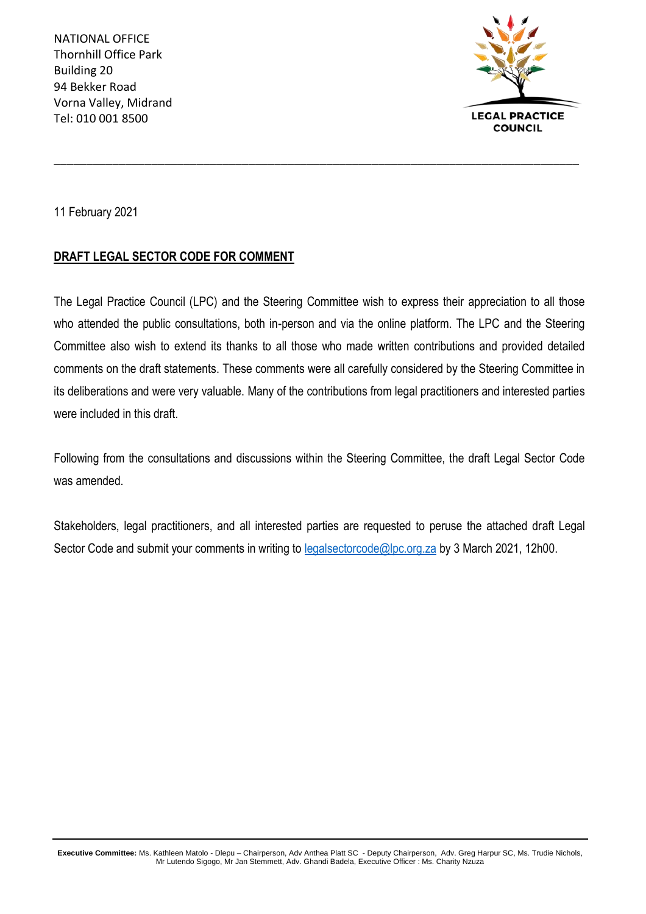NATIONAL OFFICE
Thornhill Office Park
Building 20
94 Bekker Road
Vorna Valley, Midrand
Tel: 010 001 8500

LEGAL PRACTICE COUNCIL

11 February 2021

**DRAFT LEGAL SECTOR CODE FOR COMMENT**

The Legal Practice Council (LPC) and the Steering Committee wish to express their appreciation to all those who attended the public consultations, both in-person and via the online platform. The LPC and the Steering Committee also wish to extend its thanks to all those who made written contributions and provided detailed comments on the draft statements. These comments were all carefully considered by the Steering Committee in its deliberations and were very valuable. Many of the contributions from legal practitioners and interested parties were included in this draft.

Following from the consultations and discussions within the Steering Committee, the draft Legal Sector Code was amended.

Stakeholders, legal practitioners, and all interested parties are requested to peruse the attached draft Legal Sector Code and submit your comments in writing to legalsectorcode@lpc.org.za by 3 March 2021, 12h00.

**Executive Committee:** Ms. Kathleen Matolo - Dlepu – Chairperson, Adv Anthea Platt SC - Deputy Chairperson, Adv. Greg Harpur SC, Ms. Trudie Nichols, Mr Lutendo Sigogo, Mr Jan Stemmett, Adv. Ghandi Badela, Executive Officer : Ms. Charity Nzuza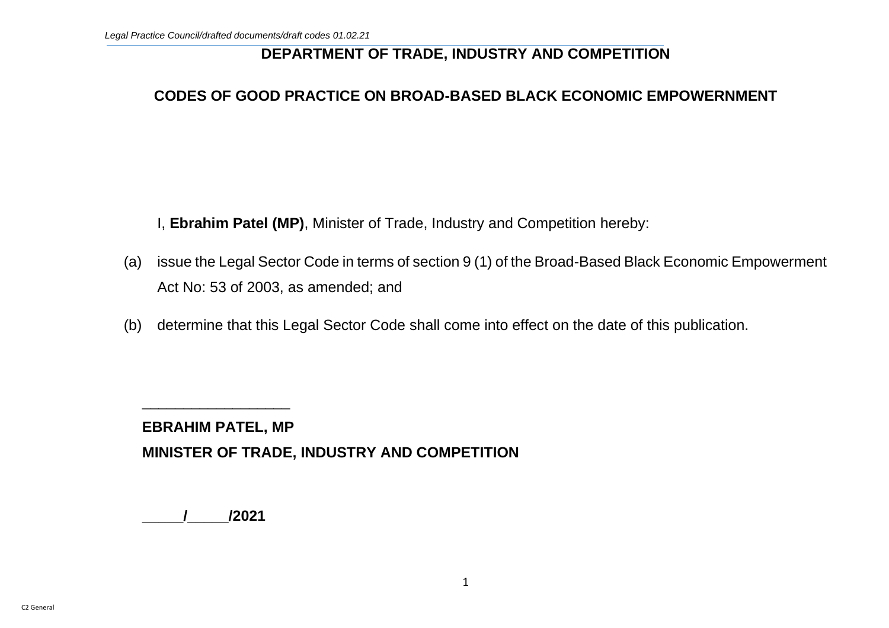**DEPARTMENT OF TRADE, INDUSTRY AND COMPETITION**

**CODES OF GOOD PRACTICE ON BROAD-BASED BLACK ECONOMIC EMPOWERNMENT**

I, **Ebrahim Patel (MP)**, Minister of Trade, Industry and Competition hereby:

(a) issue the Legal Sector Code in terms of section 9 (1) of the Broad-Based Black Economic Empowerment Act No: 53 of 2003, as amended; and

(b) determine that this Legal Sector Code shall come into effect on the date of this publication.

\_\_\_\_\_\_\_\_\_\_\_\_\_\_\_\_\_\_

**EBRAHIM PATEL, MP**

**MINISTER OF TRADE, INDUSTRY AND COMPETITION**

**\_\_\_\_\_/\_\_\_\_\_/2021**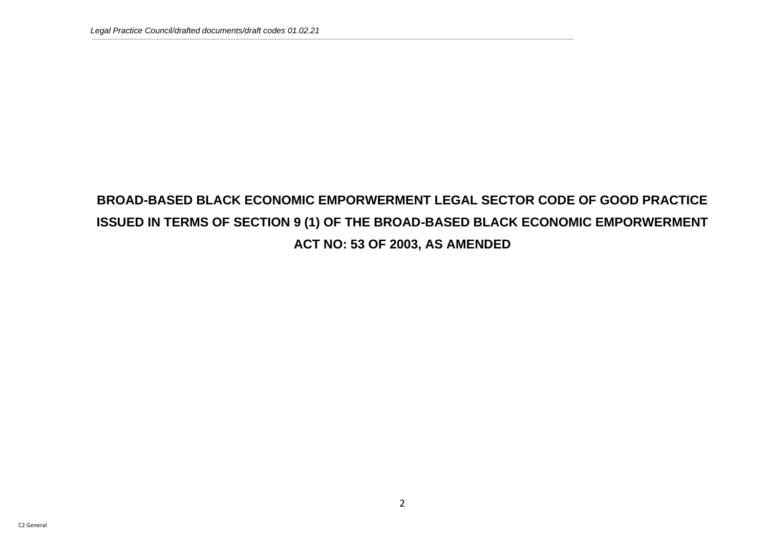# BROAD-BASED BLACK ECONOMIC EMPORWERMENT LEGAL SECTOR CODE OF GOOD PRACTICE ISSUED IN TERMS OF SECTION 9 (1) OF THE BROAD-BASED BLACK ECONOMIC EMPORWERMENT ACT NO: 53 OF 2003, AS AMENDED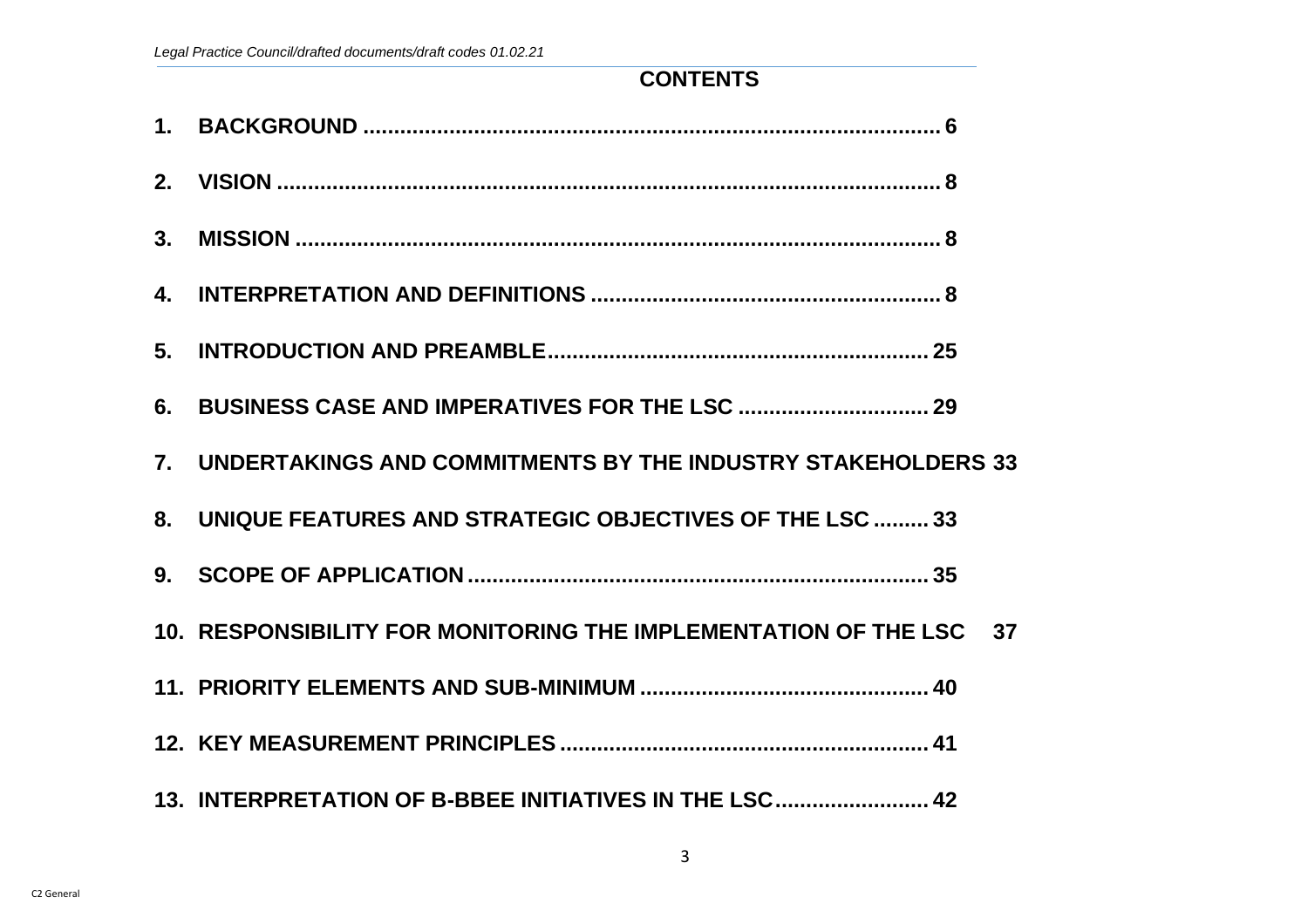# CONTENTS

1. BACKGROUND .......................................................................................... 6
2. VISION ..................................................................................................... 8
3. MISSION ................................................................................................... 8
4. INTERPRETATION AND DEFINITIONS ..................................................... 8
5. INTRODUCTION AND PREAMBLE........................................................... 25
6. BUSINESS CASE AND IMPERATIVES FOR THE LSC ............................ 29
7. UNDERTAKINGS AND COMMITMENTS BY THE INDUSTRY STAKEHOLDERS 33
8. UNIQUE FEATURES AND STRATEGIC OBJECTIVES OF THE LSC ......... 33
9. SCOPE OF APPLICATION ...................................................................... 35
10. RESPONSIBILITY FOR MONITORING THE IMPLEMENTATION OF THE LSC 37
11. PRIORITY ELEMENTS AND SUB-MINIMUM ........................................... 40
12. KEY MEASUREMENT PRINCIPLES ........................................................ 41
13. INTERPRETATION OF B-BBEE INITIATIVES IN THE LSC........................ 42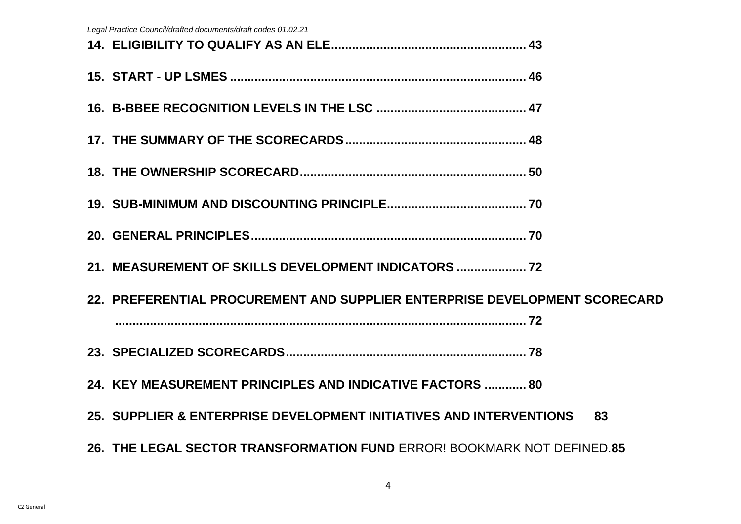**14. ELIGIBILITY TO QUALIFY AS AN ELE....................................................... 43**

**15. START - UP LSMES ..................................................................................... 46**

**16. B-BBEE RECOGNITION LEVELS IN THE LSC ........................................... 47**

**17. THE SUMMARY OF THE SCORECARDS.................................................... 48**

**18. THE OWNERSHIP SCORECARD................................................................. 50**

**19. SUB-MINIMUM AND DISCOUNTING PRINCIPLE....................................... 70**

**20. GENERAL PRINCIPLES............................................................................... 70**

**21. MEASUREMENT OF SKILLS DEVELOPMENT INDICATORS .................... 72**

**22. PREFERENTIAL PROCUREMENT AND SUPPLIER ENTERPRISE DEVELOPMENT SCORECARD ............................................................................................................ 72**

**23. SPECIALIZED SCORECARDS..................................................................... 78**

**24. KEY MEASUREMENT PRINCIPLES AND INDICATIVE FACTORS ............ 80**

**25. SUPPLIER & ENTERPRISE DEVELOPMENT INITIATIVES AND INTERVENTIONS 83**

**26. THE LEGAL SECTOR TRANSFORMATION FUND** ERROR! BOOKMARK NOT DEFINED.**85**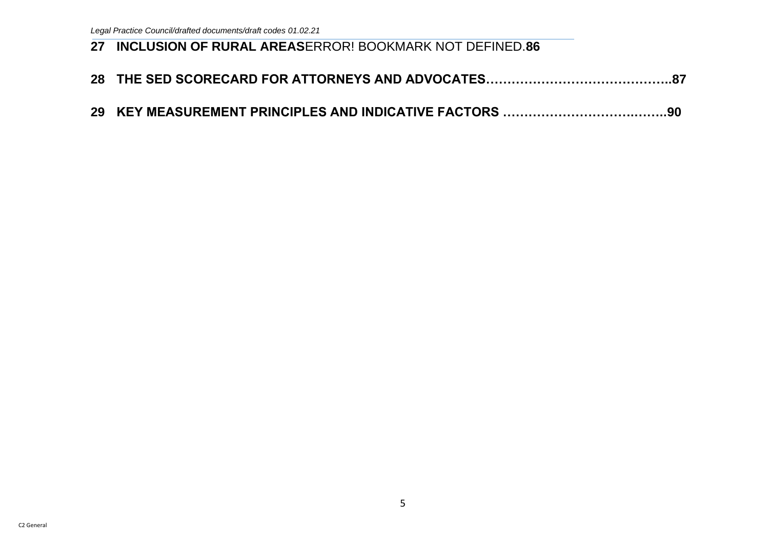**27 INCLUSION OF RURAL AREAS**ERROR! BOOKMARK NOT DEFINED.**86**

**28 THE SED SCORECARD FOR ATTORNEYS AND ADVOCATES……………………………………..87**

**29 KEY MEASUREMENT PRINCIPLES AND INDICATIVE FACTORS ……………………….……..90**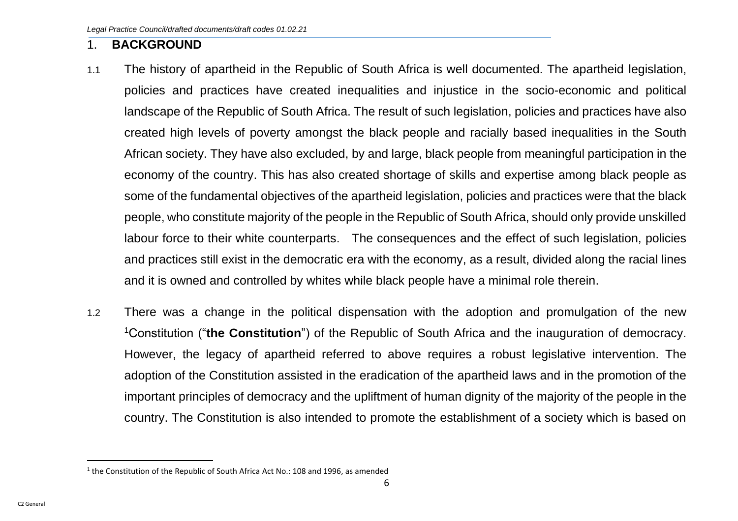## 1. BACKGROUND

1.1 The history of apartheid in the Republic of South Africa is well documented. The apartheid legislation, policies and practices have created inequalities and injustice in the socio-economic and political landscape of the Republic of South Africa. The result of such legislation, policies and practices have also created high levels of poverty amongst the black people and racially based inequalities in the South African society. They have also excluded, by and large, black people from meaningful participation in the economy of the country. This has also created shortage of skills and expertise among black people as some of the fundamental objectives of the apartheid legislation, policies and practices were that the black people, who constitute majority of the people in the Republic of South Africa, should only provide unskilled labour force to their white counterparts. The consequences and the effect of such legislation, policies and practices still exist in the democratic era with the economy, as a result, divided along the racial lines and it is owned and controlled by whites while black people have a minimal role therein.

1.2 There was a change in the political dispensation with the adoption and promulgation of the new [1]Constitution ("**the Constitution**") of the Republic of South Africa and the inauguration of democracy. However, the legacy of apartheid referred to above requires a robust legislative intervention. The adoption of the Constitution assisted in the eradication of the apartheid laws and in the promotion of the important principles of democracy and the upliftment of human dignity of the majority of the people in the country. The Constitution is also intended to promote the establishment of a society which is based on

---

[1] the Constitution of the Republic of South Africa Act No.: 108 and 1996, as amended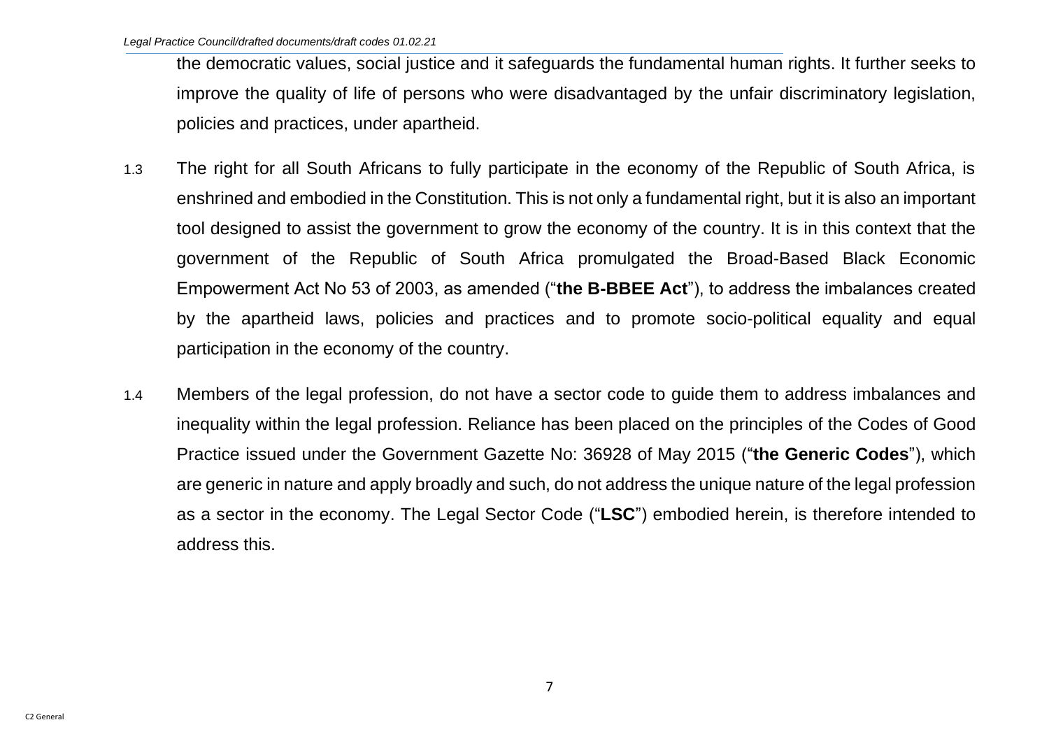the democratic values, social justice and it safeguards the fundamental human rights. It further seeks to improve the quality of life of persons who were disadvantaged by the unfair discriminatory legislation, policies and practices, under apartheid.

1.3 The right for all South Africans to fully participate in the economy of the Republic of South Africa, is enshrined and embodied in the Constitution. This is not only a fundamental right, but it is also an important tool designed to assist the government to grow the economy of the country. It is in this context that the government of the Republic of South Africa promulgated the Broad-Based Black Economic Empowerment Act No 53 of 2003, as amended ("**the B-BBEE Act**"), to address the imbalances created by the apartheid laws, policies and practices and to promote socio-political equality and equal participation in the economy of the country.

1.4 Members of the legal profession, do not have a sector code to guide them to address imbalances and inequality within the legal profession. Reliance has been placed on the principles of the Codes of Good Practice issued under the Government Gazette No: 36928 of May 2015 ("**the Generic Codes**"), which are generic in nature and apply broadly and such, do not address the unique nature of the legal profession as a sector in the economy. The Legal Sector Code ("**LSC**") embodied herein, is therefore intended to address this.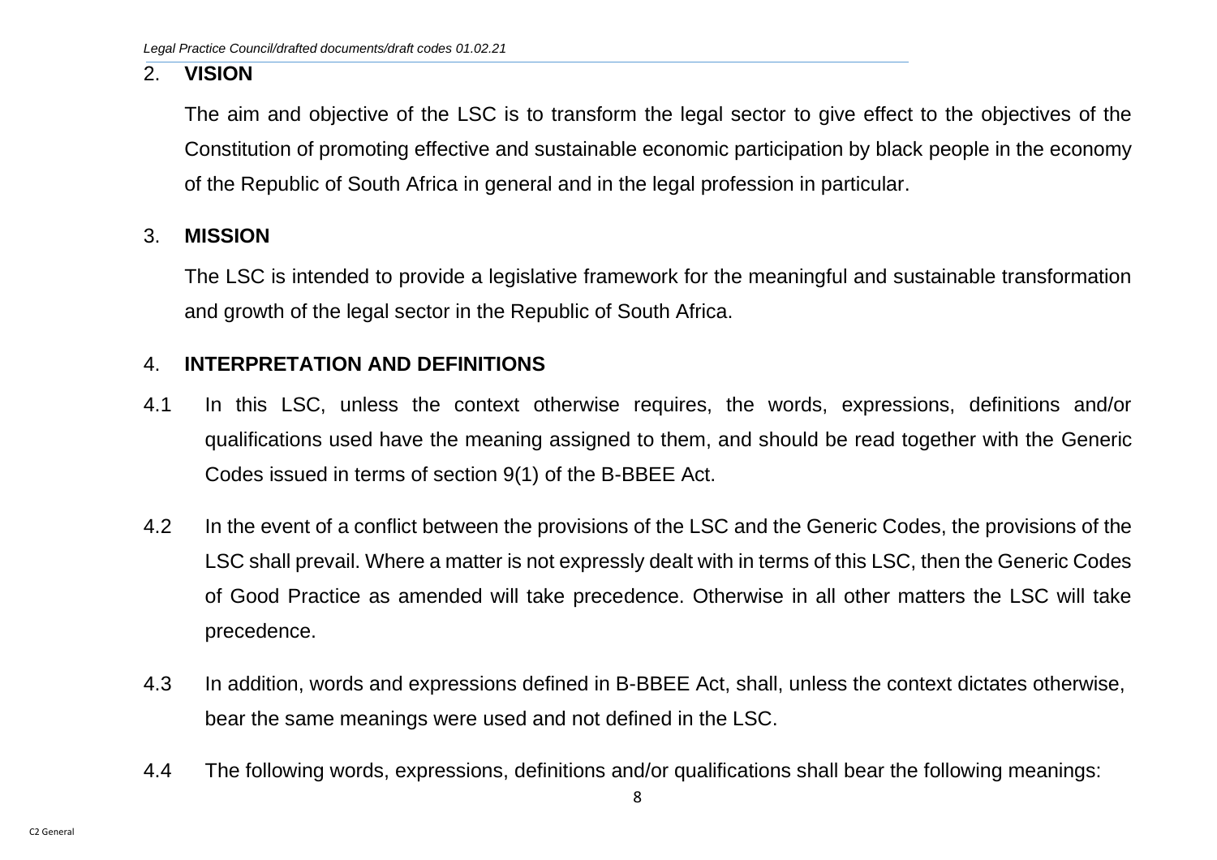## 2. VISION

The aim and objective of the LSC is to transform the legal sector to give effect to the objectives of the Constitution of promoting effective and sustainable economic participation by black people in the economy of the Republic of South Africa in general and in the legal profession in particular.

## 3. MISSION

The LSC is intended to provide a legislative framework for the meaningful and sustainable transformation and growth of the legal sector in the Republic of South Africa.

## 4. INTERPRETATION AND DEFINITIONS

4.1 In this LSC, unless the context otherwise requires, the words, expressions, definitions and/or qualifications used have the meaning assigned to them, and should be read together with the Generic Codes issued in terms of section 9(1) of the B-BBEE Act.

4.2 In the event of a conflict between the provisions of the LSC and the Generic Codes, the provisions of the LSC shall prevail. Where a matter is not expressly dealt with in terms of this LSC, then the Generic Codes of Good Practice as amended will take precedence. Otherwise in all other matters the LSC will take precedence.

4.3 In addition, words and expressions defined in B-BBEE Act, shall, unless the context dictates otherwise, bear the same meanings were used and not defined in the LSC.

4.4 The following words, expressions, definitions and/or qualifications shall bear the following meanings: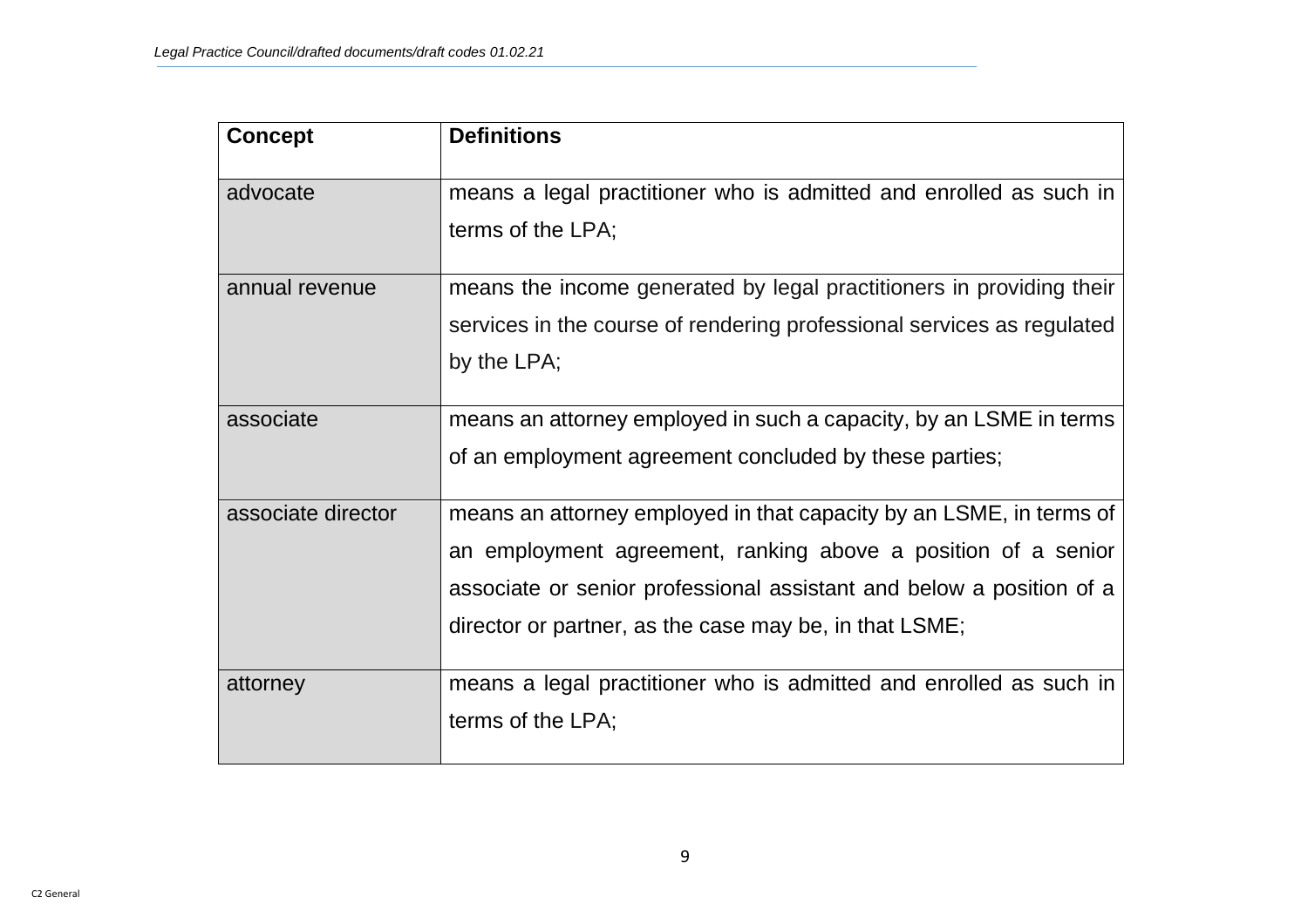| Concept | Definitions |
| --- | --- |
| advocate | means a legal practitioner who is admitted and enrolled as such in terms of the LPA; |
| annual revenue | means the income generated by legal practitioners in providing their services in the course of rendering professional services as regulated by the LPA; |
| associate | means an attorney employed in such a capacity, by an LSME in terms of an employment agreement concluded by these parties; |
| associate director | means an attorney employed in that capacity by an LSME, in terms of an employment agreement, ranking above a position of a senior associate or senior professional assistant and below a position of a director or partner, as the case may be, in that LSME; |
| attorney | means a legal practitioner who is admitted and enrolled as such in terms of the LPA; |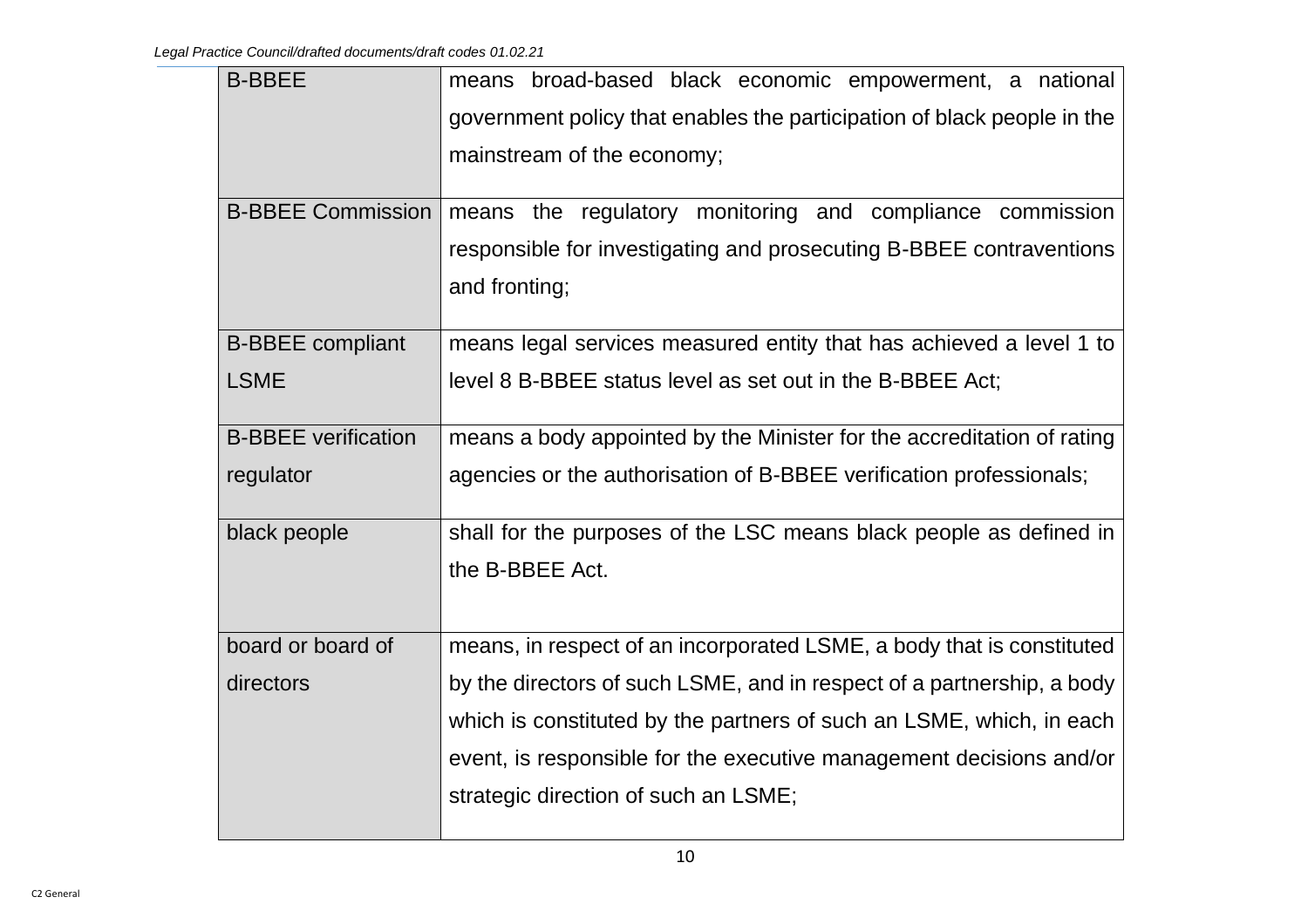| | |
|---|---|
| B-BBEE | means broad-based black economic empowerment, a national government policy that enables the participation of black people in the mainstream of the economy; |
| B-BBEE Commission | means the regulatory monitoring and compliance commission responsible for investigating and prosecuting B-BBEE contraventions and fronting; |
| B-BBEE compliant LSME | means legal services measured entity that has achieved a level 1 to level 8 B-BBEE status level as set out in the B-BBEE Act; |
| B-BBEE verification regulator | means a body appointed by the Minister for the accreditation of rating agencies or the authorisation of B-BBEE verification professionals; |
| black people | shall for the purposes of the LSC means black people as defined in the B-BBEE Act. |
| board or board of directors | means, in respect of an incorporated LSME, a body that is constituted by the directors of such LSME, and in respect of a partnership, a body which is constituted by the partners of such an LSME, which, in each event, is responsible for the executive management decisions and/or strategic direction of such an LSME; |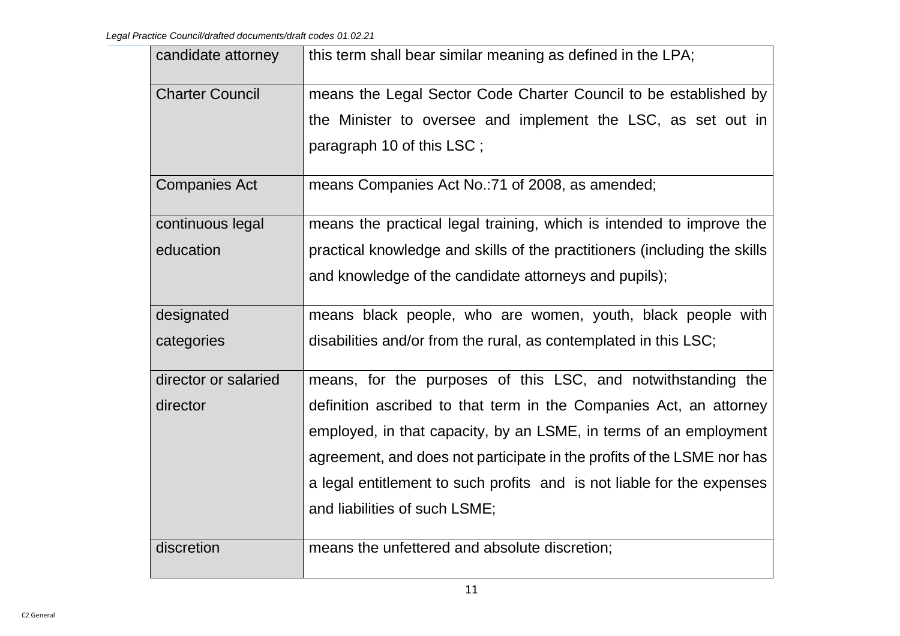| candidate attorney | this term shall bear similar meaning as defined in the LPA; |
|---|---|
| Charter Council | means the Legal Sector Code Charter Council to be established by the Minister to oversee and implement the LSC, as set out in paragraph 10 of this LSC ; |
| Companies Act | means Companies Act No.:71 of 2008, as amended; |
| continuous legal education | means the practical legal training, which is intended to improve the practical knowledge and skills of the practitioners (including the skills and knowledge of the candidate attorneys and pupils); |
| designated categories | means black people, who are women, youth, black people with disabilities and/or from the rural, as contemplated in this LSC; |
| director or salaried director | means, for the purposes of this LSC, and notwithstanding the definition ascribed to that term in the Companies Act, an attorney employed, in that capacity, by an LSME, in terms of an employment agreement, and does not participate in the profits of the LSME nor has a legal entitlement to such profits and is not liable for the expenses and liabilities of such LSME; |
| discretion | means the unfettered and absolute discretion; |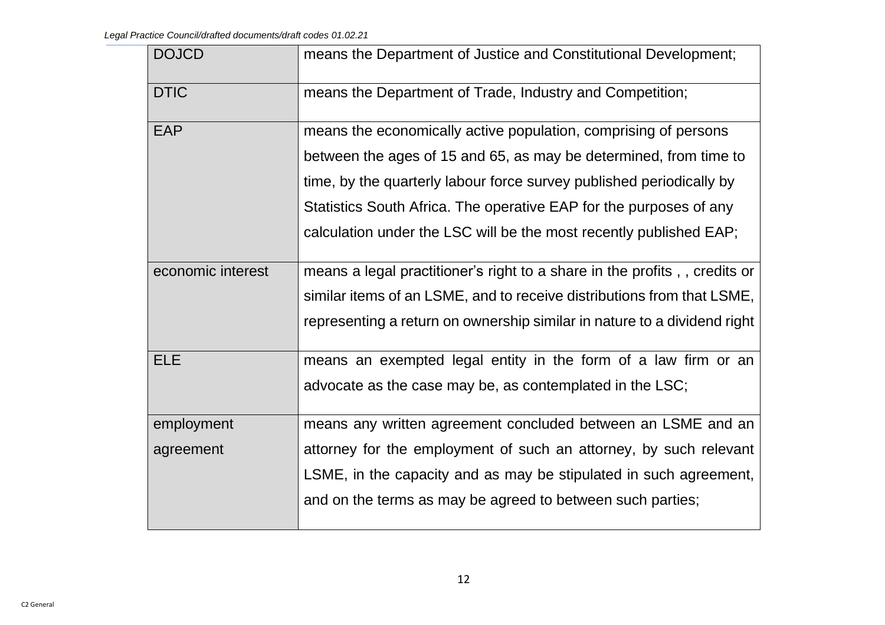| | |
|---|---|
| DOJCD | means the Department of Justice and Constitutional Development; |
| DTIC | means the Department of Trade, Industry and Competition; |
| EAP | means the economically active population, comprising of persons between the ages of 15 and 65, as may be determined, from time to time, by the quarterly labour force survey published periodically by Statistics South Africa. The operative EAP for the purposes of any calculation under the LSC will be the most recently published EAP; |
| economic interest | means a legal practitioner's right to a share in the profits , , credits or similar items of an LSME, and to receive distributions from that LSME, representing a return on ownership similar in nature to a dividend right |
| ELE | means an exempted legal entity in the form of a law firm or an advocate as the case may be, as contemplated in the LSC; |
| employment agreement | means any written agreement concluded between an LSME and an attorney for the employment of such an attorney, by such relevant LSME, in the capacity and as may be stipulated in such agreement, and on the terms as may be agreed to between such parties; |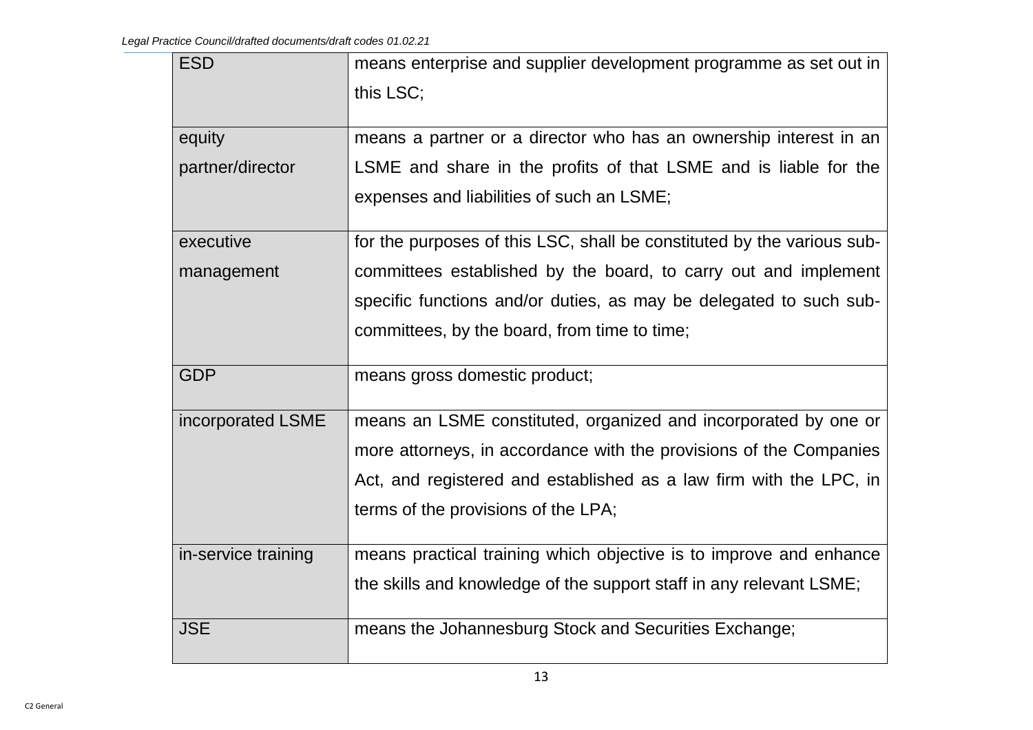| | |
|---|---|
| ESD | means enterprise and supplier development programme as set out in this LSC; |
| equity partner/director | means a partner or a director who has an ownership interest in an LSME and share in the profits of that LSME and is liable for the expenses and liabilities of such an LSME; |
| executive management | for the purposes of this LSC, shall be constituted by the various sub-committees established by the board, to carry out and implement specific functions and/or duties, as may be delegated to such sub-committees, by the board, from time to time; |
| GDP | means gross domestic product; |
| incorporated LSME | means an LSME constituted, organized and incorporated by one or more attorneys, in accordance with the provisions of the Companies Act, and registered and established as a law firm with the LPC, in terms of the provisions of the LPA; |
| in-service training | means practical training which objective is to improve and enhance the skills and knowledge of the support staff in any relevant LSME; |
| JSE | means the Johannesburg Stock and Securities Exchange; |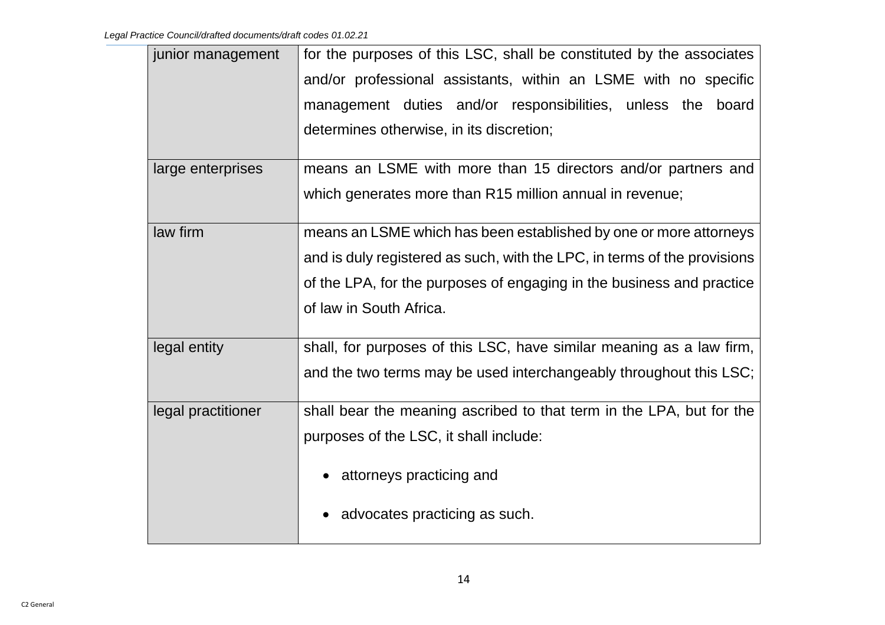| | |
|---|---|
| junior management | for the purposes of this LSC, shall be constituted by the associates and/or professional assistants, within an LSME with no specific management duties and/or responsibilities, unless the board determines otherwise, in its discretion; |
| large enterprises | means an LSME with more than 15 directors and/or partners and which generates more than R15 million annual in revenue; |
| law firm | means an LSME which has been established by one or more attorneys and is duly registered as such, with the LPC, in terms of the provisions of the LPA, for the purposes of engaging in the business and practice of law in South Africa. |
| legal entity | shall, for purposes of this LSC, have similar meaning as a law firm, and the two terms may be used interchangeably throughout this LSC; |
| legal practitioner | shall bear the meaning ascribed to that term in the LPA, but for the purposes of the LSC, it shall include:<br>• attorneys practicing and<br>• advocates practicing as such. |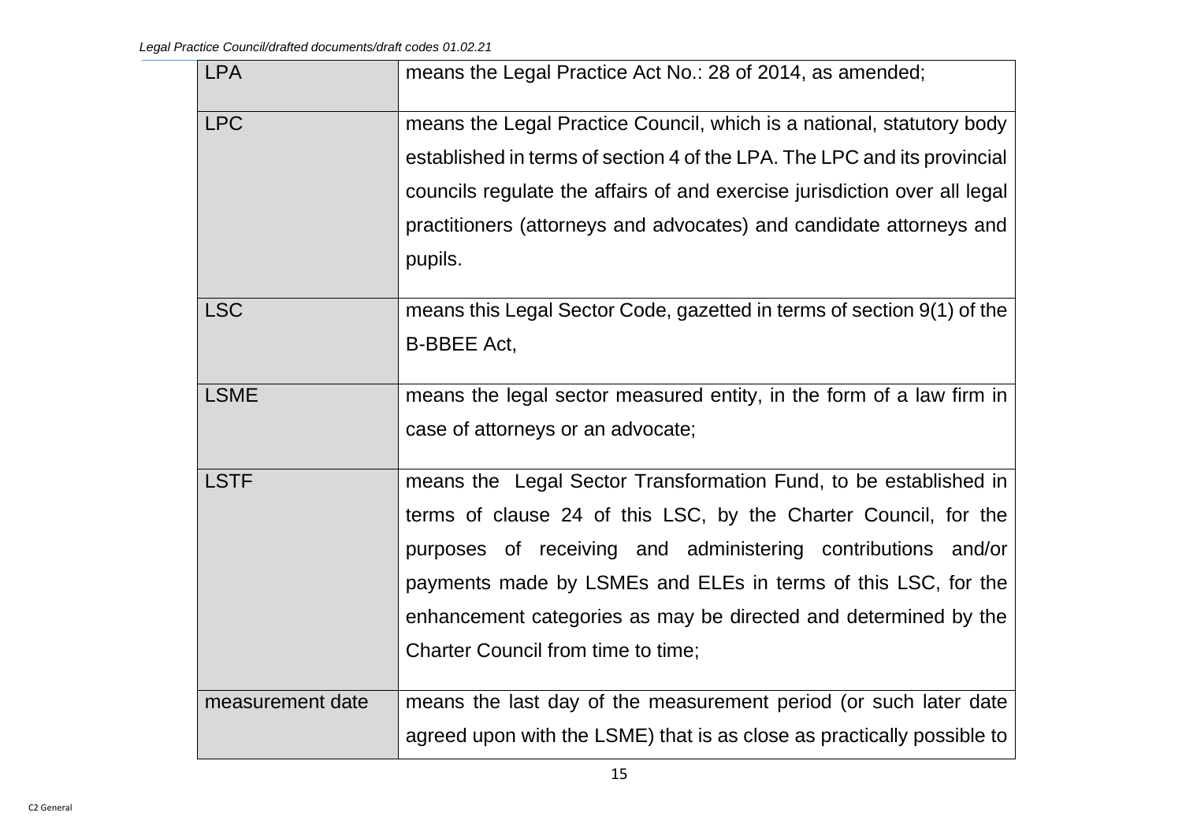| | |
|---|---|
| LPA | means the Legal Practice Act No.: 28 of 2014, as amended; |
| LPC | means the Legal Practice Council, which is a national, statutory body established in terms of section 4 of the LPA. The LPC and its provincial councils regulate the affairs of and exercise jurisdiction over all legal practitioners (attorneys and advocates) and candidate attorneys and pupils. |
| LSC | means this Legal Sector Code, gazetted in terms of section 9(1) of the B-BBEE Act, |
| LSME | means the legal sector measured entity, in the form of a law firm in case of attorneys or an advocate; |
| LSTF | means the Legal Sector Transformation Fund, to be established in terms of clause 24 of this LSC, by the Charter Council, for the purposes of receiving and administering contributions and/or payments made by LSMEs and ELEs in terms of this LSC, for the enhancement categories as may be directed and determined by the Charter Council from time to time; |
| measurement date | means the last day of the measurement period (or such later date agreed upon with the LSME) that is as close as practically possible to |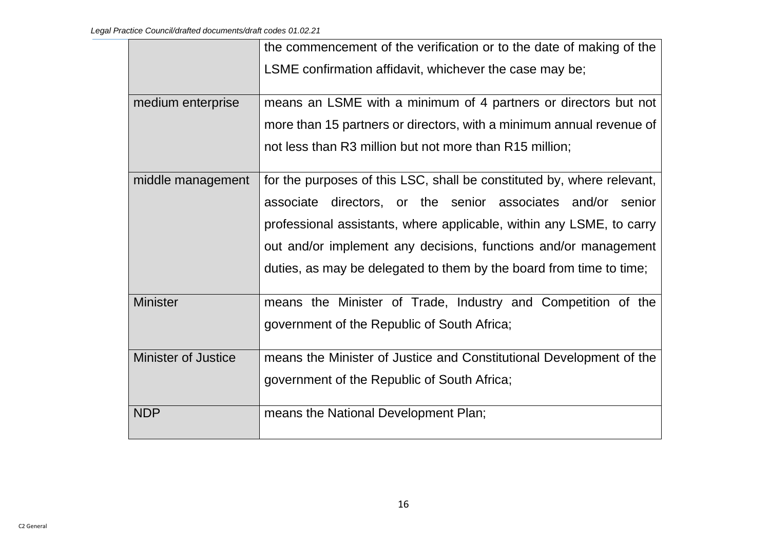| | |
|---|---|
| | the commencement of the verification or to the date of making of the LSME confirmation affidavit, whichever the case may be; |
| medium enterprise | means an LSME with a minimum of 4 partners or directors but not more than 15 partners or directors, with a minimum annual revenue of not less than R3 million but not more than R15 million; |
| middle management | for the purposes of this LSC, shall be constituted by, where relevant, associate directors, or the senior associates and/or senior professional assistants, where applicable, within any LSME, to carry out and/or implement any decisions, functions and/or management duties, as may be delegated to them by the board from time to time; |
| Minister | means the Minister of Trade, Industry and Competition of the government of the Republic of South Africa; |
| Minister of Justice | means the Minister of Justice and Constitutional Development of the government of the Republic of South Africa; |
| NDP | means the National Development Plan; |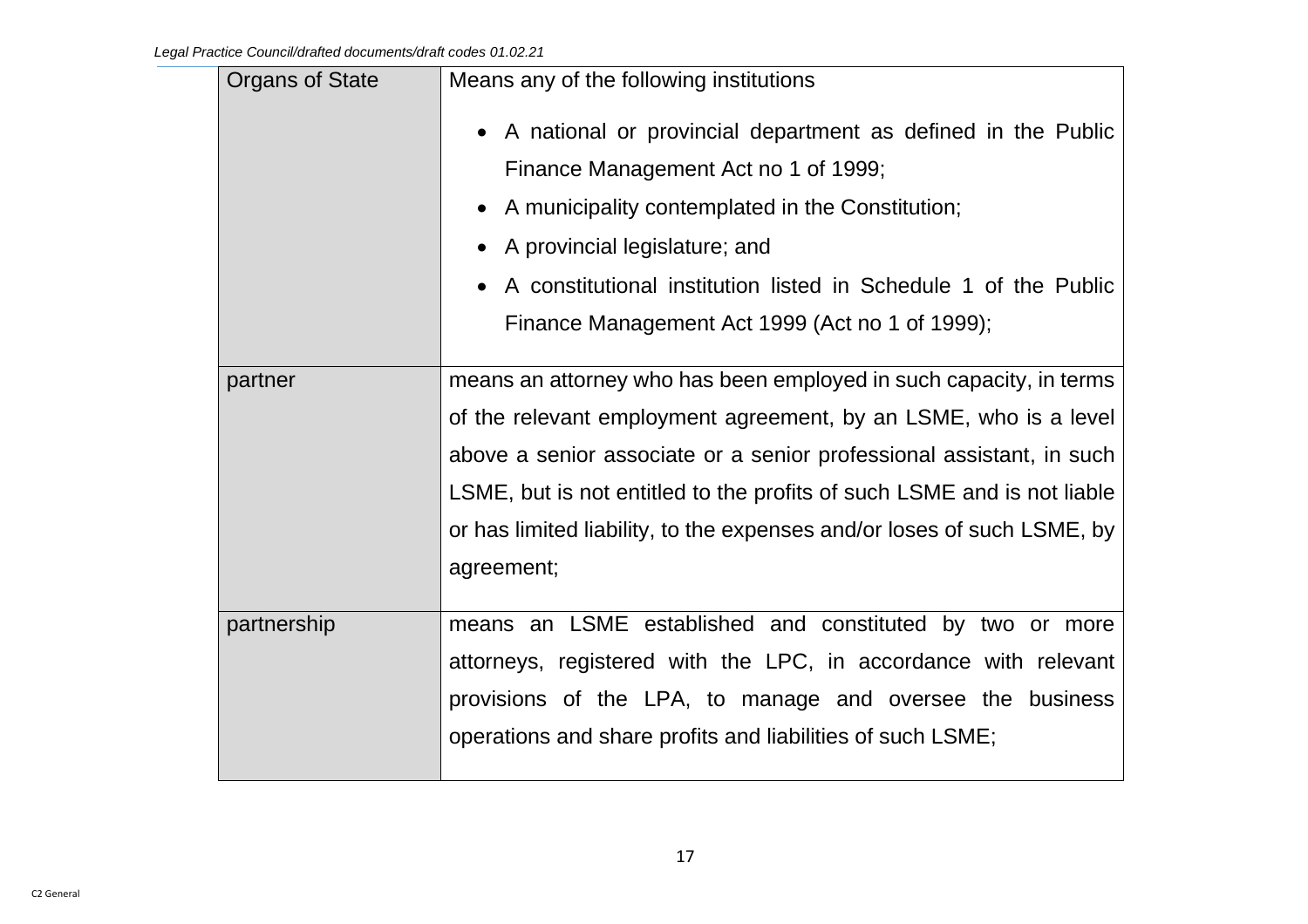| | |
|---|---|
| Organs of State | Means any of the following institutions<br><br>• A national or provincial department as defined in the Public Finance Management Act no 1 of 1999;<br>• A municipality contemplated in the Constitution;<br>• A provincial legislature; and<br>• A constitutional institution listed in Schedule 1 of the Public Finance Management Act 1999 (Act no 1 of 1999); |
| partner | means an attorney who has been employed in such capacity, in terms of the relevant employment agreement, by an LSME, who is a level above a senior associate or a senior professional assistant, in such LSME, but is not entitled to the profits of such LSME and is not liable or has limited liability, to the expenses and/or loses of such LSME, by agreement; |
| partnership | means an LSME established and constituted by two or more attorneys, registered with the LPC, in accordance with relevant provisions of the LPA, to manage and oversee the business operations and share profits and liabilities of such LSME; |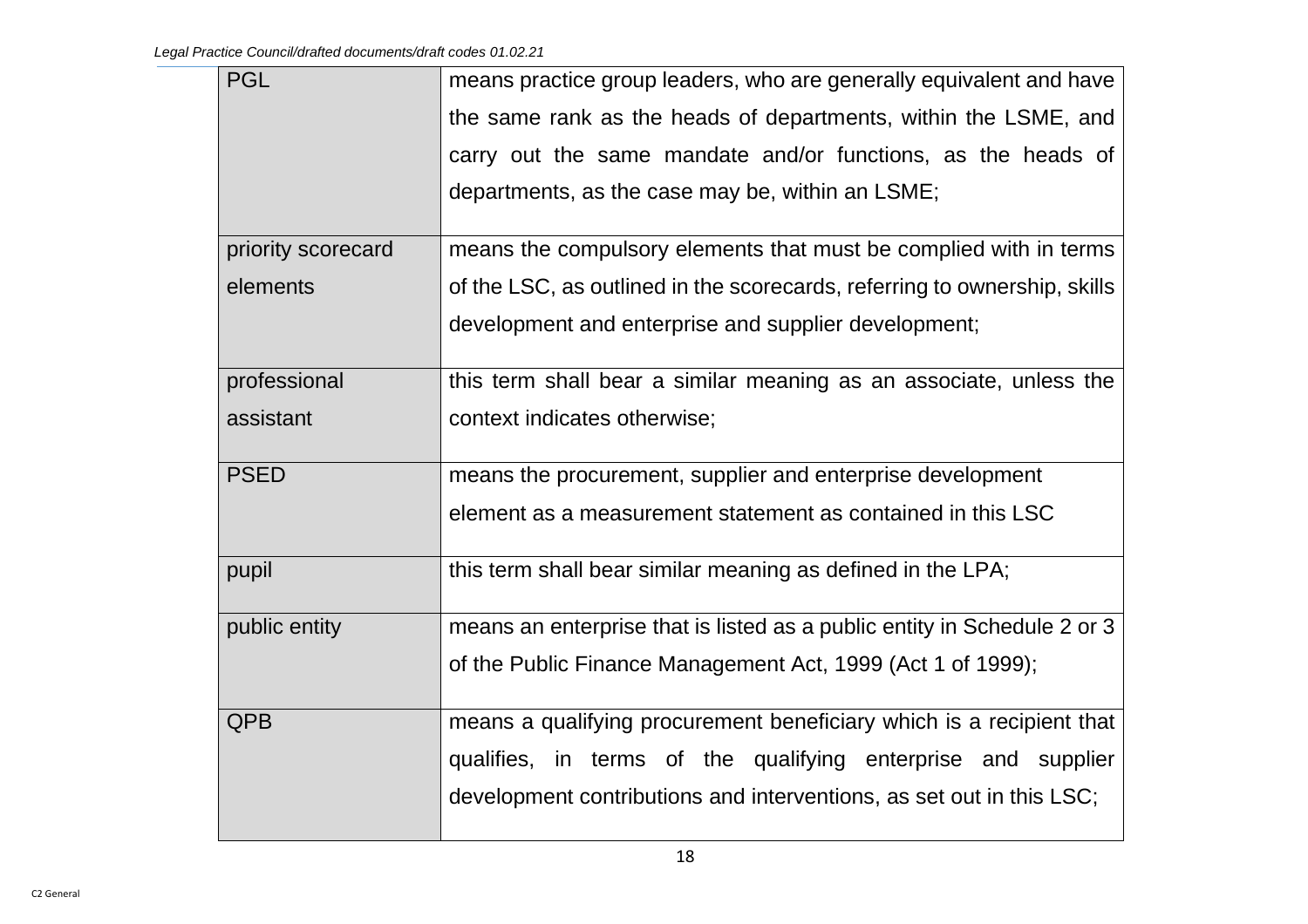| | |
|---|---|
| PGL | means practice group leaders, who are generally equivalent and have the same rank as the heads of departments, within the LSME, and carry out the same mandate and/or functions, as the heads of departments, as the case may be, within an LSME; |
| priority scorecard elements | means the compulsory elements that must be complied with in terms of the LSC, as outlined in the scorecards, referring to ownership, skills development and enterprise and supplier development; |
| professional assistant | this term shall bear a similar meaning as an associate, unless the context indicates otherwise; |
| PSED | means the procurement, supplier and enterprise development element as a measurement statement as contained in this LSC |
| pupil | this term shall bear similar meaning as defined in the LPA; |
| public entity | means an enterprise that is listed as a public entity in Schedule 2 or 3 of the Public Finance Management Act, 1999 (Act 1 of 1999); |
| QPB | means a qualifying procurement beneficiary which is a recipient that qualifies, in terms of the qualifying enterprise and supplier development contributions and interventions, as set out in this LSC; |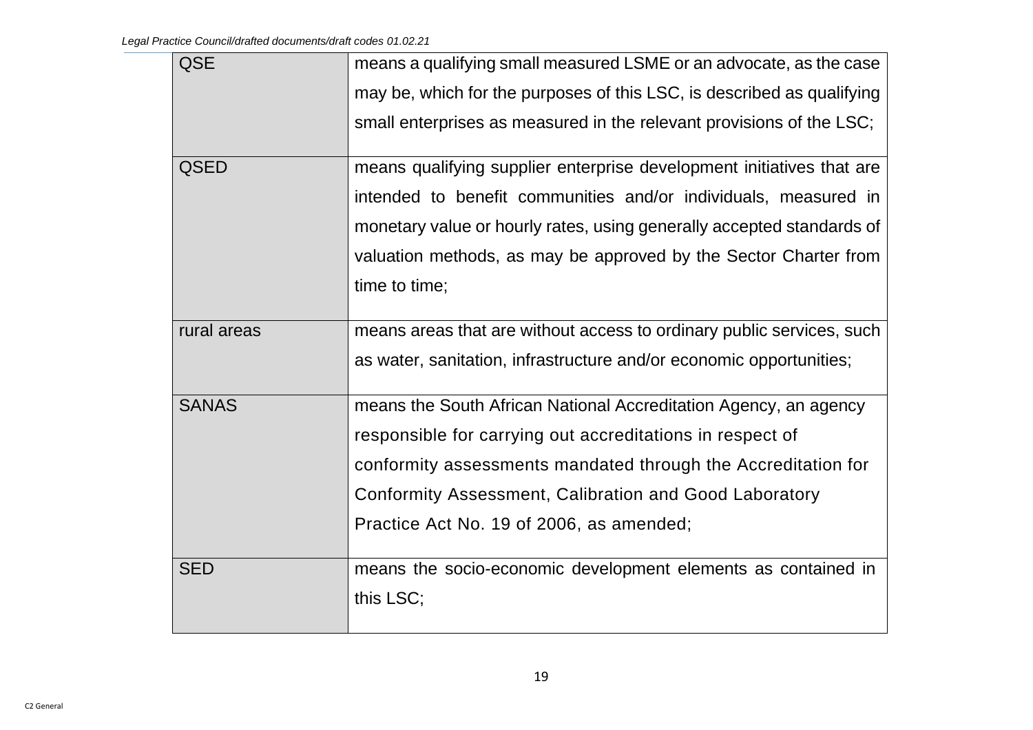| | |
|---|---|
| QSE | means a qualifying small measured LSME or an advocate, as the case may be, which for the purposes of this LSC, is described as qualifying small enterprises as measured in the relevant provisions of the LSC; |
| QSED | means qualifying supplier enterprise development initiatives that are intended to benefit communities and/or individuals, measured in monetary value or hourly rates, using generally accepted standards of valuation methods, as may be approved by the Sector Charter from time to time; |
| rural areas | means areas that are without access to ordinary public services, such as water, sanitation, infrastructure and/or economic opportunities; |
| SANAS | means the South African National Accreditation Agency, an agency responsible for carrying out accreditations in respect of conformity assessments mandated through the Accreditation for Conformity Assessment, Calibration and Good Laboratory Practice Act No. 19 of 2006, as amended; |
| SED | means the socio-economic development elements as contained in this LSC; |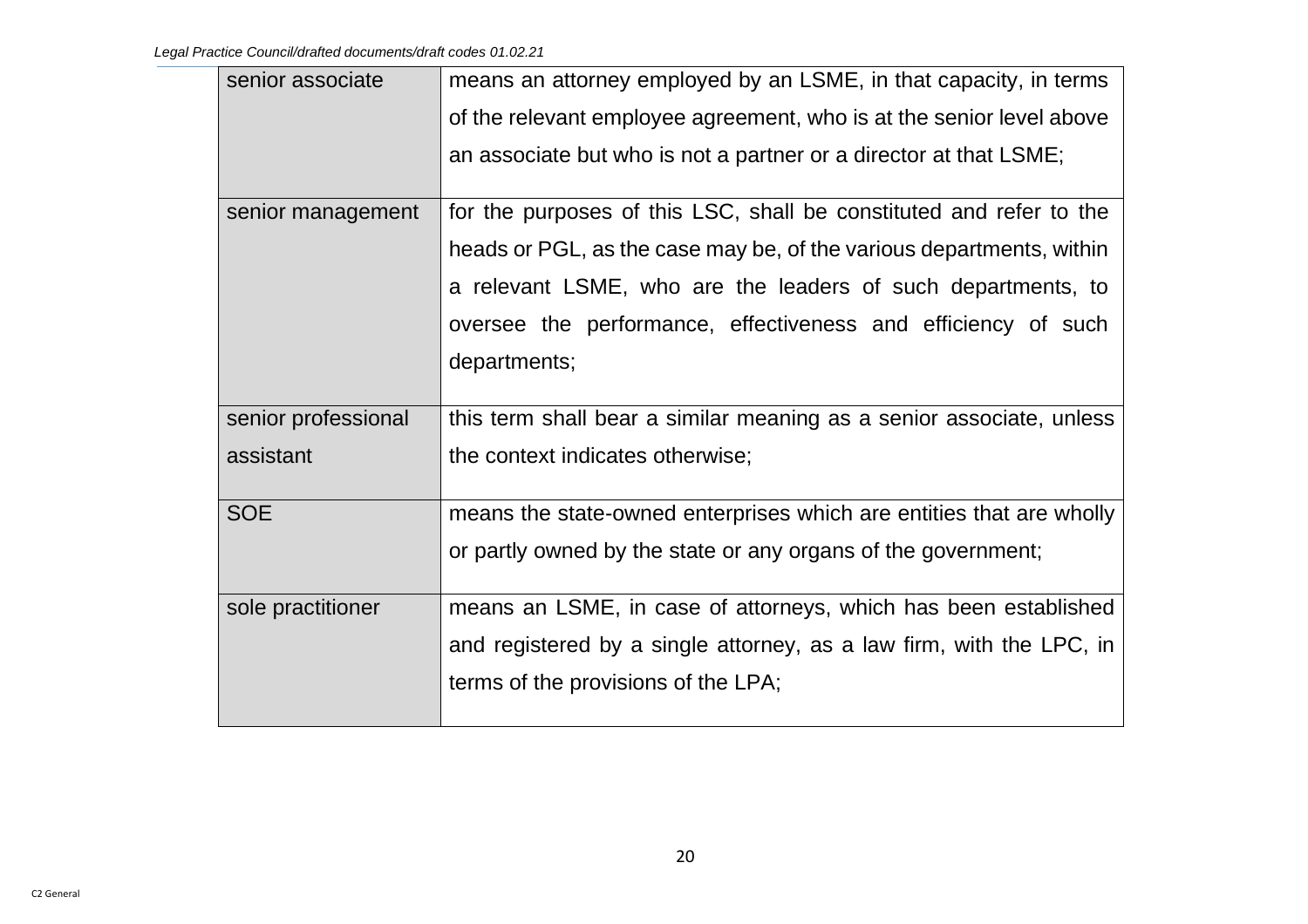| | |
|---|---|
| senior associate | means an attorney employed by an LSME, in that capacity, in terms of the relevant employee agreement, who is at the senior level above an associate but who is not a partner or a director at that LSME; |
| senior management | for the purposes of this LSC, shall be constituted and refer to the heads or PGL, as the case may be, of the various departments, within a relevant LSME, who are the leaders of such departments, to oversee the performance, effectiveness and efficiency of such departments; |
| senior professional assistant | this term shall bear a similar meaning as a senior associate, unless the context indicates otherwise; |
| SOE | means the state-owned enterprises which are entities that are wholly or partly owned by the state or any organs of the government; |
| sole practitioner | means an LSME, in case of attorneys, which has been established and registered by a single attorney, as a law firm, with the LPC, in terms of the provisions of the LPA; |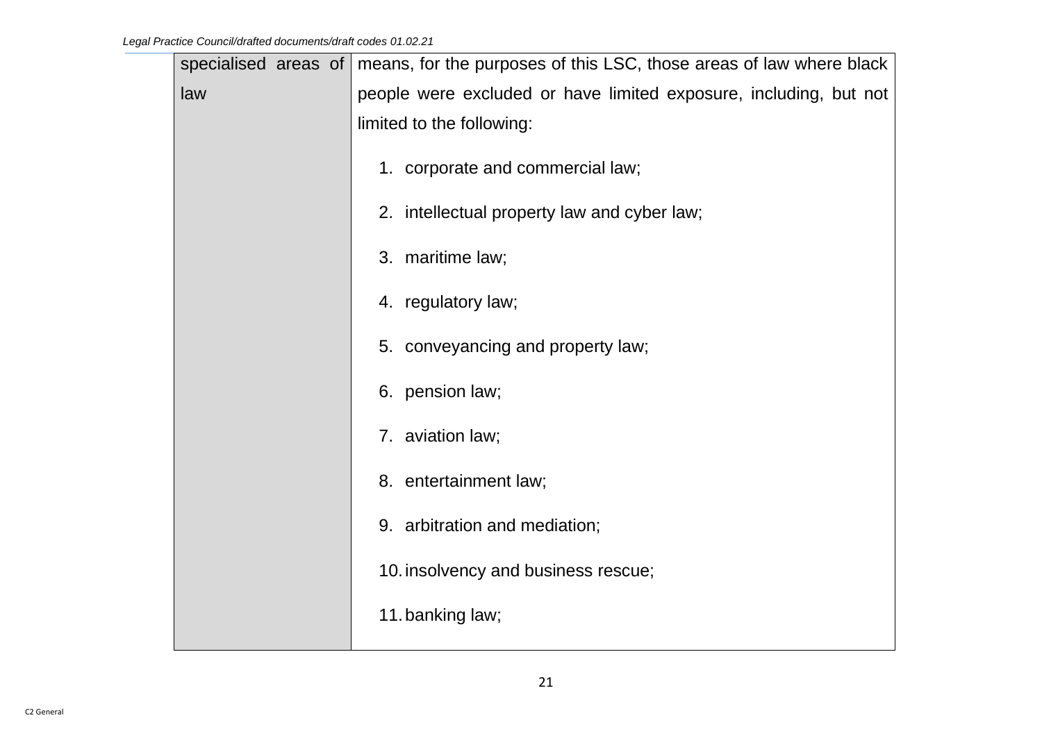| | |
|---|---|
| specialised areas of law | means, for the purposes of this LSC, those areas of law where black people were excluded or have limited exposure, including, but not limited to the following:<br><br>1. corporate and commercial law;<br>2. intellectual property law and cyber law;<br>3. maritime law;<br>4. regulatory law;<br>5. conveyancing and property law;<br>6. pension law;<br>7. aviation law;<br>8. entertainment law;<br>9. arbitration and mediation;<br>10. insolvency and business rescue;<br>11. banking law; |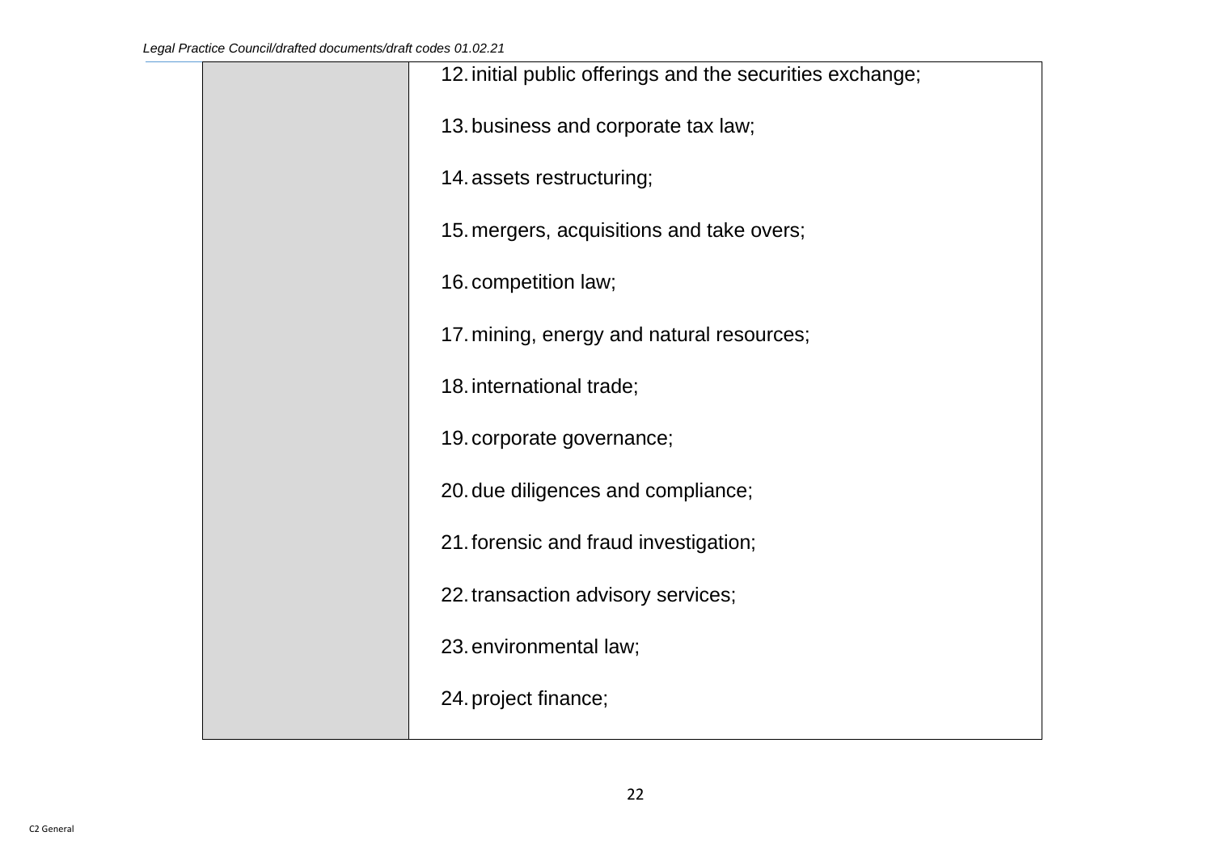| | |
|---|---|
| | 12. initial public offerings and the securities exchange;<br><br>13. business and corporate tax law;<br><br>14. assets restructuring;<br><br>15. mergers, acquisitions and take overs;<br><br>16. competition law;<br><br>17. mining, energy and natural resources;<br><br>18. international trade;<br><br>19. corporate governance;<br><br>20. due diligences and compliance;<br><br>21. forensic and fraud investigation;<br><br>22. transaction advisory services;<br><br>23. environmental law;<br><br>24. project finance; |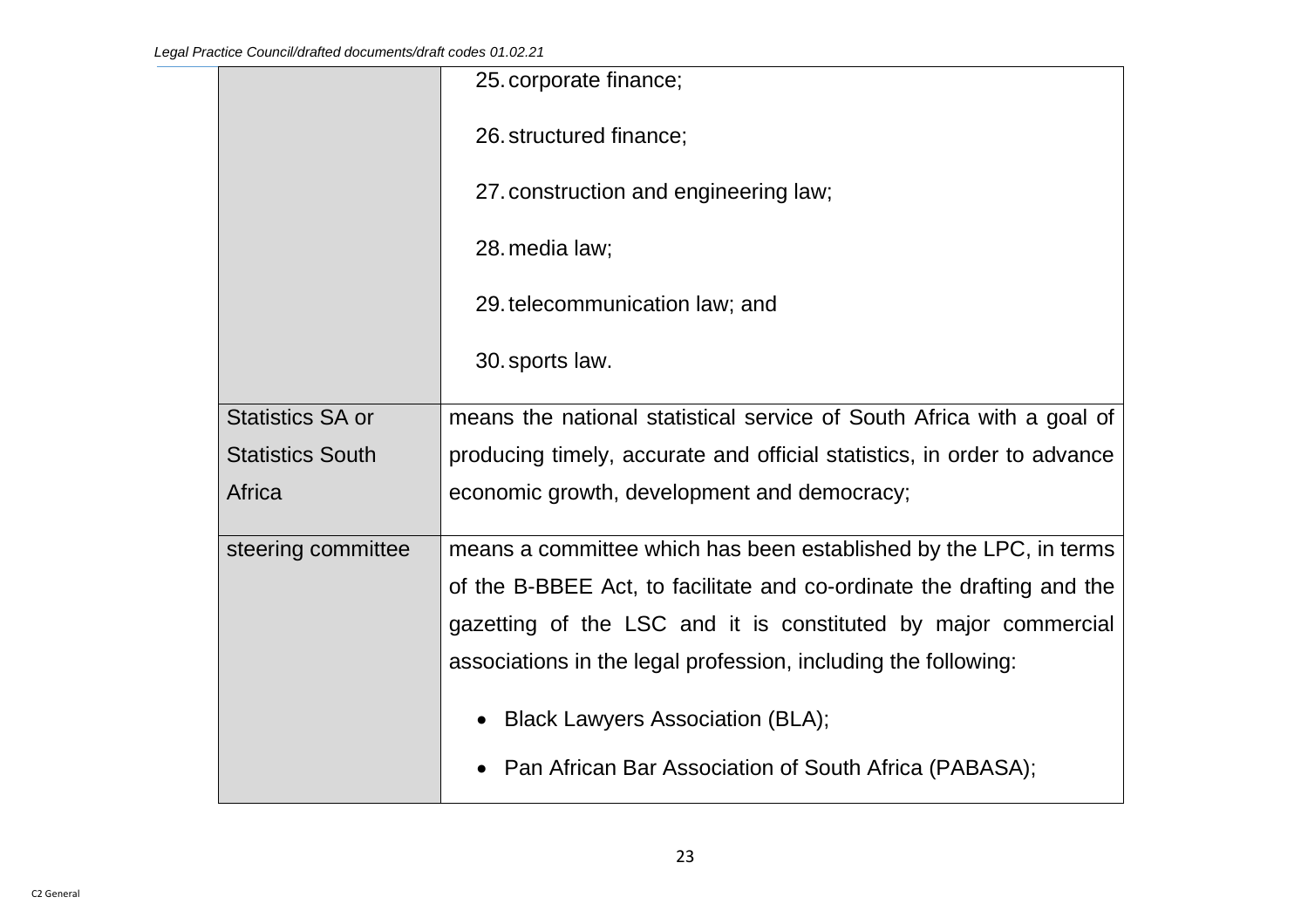| | |
|---|---|
| | 25. corporate finance;<br><br>26. structured finance;<br><br>27. construction and engineering law;<br><br>28. media law;<br><br>29. telecommunication law; and<br><br>30. sports law. |
| Statistics SA or Statistics South Africa | means the national statistical service of South Africa with a goal of producing timely, accurate and official statistics, in order to advance economic growth, development and democracy; |
| steering committee | means a committee which has been established by the LPC, in terms of the B-BBEE Act, to facilitate and co-ordinate the drafting and the gazetting of the LSC and it is constituted by major commercial associations in the legal profession, including the following:<br><br>• Black Lawyers Association (BLA);<br><br>• Pan African Bar Association of South Africa (PABASA); |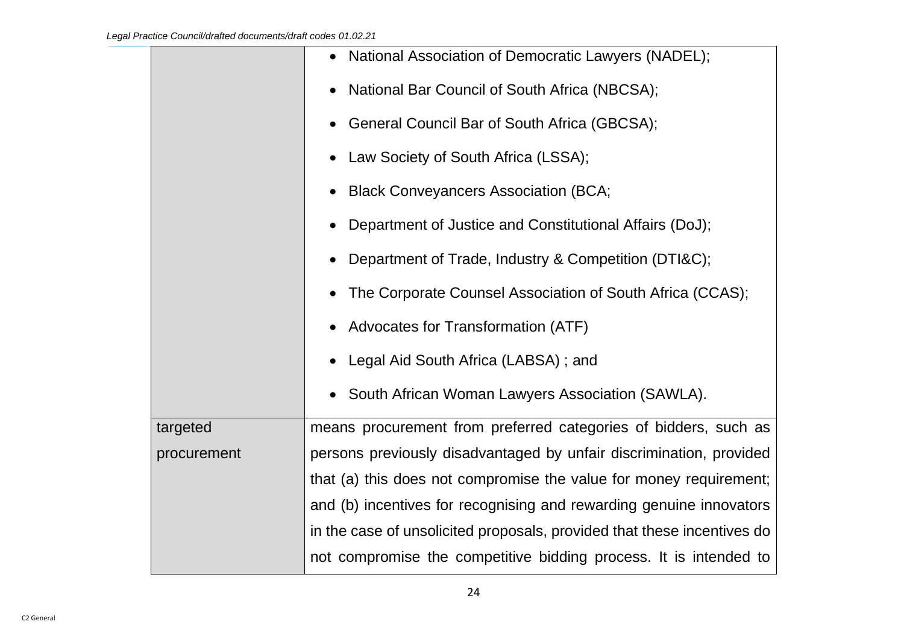| | |
|---|---|
| | • National Association of Democratic Lawyers (NADEL);<br>• National Bar Council of South Africa (NBCSA);<br>• General Council Bar of South Africa (GBCSA);<br>• Law Society of South Africa (LSSA);<br>• Black Conveyancers Association (BCA;<br>• Department of Justice and Constitutional Affairs (DoJ);<br>• Department of Trade, Industry & Competition (DTI&C);<br>• The Corporate Counsel Association of South Africa (CCAS);<br>• Advocates for Transformation (ATF)<br>• Legal Aid South Africa (LABSA) ; and<br>• South African Woman Lawyers Association (SAWLA). |
| targeted procurement | means procurement from preferred categories of bidders, such as persons previously disadvantaged by unfair discrimination, provided that (a) this does not compromise the value for money requirement; and (b) incentives for recognising and rewarding genuine innovators in the case of unsolicited proposals, provided that these incentives do not compromise the competitive bidding process. It is intended to |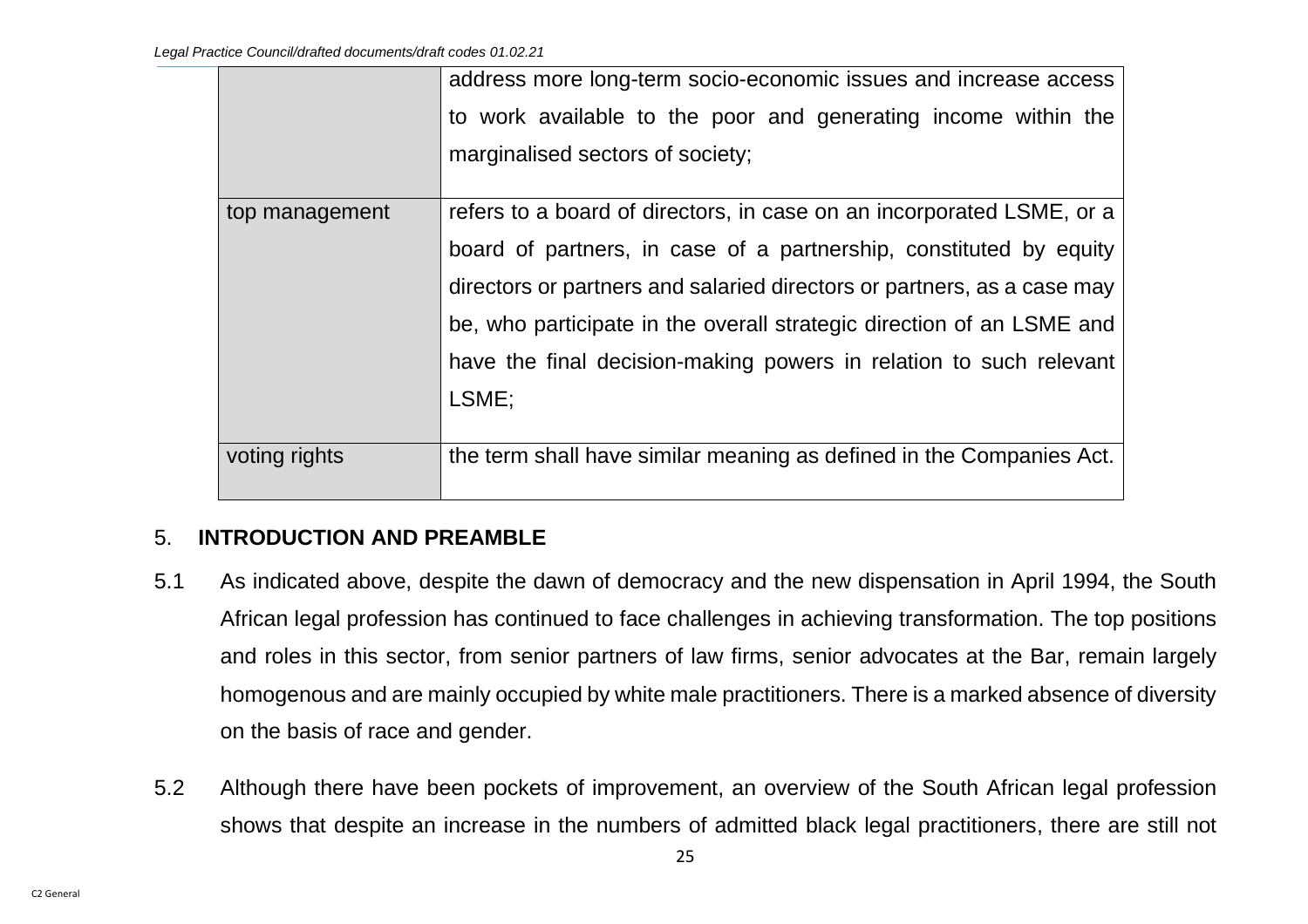| | |
|---|---|
| | address more long-term socio-economic issues and increase access to work available to the poor and generating income within the marginalised sectors of society; |
| top management | refers to a board of directors, in case on an incorporated LSME, or a board of partners, in case of a partnership, constituted by equity directors or partners and salaried directors or partners, as a case may be, who participate in the overall strategic direction of an LSME and have the final decision-making powers in relation to such relevant LSME; |
| voting rights | the term shall have similar meaning as defined in the Companies Act. |

5. **INTRODUCTION AND PREAMBLE**

5.1 As indicated above, despite the dawn of democracy and the new dispensation in April 1994, the South African legal profession has continued to face challenges in achieving transformation. The top positions and roles in this sector, from senior partners of law firms, senior advocates at the Bar, remain largely homogenous and are mainly occupied by white male practitioners. There is a marked absence of diversity on the basis of race and gender.

5.2 Although there have been pockets of improvement, an overview of the South African legal profession shows that despite an increase in the numbers of admitted black legal practitioners, there are still not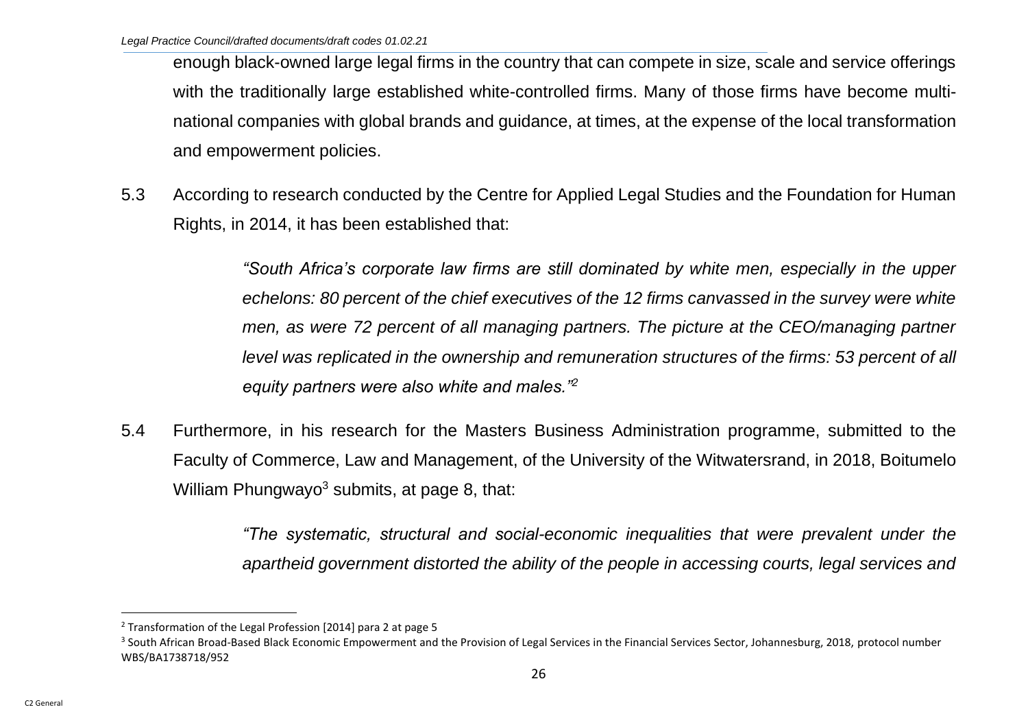enough black-owned large legal firms in the country that can compete in size, scale and service offerings with the traditionally large established white-controlled firms. Many of those firms have become multi-national companies with global brands and guidance, at times, at the expense of the local transformation and empowerment policies.

5.3 According to research conducted by the Centre for Applied Legal Studies and the Foundation for Human Rights, in 2014, it has been established that:

> *"South Africa's corporate law firms are still dominated by white men, especially in the upper echelons: 80 percent of the chief executives of the 12 firms canvassed in the survey were white men, as were 72 percent of all managing partners. The picture at the CEO/managing partner level was replicated in the ownership and remuneration structures of the firms: 53 percent of all equity partners were also white and males."*[2]

5.4 Furthermore, in his research for the Masters Business Administration programme, submitted to the Faculty of Commerce, Law and Management, of the University of the Witwatersrand, in 2018, Boitumelo William Phungwayo[3] submits, at page 8, that:

> *"The systematic, structural and social-economic inequalities that were prevalent under the apartheid government distorted the ability of the people in accessing courts, legal services and*

---

[2] Transformation of the Legal Profession [2014] para 2 at page 5

[3] South African Broad-Based Black Economic Empowerment and the Provision of Legal Services in the Financial Services Sector, Johannesburg, 2018, protocol number WBS/BA1738718/952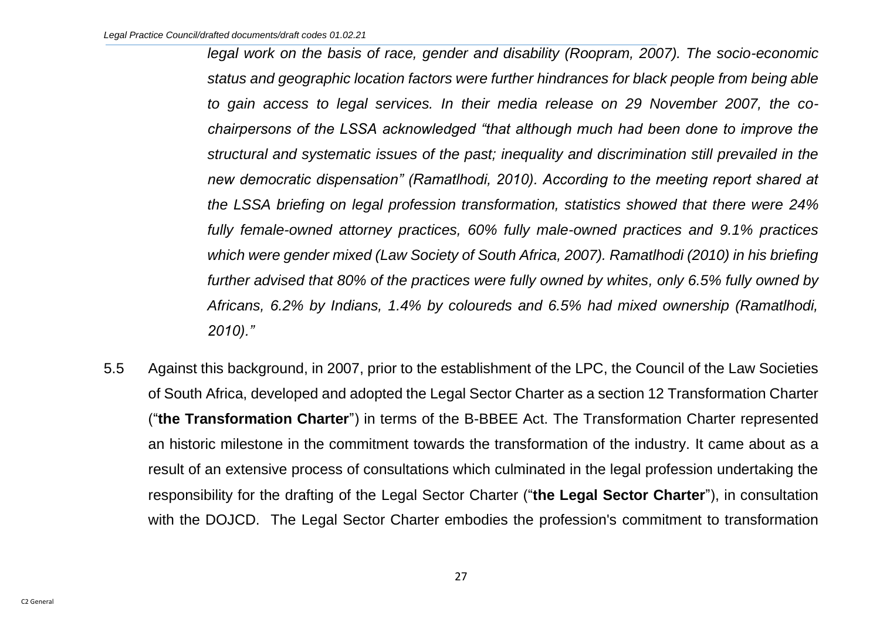*legal work on the basis of race, gender and disability (Roopram, 2007). The socio-economic status and geographic location factors were further hindrances for black people from being able to gain access to legal services. In their media release on 29 November 2007, the co-chairpersons of the LSSA acknowledged "that although much had been done to improve the structural and systematic issues of the past; inequality and discrimination still prevailed in the new democratic dispensation" (Ramatlhodi, 2010). According to the meeting report shared at the LSSA briefing on legal profession transformation, statistics showed that there were 24% fully female-owned attorney practices, 60% fully male-owned practices and 9.1% practices which were gender mixed (Law Society of South Africa, 2007). Ramatlhodi (2010) in his briefing further advised that 80% of the practices were fully owned by whites, only 6.5% fully owned by Africans, 6.2% by Indians, 1.4% by coloureds and 6.5% had mixed ownership (Ramatlhodi, 2010)."*

5.5 Against this background, in 2007, prior to the establishment of the LPC, the Council of the Law Societies of South Africa, developed and adopted the Legal Sector Charter as a section 12 Transformation Charter ("**the Transformation Charter**") in terms of the B-BBEE Act. The Transformation Charter represented an historic milestone in the commitment towards the transformation of the industry. It came about as a result of an extensive process of consultations which culminated in the legal profession undertaking the responsibility for the drafting of the Legal Sector Charter ("**the Legal Sector Charter**"), in consultation with the DOJCD. The Legal Sector Charter embodies the profession's commitment to transformation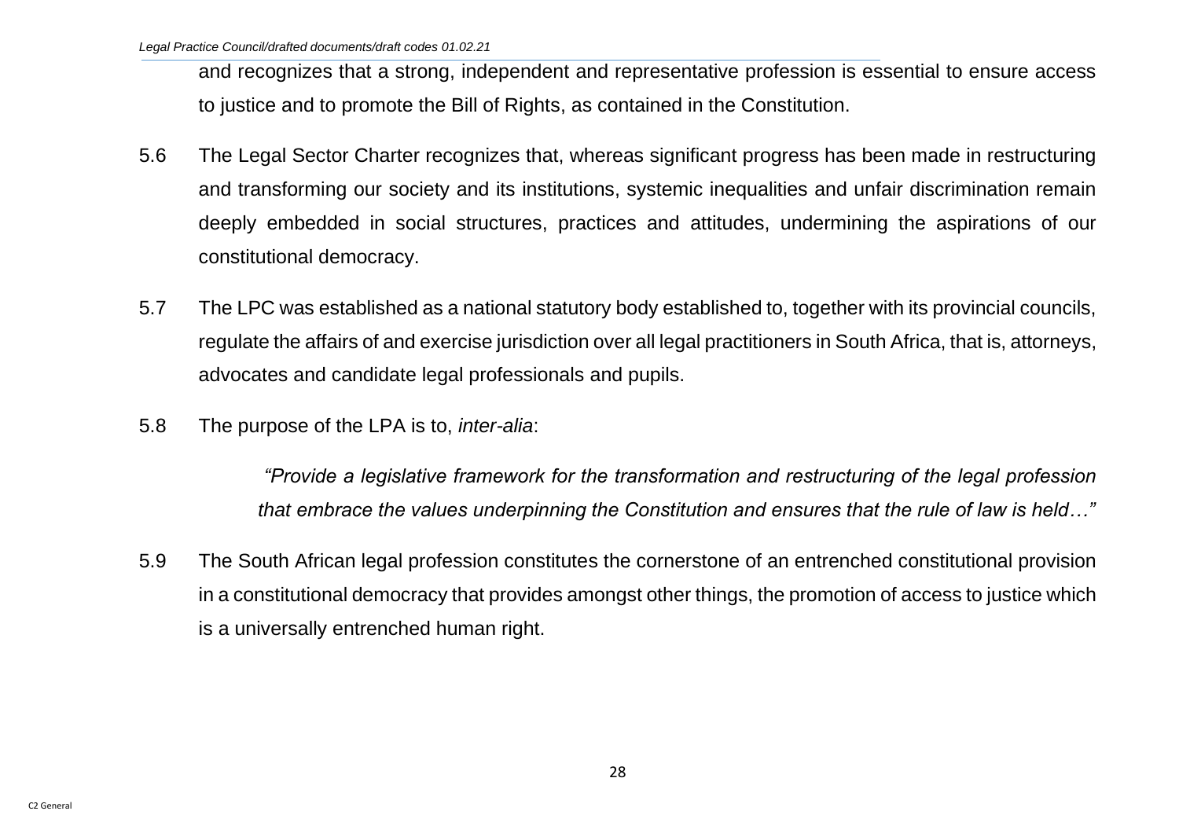and recognizes that a strong, independent and representative profession is essential to ensure access to justice and to promote the Bill of Rights, as contained in the Constitution.

5.6 The Legal Sector Charter recognizes that, whereas significant progress has been made in restructuring and transforming our society and its institutions, systemic inequalities and unfair discrimination remain deeply embedded in social structures, practices and attitudes, undermining the aspirations of our constitutional democracy.

5.7 The LPC was established as a national statutory body established to, together with its provincial councils, regulate the affairs of and exercise jurisdiction over all legal practitioners in South Africa, that is, attorneys, advocates and candidate legal professionals and pupils.

5.8 The purpose of the LPA is to, *inter-alia*:

> *"Provide a legislative framework for the transformation and restructuring of the legal profession that embrace the values underpinning the Constitution and ensures that the rule of law is held…"*

5.9 The South African legal profession constitutes the cornerstone of an entrenched constitutional provision in a constitutional democracy that provides amongst other things, the promotion of access to justice which is a universally entrenched human right.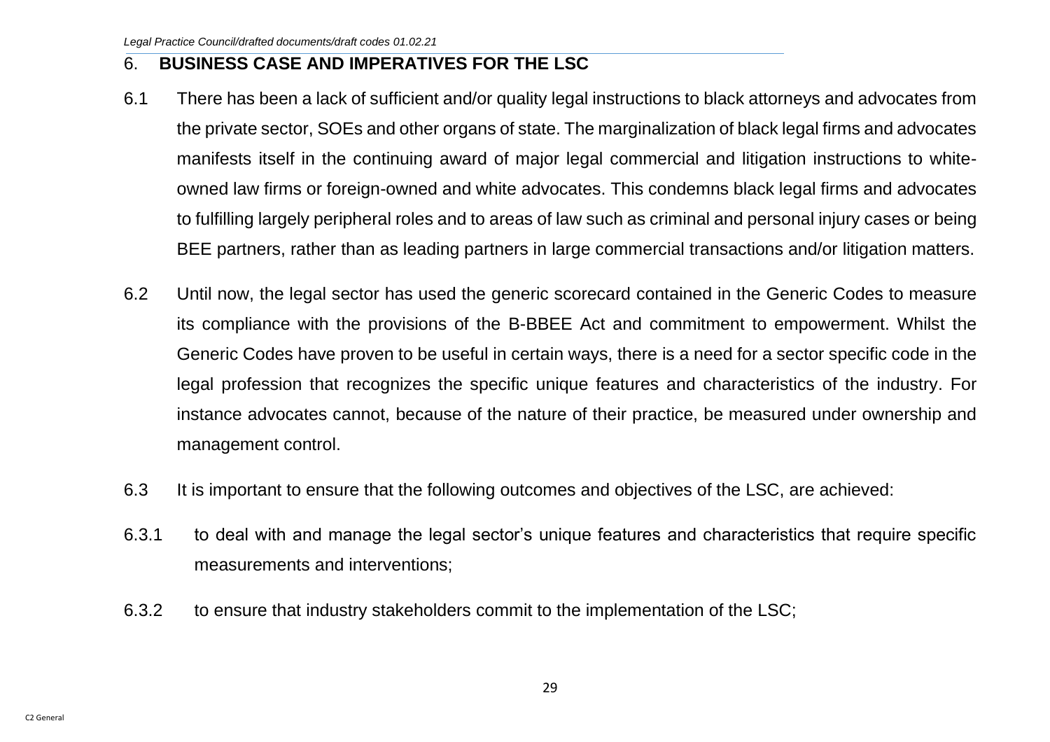## 6. BUSINESS CASE AND IMPERATIVES FOR THE LSC

6.1 There has been a lack of sufficient and/or quality legal instructions to black attorneys and advocates from the private sector, SOEs and other organs of state. The marginalization of black legal firms and advocates manifests itself in the continuing award of major legal commercial and litigation instructions to white-owned law firms or foreign-owned and white advocates. This condemns black legal firms and advocates to fulfilling largely peripheral roles and to areas of law such as criminal and personal injury cases or being BEE partners, rather than as leading partners in large commercial transactions and/or litigation matters.

6.2 Until now, the legal sector has used the generic scorecard contained in the Generic Codes to measure its compliance with the provisions of the B-BBEE Act and commitment to empowerment. Whilst the Generic Codes have proven to be useful in certain ways, there is a need for a sector specific code in the legal profession that recognizes the specific unique features and characteristics of the industry. For instance advocates cannot, because of the nature of their practice, be measured under ownership and management control.

6.3 It is important to ensure that the following outcomes and objectives of the LSC, are achieved:

6.3.1 to deal with and manage the legal sector's unique features and characteristics that require specific measurements and interventions;

6.3.2 to ensure that industry stakeholders commit to the implementation of the LSC;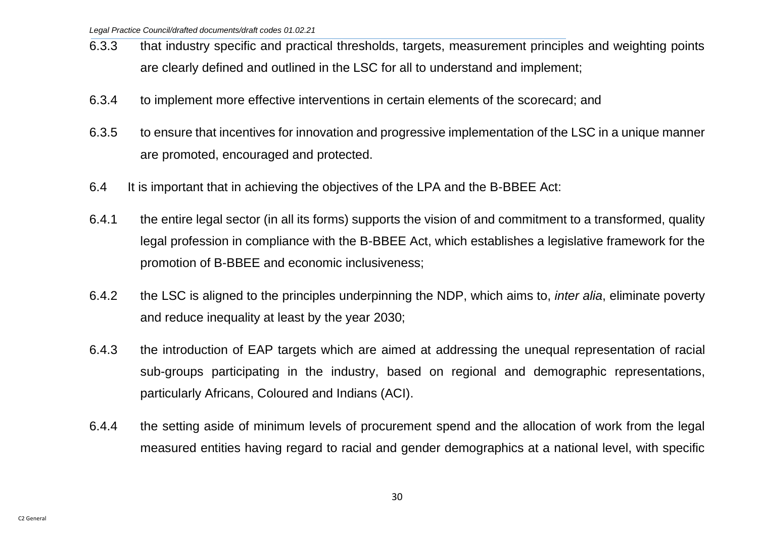6.3.3 that industry specific and practical thresholds, targets, measurement principles and weighting points are clearly defined and outlined in the LSC for all to understand and implement;

6.3.4 to implement more effective interventions in certain elements of the scorecard; and

6.3.5 to ensure that incentives for innovation and progressive implementation of the LSC in a unique manner are promoted, encouraged and protected.

6.4 It is important that in achieving the objectives of the LPA and the B-BBEE Act:

6.4.1 the entire legal sector (in all its forms) supports the vision of and commitment to a transformed, quality legal profession in compliance with the B-BBEE Act, which establishes a legislative framework for the promotion of B-BBEE and economic inclusiveness;

6.4.2 the LSC is aligned to the principles underpinning the NDP, which aims to, *inter alia*, eliminate poverty and reduce inequality at least by the year 2030;

6.4.3 the introduction of EAP targets which are aimed at addressing the unequal representation of racial sub-groups participating in the industry, based on regional and demographic representations, particularly Africans, Coloured and Indians (ACI).

6.4.4 the setting aside of minimum levels of procurement spend and the allocation of work from the legal measured entities having regard to racial and gender demographics at a national level, with specific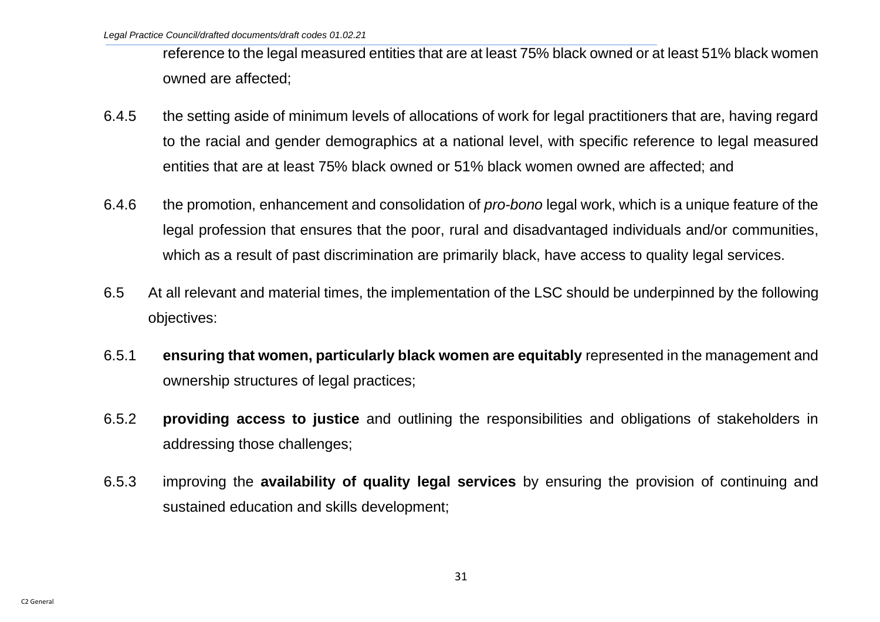reference to the legal measured entities that are at least 75% black owned or at least 51% black women owned are affected;

6.4.5 the setting aside of minimum levels of allocations of work for legal practitioners that are, having regard to the racial and gender demographics at a national level, with specific reference to legal measured entities that are at least 75% black owned or 51% black women owned are affected; and

6.4.6 the promotion, enhancement and consolidation of *pro-bono* legal work, which is a unique feature of the legal profession that ensures that the poor, rural and disadvantaged individuals and/or communities, which as a result of past discrimination are primarily black, have access to quality legal services.

6.5 At all relevant and material times, the implementation of the LSC should be underpinned by the following objectives:

6.5.1 **ensuring that women, particularly black women are equitably** represented in the management and ownership structures of legal practices;

6.5.2 **providing access to justice** and outlining the responsibilities and obligations of stakeholders in addressing those challenges;

6.5.3 improving the **availability of quality legal services** by ensuring the provision of continuing and sustained education and skills development;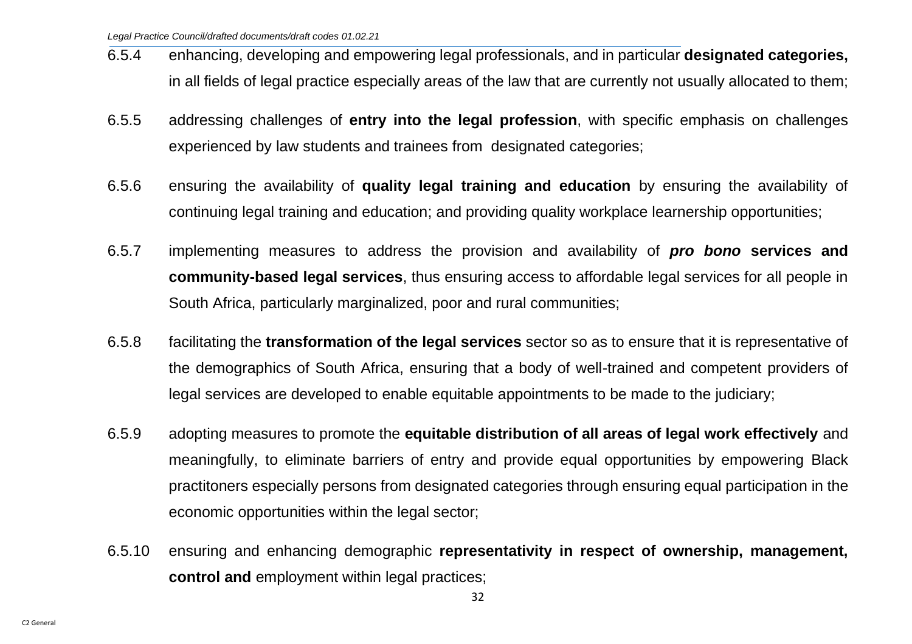6.5.4 enhancing, developing and empowering legal professionals, and in particular **designated categories,** in all fields of legal practice especially areas of the law that are currently not usually allocated to them;

6.5.5 addressing challenges of **entry into the legal profession**, with specific emphasis on challenges experienced by law students and trainees from designated categories;

6.5.6 ensuring the availability of **quality legal training and education** by ensuring the availability of continuing legal training and education; and providing quality workplace learnership opportunities;

6.5.7 implementing measures to address the provision and availability of ***pro bono*** **services and community-based legal services**, thus ensuring access to affordable legal services for all people in South Africa, particularly marginalized, poor and rural communities;

6.5.8 facilitating the **transformation of the legal services** sector so as to ensure that it is representative of the demographics of South Africa, ensuring that a body of well-trained and competent providers of legal services are developed to enable equitable appointments to be made to the judiciary;

6.5.9 adopting measures to promote the **equitable distribution of all areas of legal work effectively** and meaningfully, to eliminate barriers of entry and provide equal opportunities by empowering Black practitoners especially persons from designated categories through ensuring equal participation in the economic opportunities within the legal sector;

6.5.10 ensuring and enhancing demographic **representativity in respect of ownership, management, control and** employment within legal practices;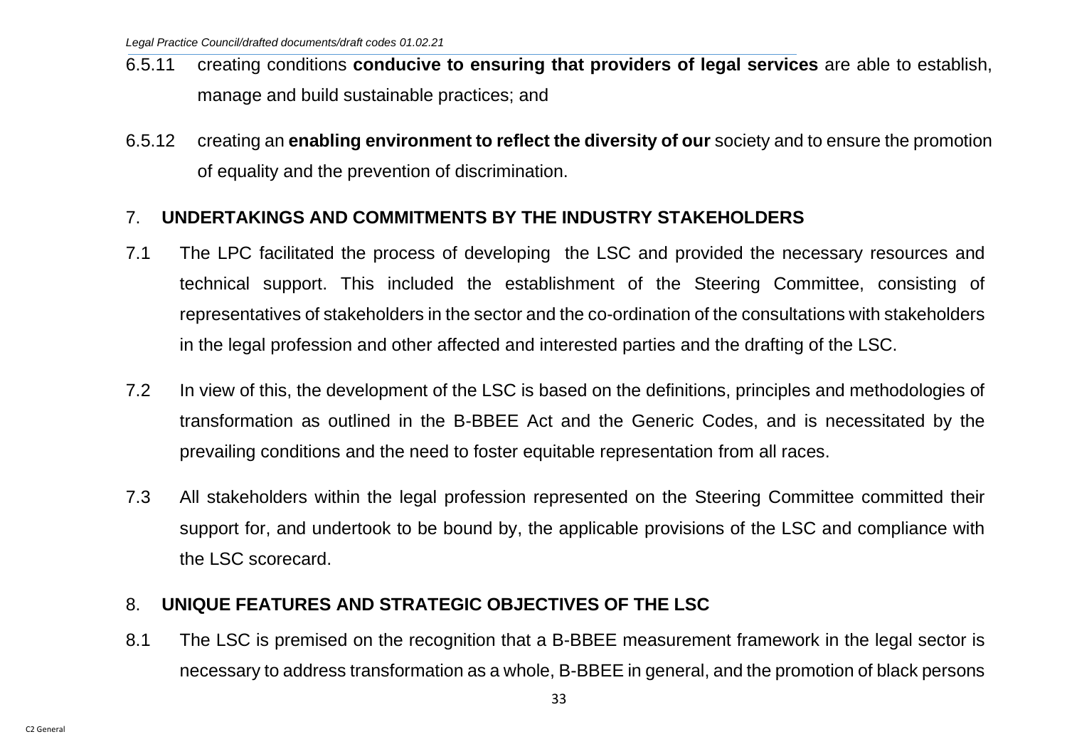6.5.11 creating conditions **conducive to ensuring that providers of legal services** are able to establish, manage and build sustainable practices; and

6.5.12 creating an **enabling environment to reflect the diversity of our** society and to ensure the promotion of equality and the prevention of discrimination.

## 7. UNDERTAKINGS AND COMMITMENTS BY THE INDUSTRY STAKEHOLDERS

7.1 The LPC facilitated the process of developing the LSC and provided the necessary resources and technical support. This included the establishment of the Steering Committee, consisting of representatives of stakeholders in the sector and the co-ordination of the consultations with stakeholders in the legal profession and other affected and interested parties and the drafting of the LSC.

7.2 In view of this, the development of the LSC is based on the definitions, principles and methodologies of transformation as outlined in the B-BBEE Act and the Generic Codes, and is necessitated by the prevailing conditions and the need to foster equitable representation from all races.

7.3 All stakeholders within the legal profession represented on the Steering Committee committed their support for, and undertook to be bound by, the applicable provisions of the LSC and compliance with the LSC scorecard.

## 8. UNIQUE FEATURES AND STRATEGIC OBJECTIVES OF THE LSC

8.1 The LSC is premised on the recognition that a B-BBEE measurement framework in the legal sector is necessary to address transformation as a whole, B-BBEE in general, and the promotion of black persons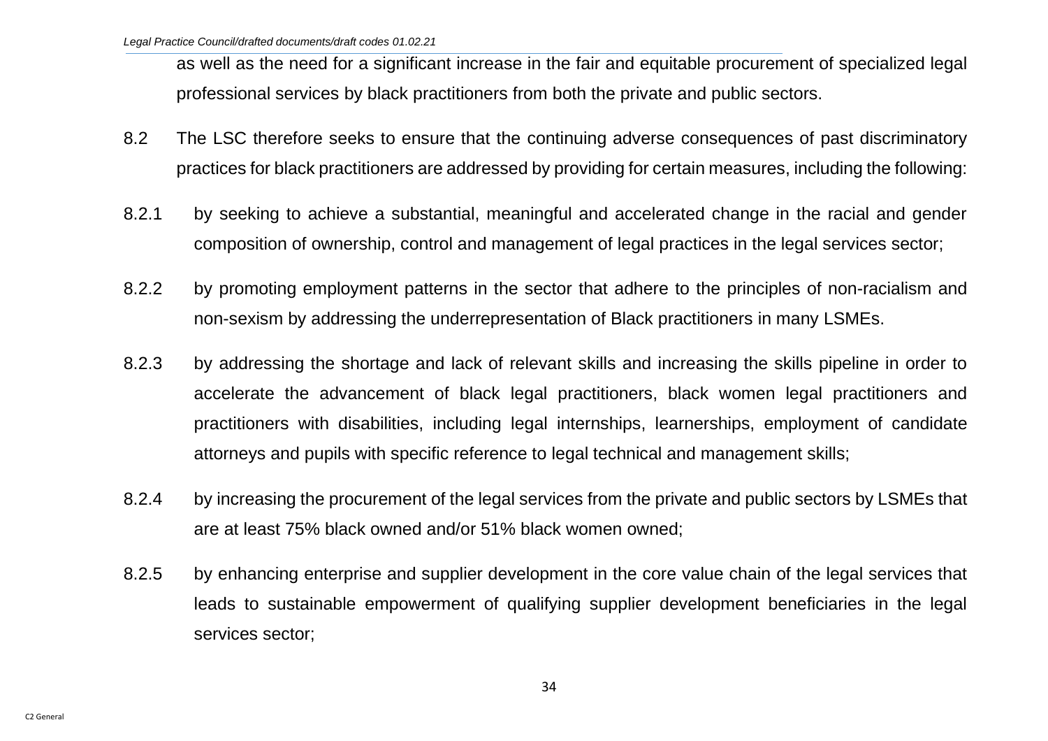as well as the need for a significant increase in the fair and equitable procurement of specialized legal professional services by black practitioners from both the private and public sectors.

8.2 The LSC therefore seeks to ensure that the continuing adverse consequences of past discriminatory practices for black practitioners are addressed by providing for certain measures, including the following:

8.2.1 by seeking to achieve a substantial, meaningful and accelerated change in the racial and gender composition of ownership, control and management of legal practices in the legal services sector;

8.2.2 by promoting employment patterns in the sector that adhere to the principles of non-racialism and non-sexism by addressing the underrepresentation of Black practitioners in many LSMEs.

8.2.3 by addressing the shortage and lack of relevant skills and increasing the skills pipeline in order to accelerate the advancement of black legal practitioners, black women legal practitioners and practitioners with disabilities, including legal internships, learnerships, employment of candidate attorneys and pupils with specific reference to legal technical and management skills;

8.2.4 by increasing the procurement of the legal services from the private and public sectors by LSMEs that are at least 75% black owned and/or 51% black women owned;

8.2.5 by enhancing enterprise and supplier development in the core value chain of the legal services that leads to sustainable empowerment of qualifying supplier development beneficiaries in the legal services sector;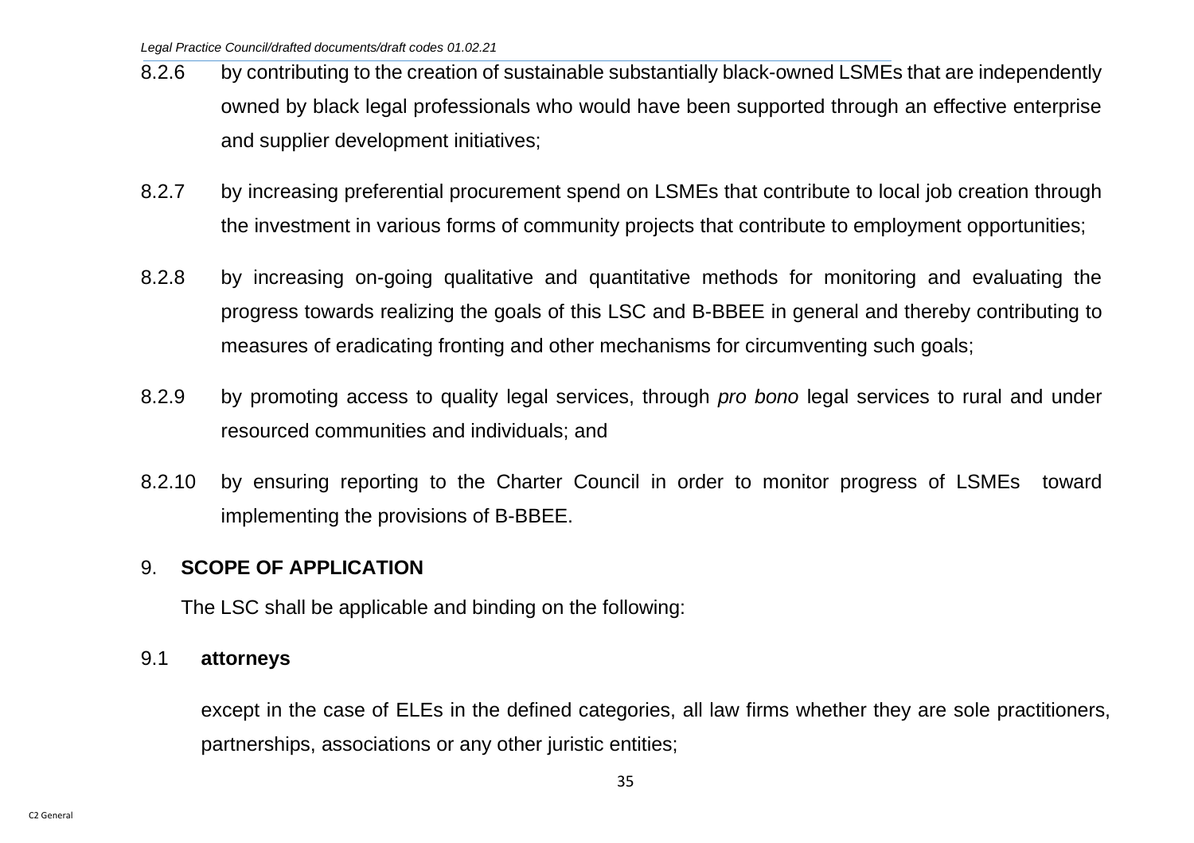8.2.6 by contributing to the creation of sustainable substantially black-owned LSMEs that are independently owned by black legal professionals who would have been supported through an effective enterprise and supplier development initiatives;

8.2.7 by increasing preferential procurement spend on LSMEs that contribute to local job creation through the investment in various forms of community projects that contribute to employment opportunities;

8.2.8 by increasing on-going qualitative and quantitative methods for monitoring and evaluating the progress towards realizing the goals of this LSC and B-BBEE in general and thereby contributing to measures of eradicating fronting and other mechanisms for circumventing such goals;

8.2.9 by promoting access to quality legal services, through *pro bono* legal services to rural and under resourced communities and individuals; and

8.2.10 by ensuring reporting to the Charter Council in order to monitor progress of LSMEs toward implementing the provisions of B-BBEE.

## 9. SCOPE OF APPLICATION

The LSC shall be applicable and binding on the following:

### 9.1 attorneys

except in the case of ELEs in the defined categories, all law firms whether they are sole practitioners, partnerships, associations or any other juristic entities;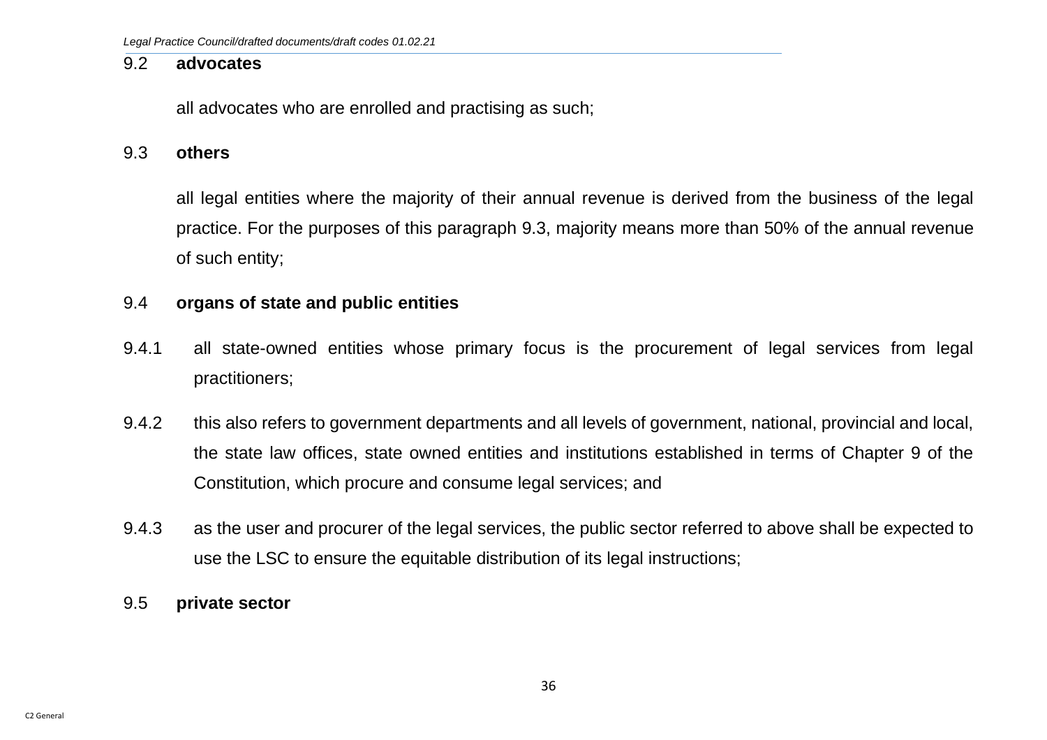9.2 **advocates**

all advocates who are enrolled and practising as such;

9.3 **others**

all legal entities where the majority of their annual revenue is derived from the business of the legal practice. For the purposes of this paragraph 9.3, majority means more than 50% of the annual revenue of such entity;

9.4 **organs of state and public entities**

9.4.1 all state-owned entities whose primary focus is the procurement of legal services from legal practitioners;

9.4.2 this also refers to government departments and all levels of government, national, provincial and local, the state law offices, state owned entities and institutions established in terms of Chapter 9 of the Constitution, which procure and consume legal services; and

9.4.3 as the user and procurer of the legal services, the public sector referred to above shall be expected to use the LSC to ensure the equitable distribution of its legal instructions;

9.5 **private sector**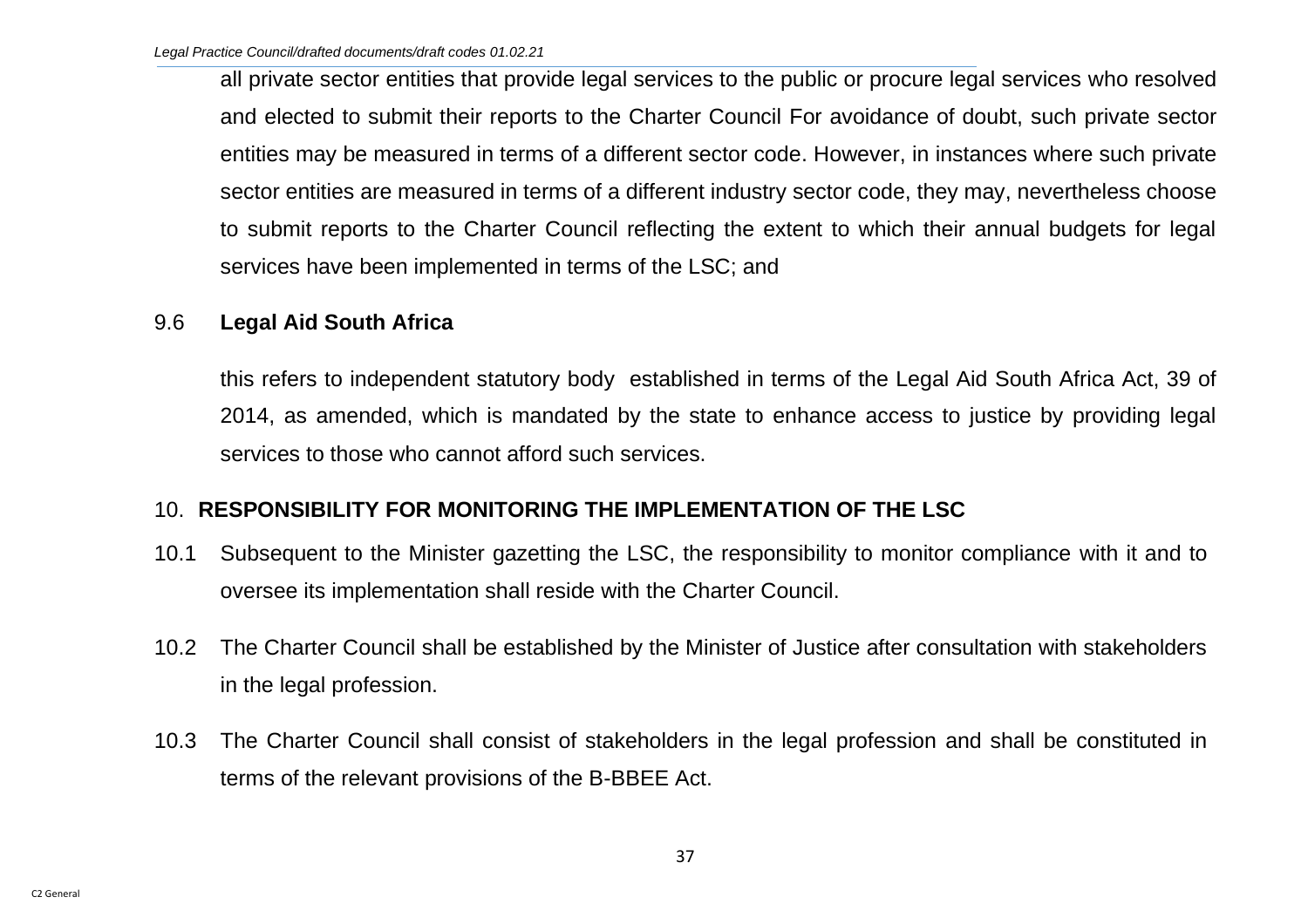all private sector entities that provide legal services to the public or procure legal services who resolved and elected to submit their reports to the Charter Council For avoidance of doubt, such private sector entities may be measured in terms of a different sector code. However, in instances where such private sector entities are measured in terms of a different industry sector code, they may, nevertheless choose to submit reports to the Charter Council reflecting the extent to which their annual budgets for legal services have been implemented in terms of the LSC; and

9.6 **Legal Aid South Africa**

this refers to independent statutory body established in terms of the Legal Aid South Africa Act, 39 of 2014, as amended, which is mandated by the state to enhance access to justice by providing legal services to those who cannot afford such services.

## 10. RESPONSIBILITY FOR MONITORING THE IMPLEMENTATION OF THE LSC

10.1 Subsequent to the Minister gazetting the LSC, the responsibility to monitor compliance with it and to oversee its implementation shall reside with the Charter Council.

10.2 The Charter Council shall be established by the Minister of Justice after consultation with stakeholders in the legal profession.

10.3 The Charter Council shall consist of stakeholders in the legal profession and shall be constituted in terms of the relevant provisions of the B-BBEE Act.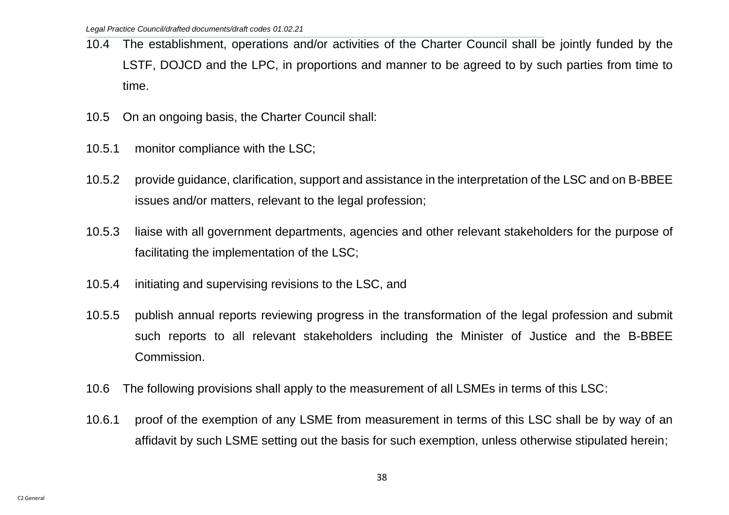10.4 The establishment, operations and/or activities of the Charter Council shall be jointly funded by the LSTF, DOJCD and the LPC, in proportions and manner to be agreed to by such parties from time to time.

10.5 On an ongoing basis, the Charter Council shall:

10.5.1 monitor compliance with the LSC;

10.5.2 provide guidance, clarification, support and assistance in the interpretation of the LSC and on B-BBEE issues and/or matters, relevant to the legal profession;

10.5.3 liaise with all government departments, agencies and other relevant stakeholders for the purpose of facilitating the implementation of the LSC;

10.5.4 initiating and supervising revisions to the LSC, and

10.5.5 publish annual reports reviewing progress in the transformation of the legal profession and submit such reports to all relevant stakeholders including the Minister of Justice and the B-BBEE Commission.

10.6 The following provisions shall apply to the measurement of all LSMEs in terms of this LSC:

10.6.1 proof of the exemption of any LSME from measurement in terms of this LSC shall be by way of an affidavit by such LSME setting out the basis for such exemption, unless otherwise stipulated herein;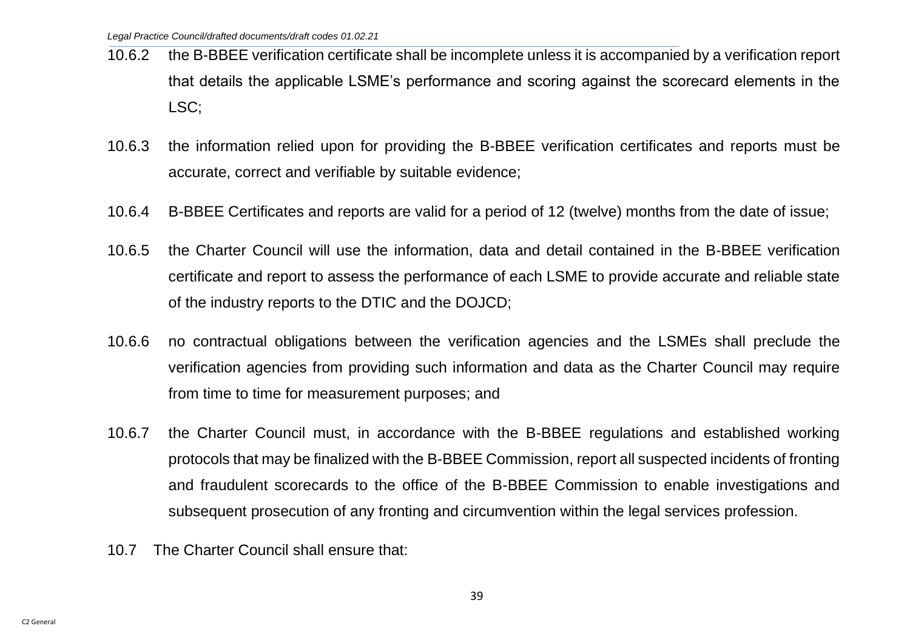10.6.2 the B-BBEE verification certificate shall be incomplete unless it is accompanied by a verification report that details the applicable LSME's performance and scoring against the scorecard elements in the LSC;

10.6.3 the information relied upon for providing the B-BBEE verification certificates and reports must be accurate, correct and verifiable by suitable evidence;

10.6.4 B-BBEE Certificates and reports are valid for a period of 12 (twelve) months from the date of issue;

10.6.5 the Charter Council will use the information, data and detail contained in the B-BBEE verification certificate and report to assess the performance of each LSME to provide accurate and reliable state of the industry reports to the DTIC and the DOJCD;

10.6.6 no contractual obligations between the verification agencies and the LSMEs shall preclude the verification agencies from providing such information and data as the Charter Council may require from time to time for measurement purposes; and

10.6.7 the Charter Council must, in accordance with the B-BBEE regulations and established working protocols that may be finalized with the B-BBEE Commission, report all suspected incidents of fronting and fraudulent scorecards to the office of the B-BBEE Commission to enable investigations and subsequent prosecution of any fronting and circumvention within the legal services profession.

10.7 The Charter Council shall ensure that: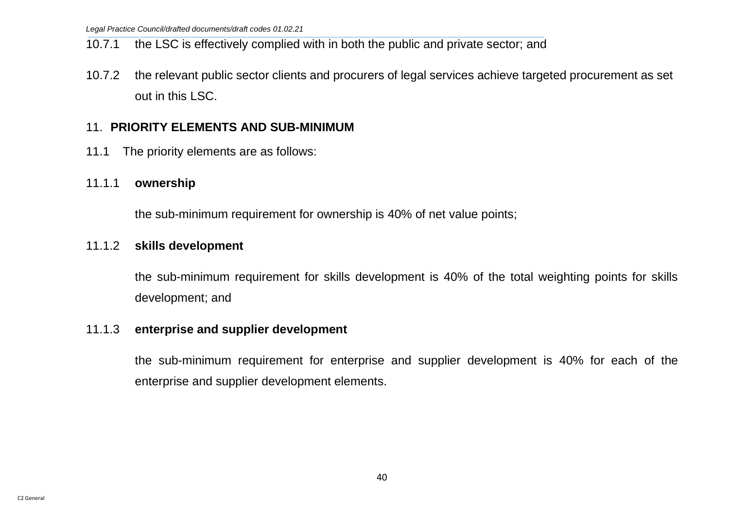10.7.1 the LSC is effectively complied with in both the public and private sector; and

10.7.2 the relevant public sector clients and procurers of legal services achieve targeted procurement as set out in this LSC.

## 11. PRIORITY ELEMENTS AND SUB-MINIMUM

11.1 The priority elements are as follows:

11.1.1 **ownership**

the sub-minimum requirement for ownership is 40% of net value points;

11.1.2 **skills development**

the sub-minimum requirement for skills development is 40% of the total weighting points for skills development; and

11.1.3 **enterprise and supplier development**

the sub-minimum requirement for enterprise and supplier development is 40% for each of the enterprise and supplier development elements.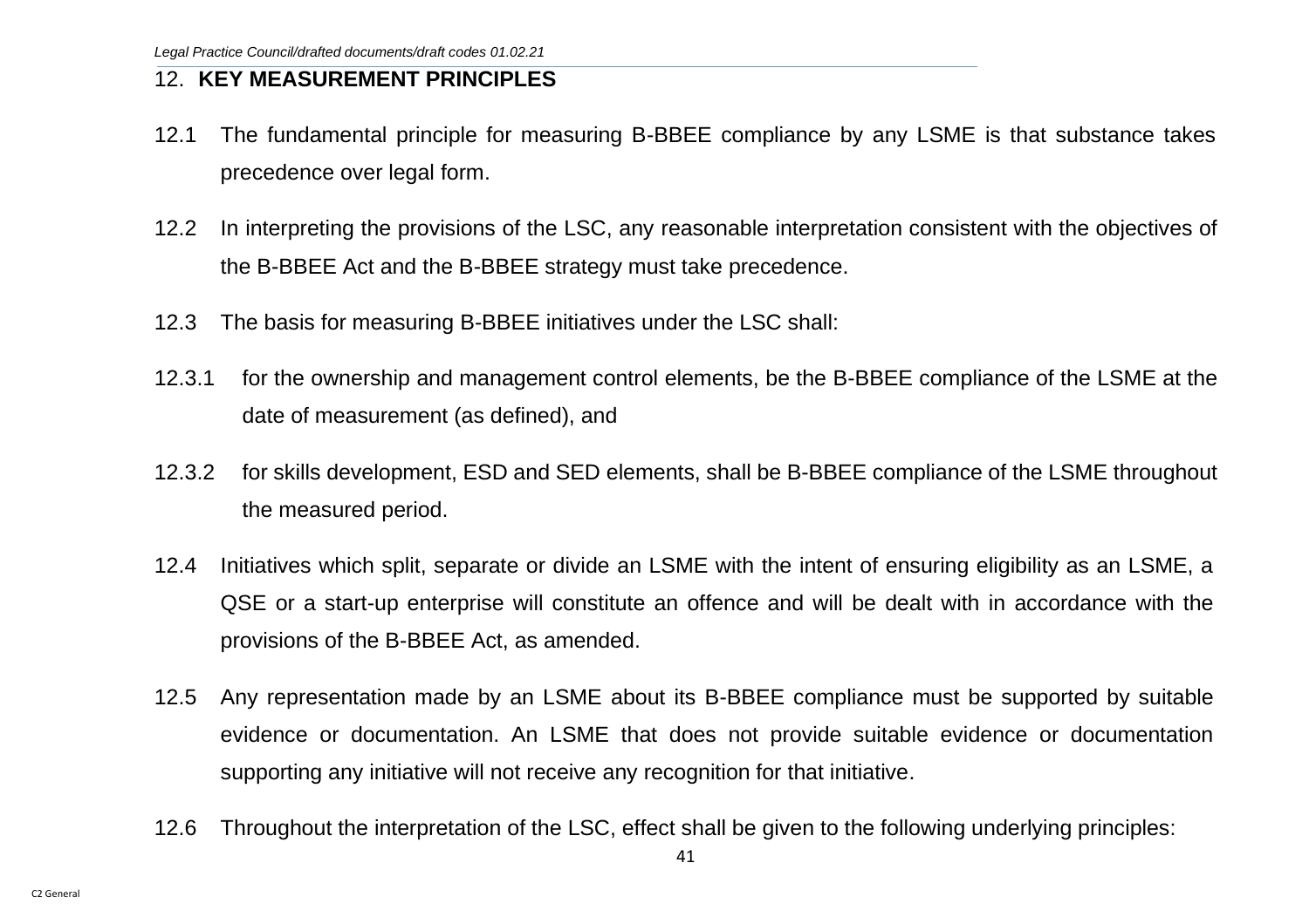## 12. KEY MEASUREMENT PRINCIPLES

12.1 The fundamental principle for measuring B-BBEE compliance by any LSME is that substance takes precedence over legal form.

12.2 In interpreting the provisions of the LSC, any reasonable interpretation consistent with the objectives of the B-BBEE Act and the B-BBEE strategy must take precedence.

12.3 The basis for measuring B-BBEE initiatives under the LSC shall:

12.3.1 for the ownership and management control elements, be the B-BBEE compliance of the LSME at the date of measurement (as defined), and

12.3.2 for skills development, ESD and SED elements, shall be B-BBEE compliance of the LSME throughout the measured period.

12.4 Initiatives which split, separate or divide an LSME with the intent of ensuring eligibility as an LSME, a QSE or a start-up enterprise will constitute an offence and will be dealt with in accordance with the provisions of the B-BBEE Act, as amended.

12.5 Any representation made by an LSME about its B-BBEE compliance must be supported by suitable evidence or documentation. An LSME that does not provide suitable evidence or documentation supporting any initiative will not receive any recognition for that initiative.

12.6 Throughout the interpretation of the LSC, effect shall be given to the following underlying principles: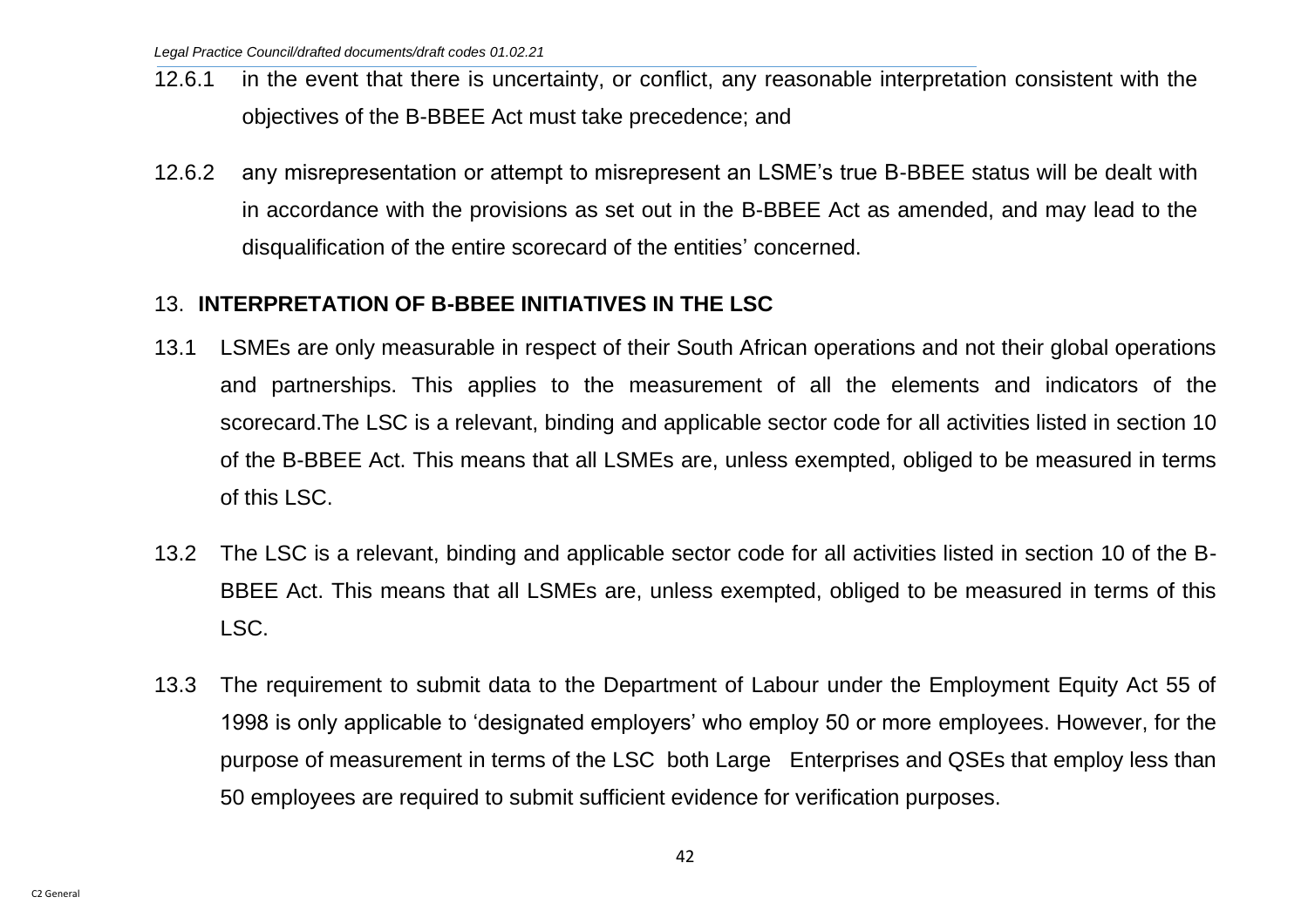12.6.1 in the event that there is uncertainty, or conflict, any reasonable interpretation consistent with the objectives of the B-BBEE Act must take precedence; and

12.6.2 any misrepresentation or attempt to misrepresent an LSME's true B-BBEE status will be dealt with in accordance with the provisions as set out in the B-BBEE Act as amended, and may lead to the disqualification of the entire scorecard of the entities' concerned.

## 13. INTERPRETATION OF B-BBEE INITIATIVES IN THE LSC

13.1 LSMEs are only measurable in respect of their South African operations and not their global operations and partnerships. This applies to the measurement of all the elements and indicators of the scorecard.The LSC is a relevant, binding and applicable sector code for all activities listed in section 10 of the B-BBEE Act. This means that all LSMEs are, unless exempted, obliged to be measured in terms of this LSC.

13.2 The LSC is a relevant, binding and applicable sector code for all activities listed in section 10 of the B-BBEE Act. This means that all LSMEs are, unless exempted, obliged to be measured in terms of this LSC.

13.3 The requirement to submit data to the Department of Labour under the Employment Equity Act 55 of 1998 is only applicable to 'designated employers' who employ 50 or more employees. However, for the purpose of measurement in terms of the LSC both Large Enterprises and QSEs that employ less than 50 employees are required to submit sufficient evidence for verification purposes.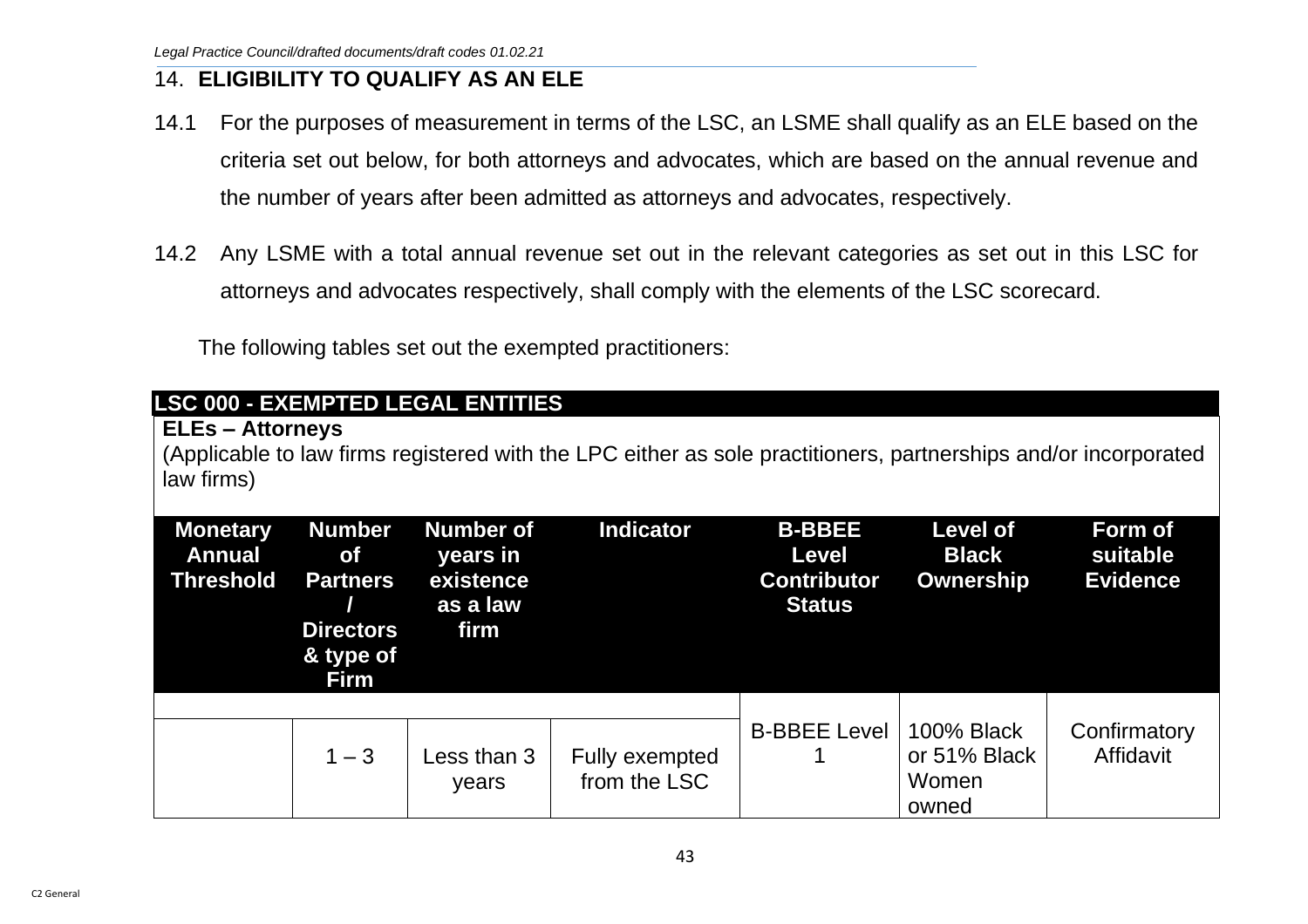## 14. ELIGIBILITY TO QUALIFY AS AN ELE

14.1 For the purposes of measurement in terms of the LSC, an LSME shall qualify as an ELE based on the criteria set out below, for both attorneys and advocates, which are based on the annual revenue and the number of years after been admitted as attorneys and advocates, respectively.

14.2 Any LSME with a total annual revenue set out in the relevant categories as set out in this LSC for attorneys and advocates respectively, shall comply with the elements of the LSC scorecard.

The following tables set out the exempted practitioners:

| **LSC 000 - EXEMPTED LEGAL ENTITIES** | | | | | | |
|---|---|---|---|---|---|---|
| **ELEs – Attorneys**<br>(Applicable to law firms registered with the LPC either as sole practitioners, partnerships and/or incorporated law firms) | | | | | | |
| **Monetary Annual Threshold** | **Number of Partners / Directors & type of Firm** | **Number of years in existence as a law firm** | **Indicator** | **B-BBEE Level Contributor Status** | **Level of Black Ownership** | **Form of suitable Evidence** |
| | | | | | | |
| | 1 – 3 | Less than 3 years | Fully exempted from the LSC | B-BBEE Level 1 | 100% Black or 51% Black Women owned | Confirmatory Affidavit |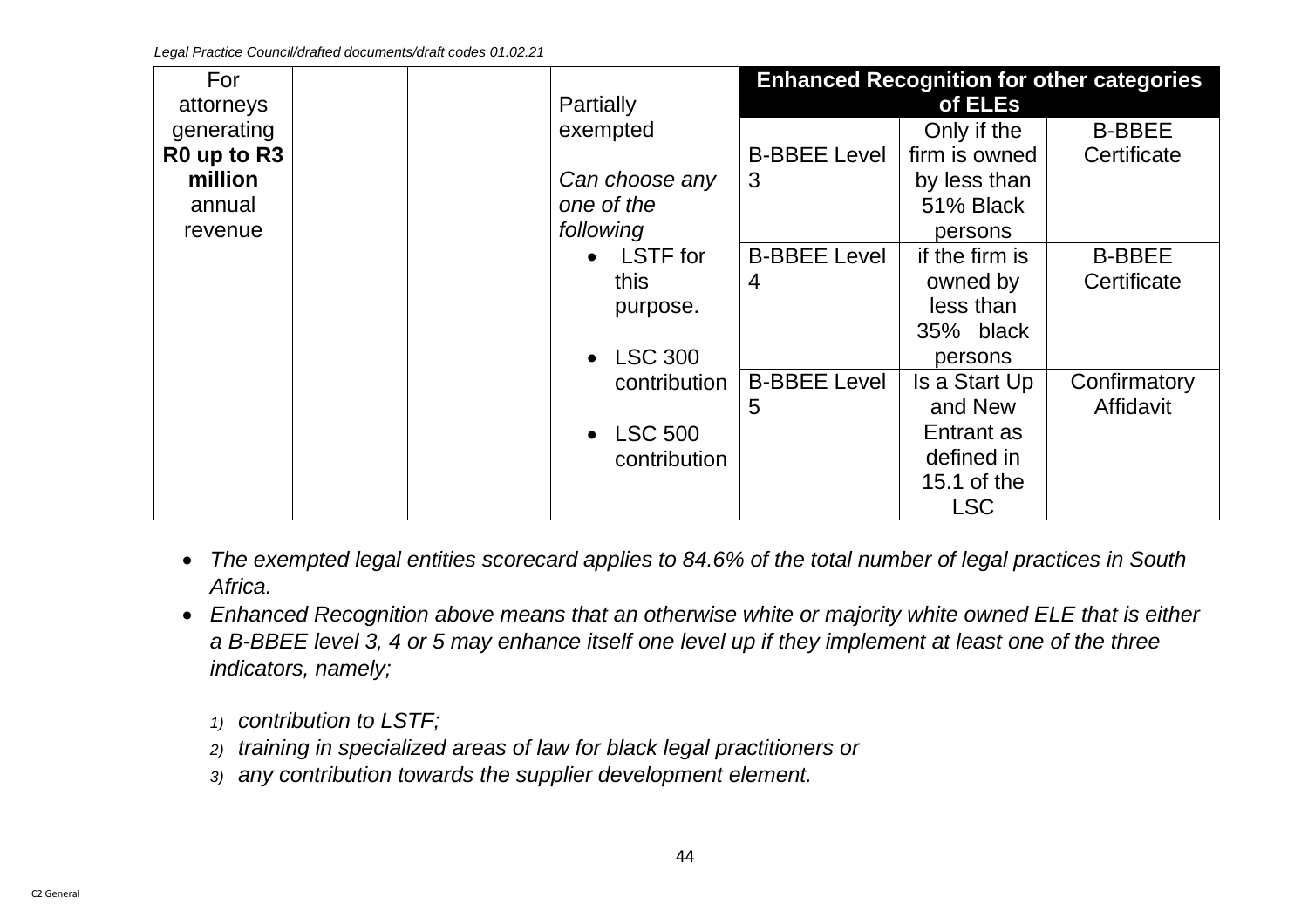| For attorneys generating **R0 up to R3 million** annual revenue | | | Partially exempted<br><br>*Can choose any one of the following*<br>• LSTF for this purpose.<br>• LSC 300 contribution<br>• LSC 500 contribution | **Enhanced Recognition for other categories of ELEs** | | |
|---|---|---|---|---|---|---|
| | | | | B-BBEE Level 3 | Only if the firm is owned by less than 51% Black persons | B-BBEE Certificate |
| | | | | B-BBEE Level 4 | if the firm is owned by less than 35% black persons | B-BBEE Certificate |
| | | | | B-BBEE Level 5 | Is a Start Up and New Entrant as defined in 15.1 of the LSC | Confirmatory Affidavit |

- *The exempted legal entities scorecard applies to 84.6% of the total number of legal practices in South Africa.*
- *Enhanced Recognition above means that an otherwise white or majority white owned ELE that is either a B-BBEE level 3, 4 or 5 may enhance itself one level up if they implement at least one of the three indicators, namely;*

  1) *contribution to LSTF;*
  2) *training in specialized areas of law for black legal practitioners or*
  3) *any contribution towards the supplier development element.*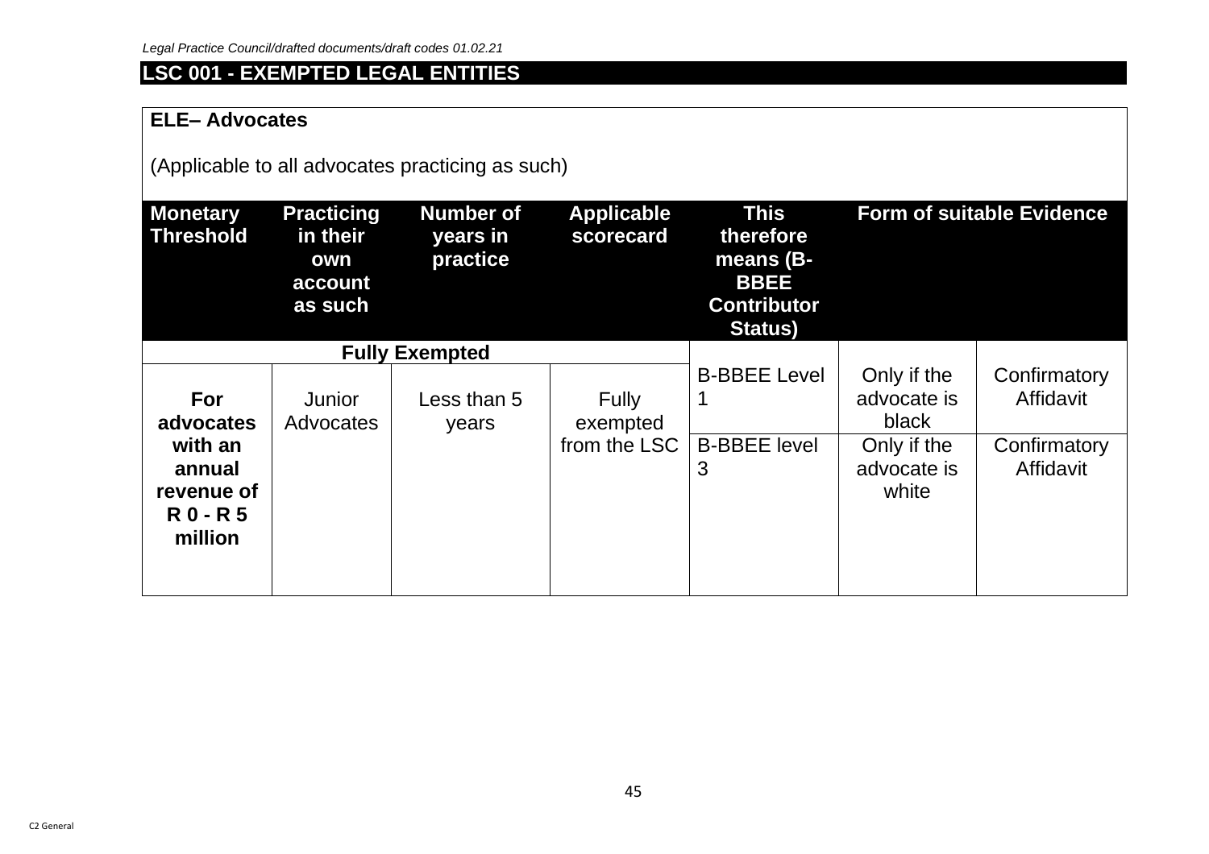## LSC 001 - EXEMPTED LEGAL ENTITIES

| ELE– Advocates<br><br>(Applicable to all advocates practicing as such) | | | | | | |
|---|---|---|---|---|---|---|
| **Monetary Threshold** | **Practicing in their own account as such** | **Number of years in practice** | **Applicable scorecard** | **This therefore means (B-BBEE Contributor Status)** | **Form of suitable Evidence** | |
| **Fully Exempted** | | | | | | |
| **For advocates with an annual revenue of R 0 - R 5 million** | Junior Advocates | Less than 5 years | Fully exempted from the LSC | B-BBEE Level 1 | Only if the advocate is black | Confirmatory Affidavit |
| | | | | B-BBEE level 3 | Only if the advocate is white | Confirmatory Affidavit |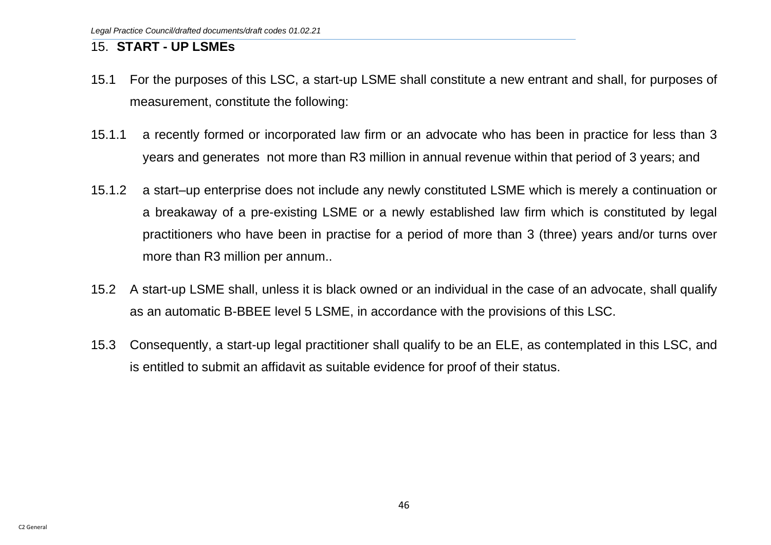## 15. START - UP LSMEs

15.1 For the purposes of this LSC, a start-up LSME shall constitute a new entrant and shall, for purposes of measurement, constitute the following:

15.1.1 a recently formed or incorporated law firm or an advocate who has been in practice for less than 3 years and generates not more than R3 million in annual revenue within that period of 3 years; and

15.1.2 a start–up enterprise does not include any newly constituted LSME which is merely a continuation or a breakaway of a pre-existing LSME or a newly established law firm which is constituted by legal practitioners who have been in practise for a period of more than 3 (three) years and/or turns over more than R3 million per annum..

15.2 A start-up LSME shall, unless it is black owned or an individual in the case of an advocate, shall qualify as an automatic B-BBEE level 5 LSME, in accordance with the provisions of this LSC.

15.3 Consequently, a start-up legal practitioner shall qualify to be an ELE, as contemplated in this LSC, and is entitled to submit an affidavit as suitable evidence for proof of their status.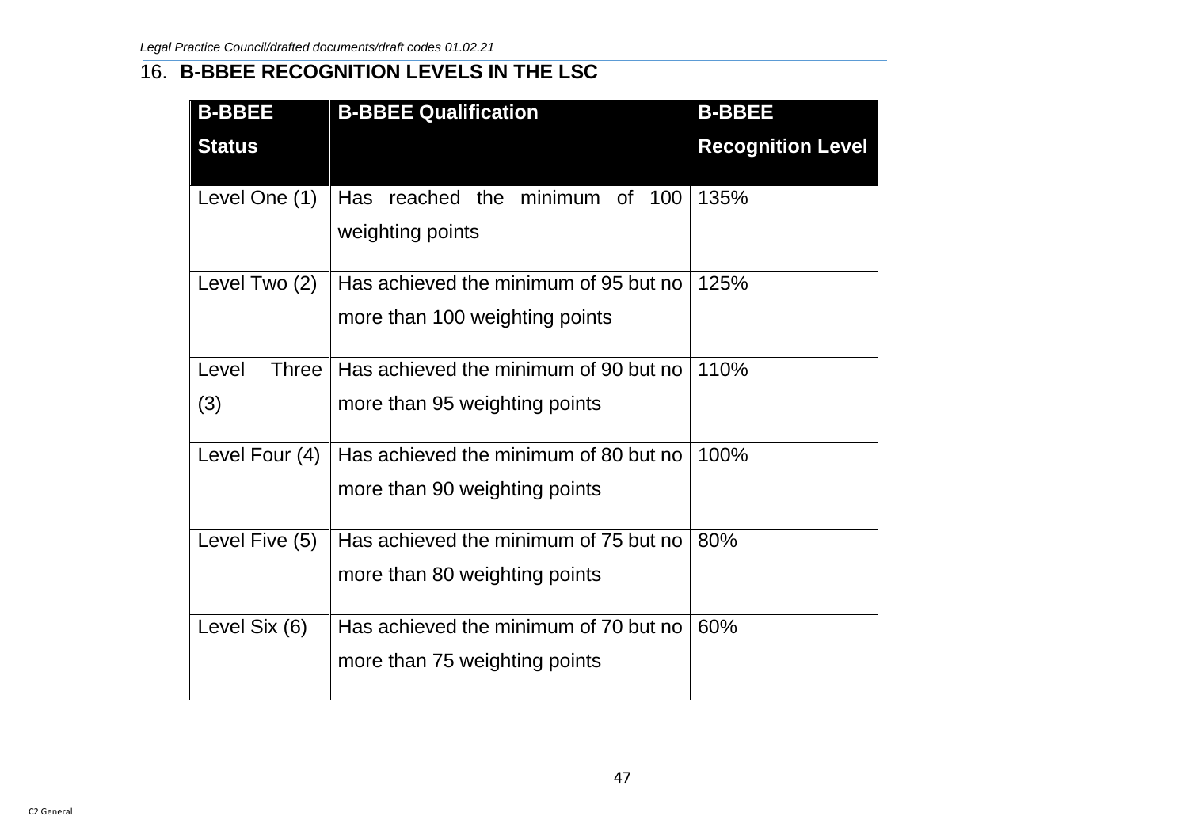## 16. B-BBEE RECOGNITION LEVELS IN THE LSC

| B-BBEE Status | B-BBEE Qualification | B-BBEE Recognition Level |
|---|---|---|
| Level One (1) | Has reached the minimum of 100 weighting points | 135% |
| Level Two (2) | Has achieved the minimum of 95 but no more than 100 weighting points | 125% |
| Level Three (3) | Has achieved the minimum of 90 but no more than 95 weighting points | 110% |
| Level Four (4) | Has achieved the minimum of 80 but no more than 90 weighting points | 100% |
| Level Five (5) | Has achieved the minimum of 75 but no more than 80 weighting points | 80% |
| Level Six (6) | Has achieved the minimum of 70 but no more than 75 weighting points | 60% |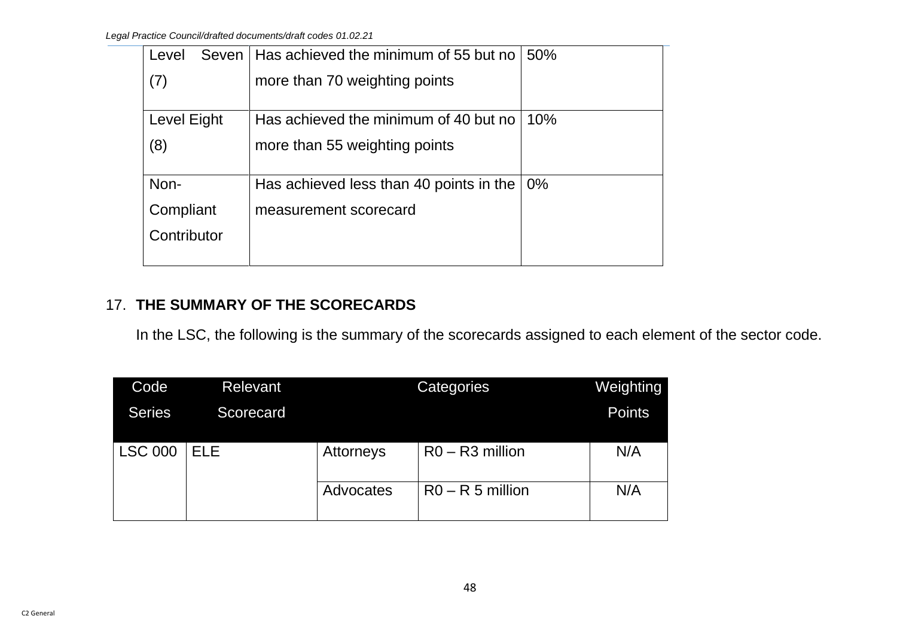| Level Seven (7) | Has achieved the minimum of 55 but no more than 70 weighting points | 50% |
|---|---|---|
| Level Eight (8) | Has achieved the minimum of 40 but no more than 55 weighting points | 10% |
| Non-Compliant Contributor | Has achieved less than 40 points in the measurement scorecard | 0% |

## 17. THE SUMMARY OF THE SCORECARDS

In the LSC, the following is the summary of the scorecards assigned to each element of the sector code.

| Code Series | Relevant Scorecard | Categories | | Weighting Points |
|---|---|---|---|---|
| LSC 000 | ELE | Attorneys | R0 – R3 million | N/A |
| | | Advocates | R0 – R 5 million | N/A |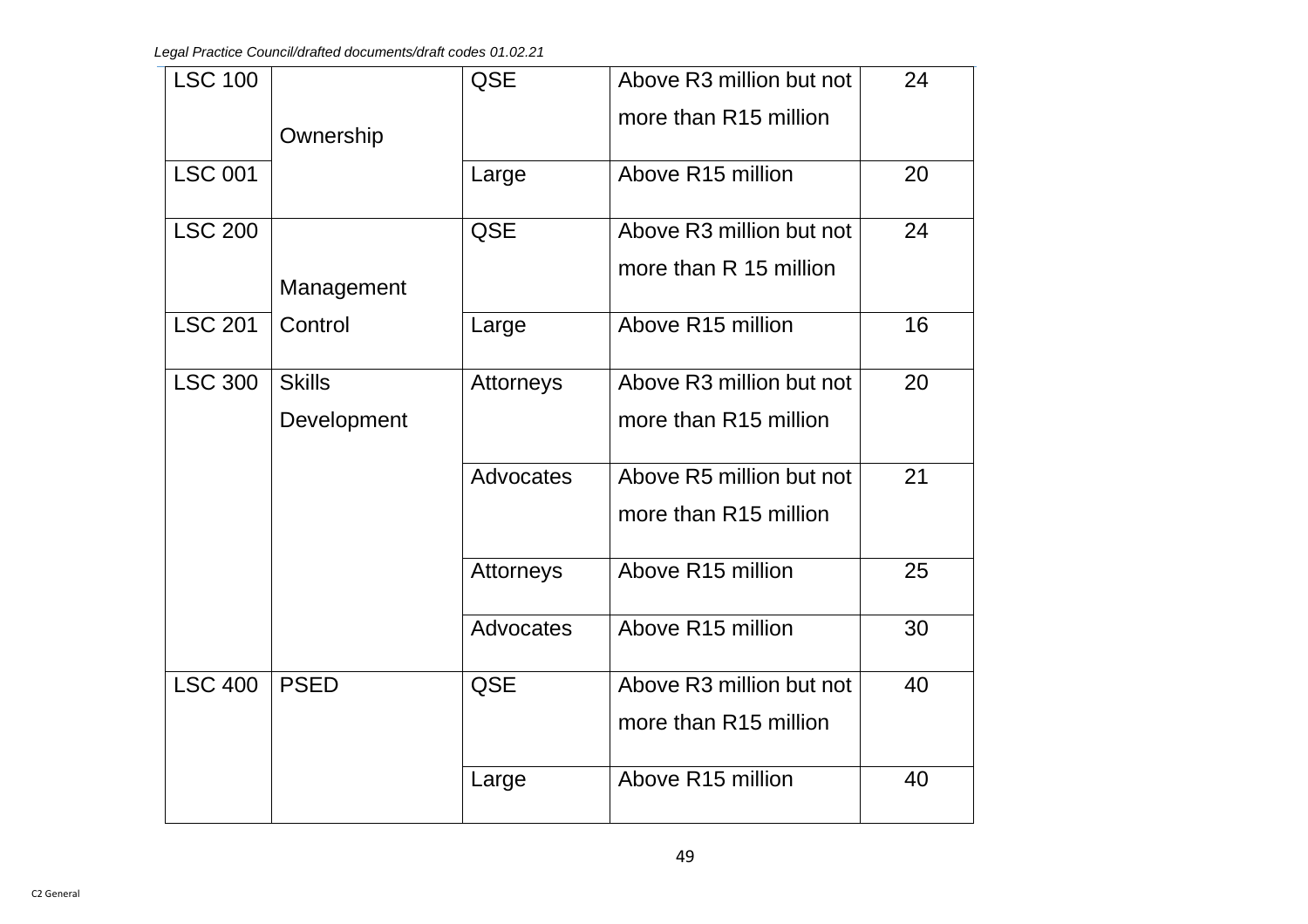| LSC 100 | Ownership | QSE | Above R3 million but not more than R15 million | 24 |
|---|---|---|---|---|
| LSC 001 | | Large | Above R15 million | 20 |
| LSC 200 | Management Control | QSE | Above R3 million but not more than R 15 million | 24 |
| LSC 201 | | Large | Above R15 million | 16 |
| LSC 300 | Skills Development | Attorneys | Above R3 million but not more than R15 million | 20 |
| | | Advocates | Above R5 million but not more than R15 million | 21 |
| | | Attorneys | Above R15 million | 25 |
| | | Advocates | Above R15 million | 30 |
| LSC 400 | PSED | QSE | Above R3 million but not more than R15 million | 40 |
| | | Large | Above R15 million | 40 |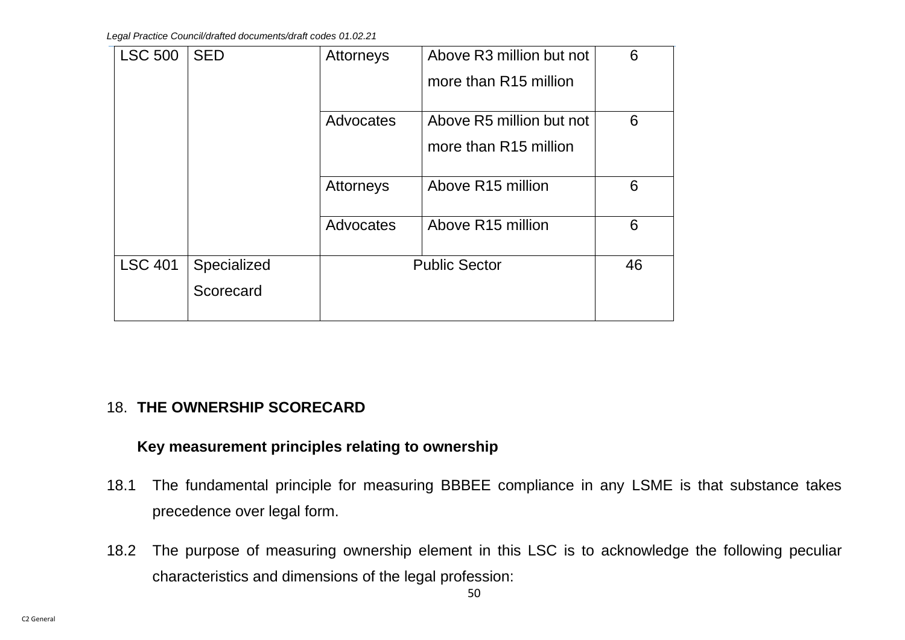| | | | | |
|---|---|---|---|---|
| LSC 500 | SED | Attorneys | Above R3 million but not more than R15 million | 6 |
| | | Advocates | Above R5 million but not more than R15 million | 6 |
| | | Attorneys | Above R15 million | 6 |
| | | Advocates | Above R15 million | 6 |
| LSC 401 | Specialized Scorecard | Public Sector | | 46 |

18. **THE OWNERSHIP SCORECARD**

**Key measurement principles relating to ownership**

18.1 The fundamental principle for measuring BBBEE compliance in any LSME is that substance takes precedence over legal form.

18.2 The purpose of measuring ownership element in this LSC is to acknowledge the following peculiar characteristics and dimensions of the legal profession: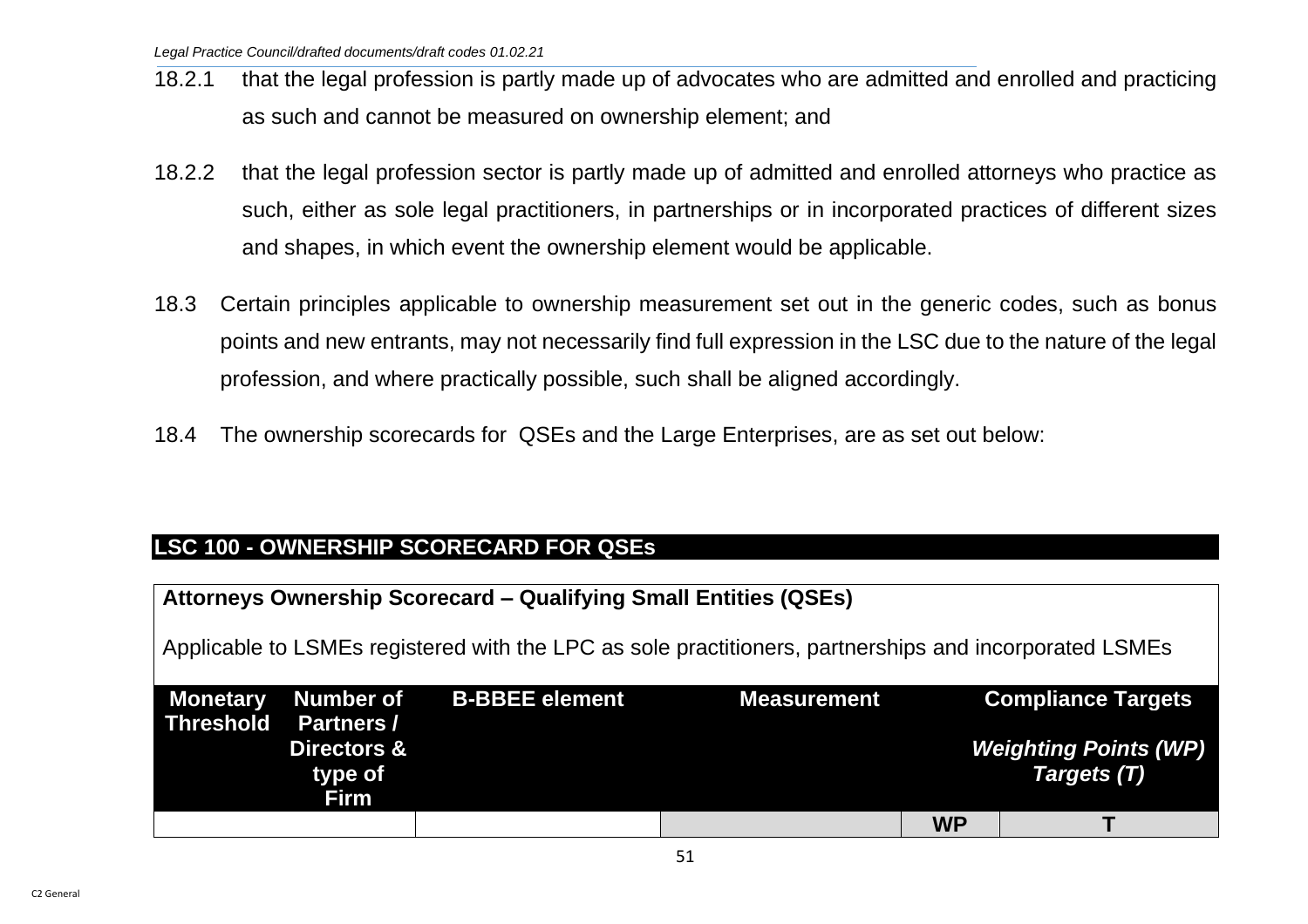18.2.1 that the legal profession is partly made up of advocates who are admitted and enrolled and practicing as such and cannot be measured on ownership element; and

18.2.2 that the legal profession sector is partly made up of admitted and enrolled attorneys who practice as such, either as sole legal practitioners, in partnerships or in incorporated practices of different sizes and shapes, in which event the ownership element would be applicable.

18.3 Certain principles applicable to ownership measurement set out in the generic codes, such as bonus points and new entrants, may not necessarily find full expression in the LSC due to the nature of the legal profession, and where practically possible, such shall be aligned accordingly.

18.4 The ownership scorecards for QSEs and the Large Enterprises, are as set out below:

## LSC 100 - OWNERSHIP SCORECARD FOR QSEs

**Attorneys Ownership Scorecard – Qualifying Small Entities (QSEs)**

Applicable to LSMEs registered with the LPC as sole practitioners, partnerships and incorporated LSMEs

| Monetary Threshold | Number of Partners / Directors & type of Firm | B-BBEE element | Measurement | Compliance Targets *Weighting Points (WP) Targets (T)* | |
|---|---|---|---|---|---|
| | | | | **WP** | **T** |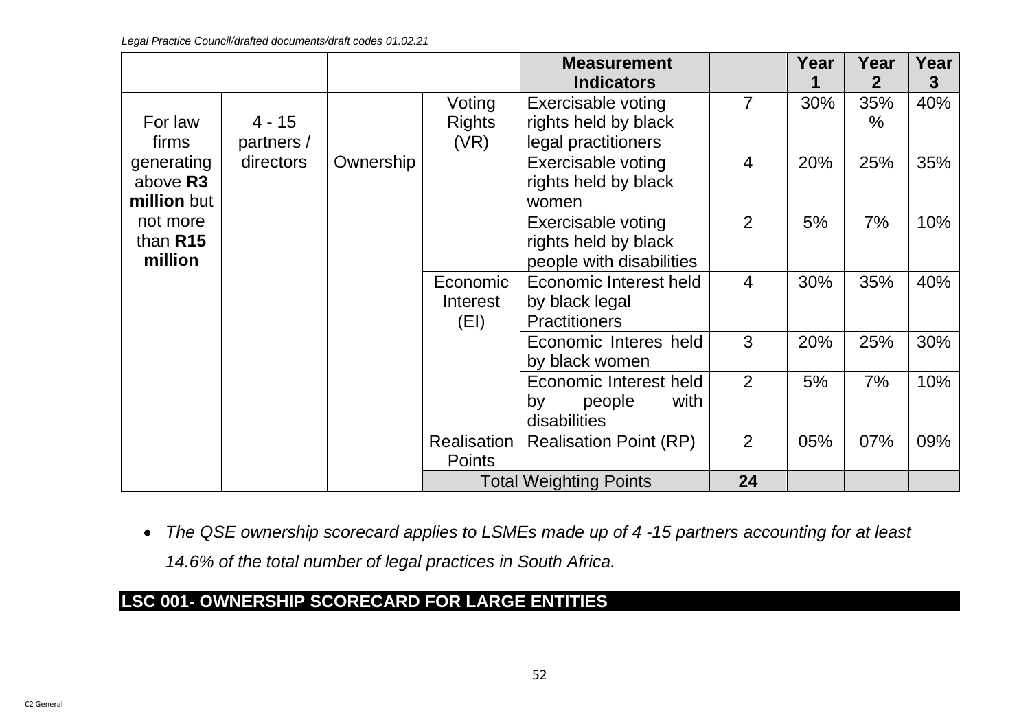| | | | | Measurement Indicators | | Year 1 | Year 2 | Year 3 |
|---|---|---|---|---|---|---|---|---|
| For law firms generating above **R3 million** but not more than **R15 million** | 4 - 15 partners / directors | Ownership | Voting Rights (VR) | Exercisable voting rights held by black legal practitioners | 7 | 30% | 35% | 40% |
| | | | | Exercisable voting rights held by black women | 4 | 20% | 25% | 35% |
| | | | | Exercisable voting rights held by black people with disabilities | 2 | 5% | 7% | 10% |
| | | | Economic Interest (EI) | Economic Interest held by black legal Practitioners | 4 | 30% | 35% | 40% |
| | | | | Economic Interes held by black women | 3 | 20% | 25% | 30% |
| | | | | Economic Interest held by people with disabilities | 2 | 5% | 7% | 10% |
| | | | Realisation Points | Realisation Point (RP) | 2 | 05% | 07% | 09% |
| | | | Total Weighting Points | | **24** | | | |

- *The QSE ownership scorecard applies to LSMEs made up of 4 -15 partners accounting for at least 14.6% of the total number of legal practices in South Africa.*

## LSC 001- OWNERSHIP SCORECARD FOR LARGE ENTITIES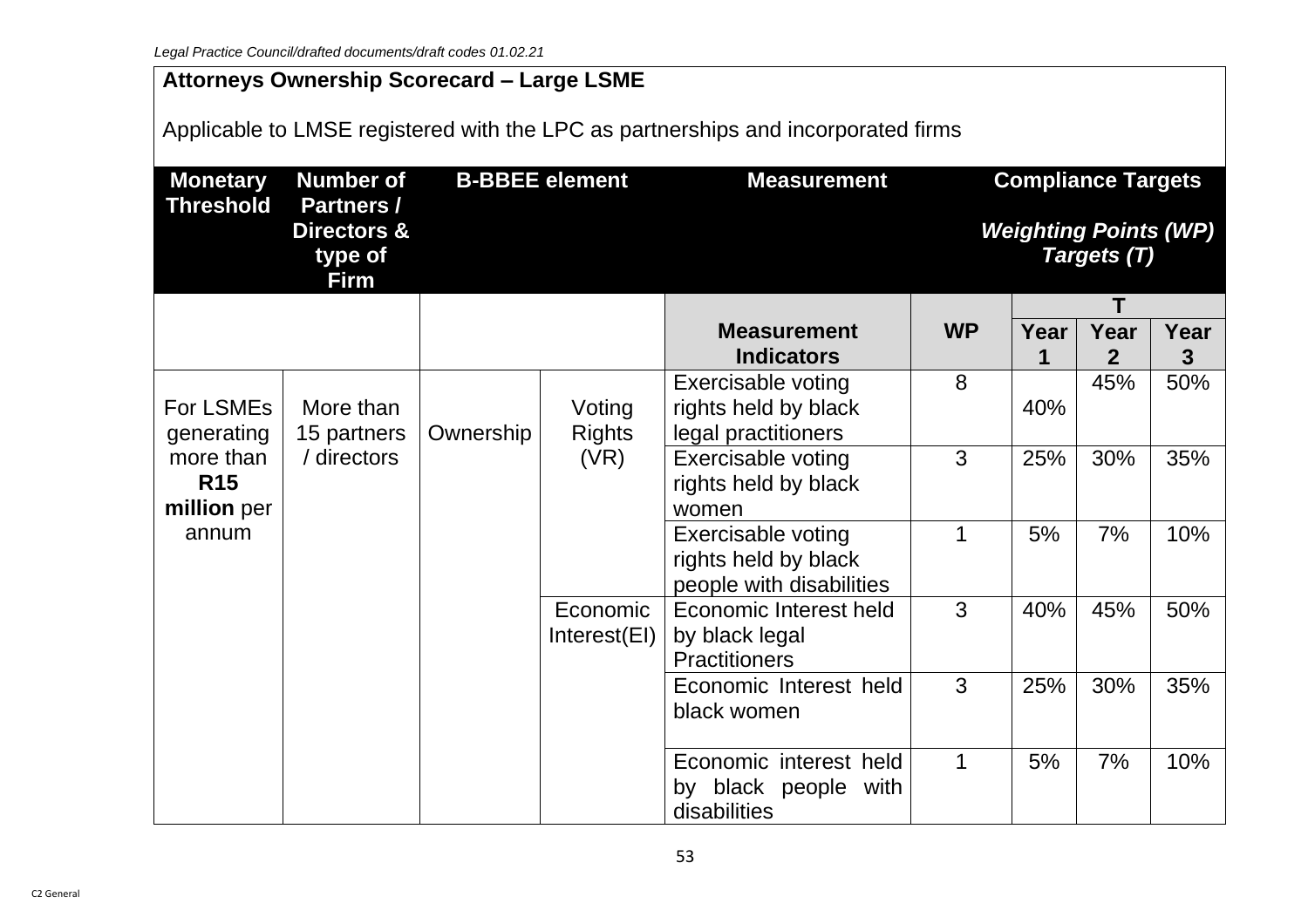**Attorneys Ownership Scorecard – Large LSME**

Applicable to LMSE registered with the LPC as partnerships and incorporated firms

| Monetary Threshold | Number of Partners / Directors & type of Firm | B-BBEE element | | Measurement | | Compliance Targets<br>*Weighting Points (WP) Targets (T)* | | |
|---|---|---|---|---|---|---|---|---|
| | | | | | | T | | |
| | | | | **Measurement Indicators** | **WP** | **Year 1** | **Year 2** | **Year 3** |
| For LSMEs generating more than **R15 million** per annum | More than 15 partners / directors | Ownership | Voting Rights (VR) | Exercisable voting rights held by black legal practitioners | 8 | 40% | 45% | 50% |
| | | | | Exercisable voting rights held by black women | 3 | 25% | 30% | 35% |
| | | | | Exercisable voting rights held by black people with disabilities | 1 | 5% | 7% | 10% |
| | | | Economic Interest(EI) | Economic Interest held by black legal Practitioners | 3 | 40% | 45% | 50% |
| | | | | Economic Interest held black women | 3 | 25% | 30% | 35% |
| | | | | Economic interest held by black people with disabilities | 1 | 5% | 7% | 10% |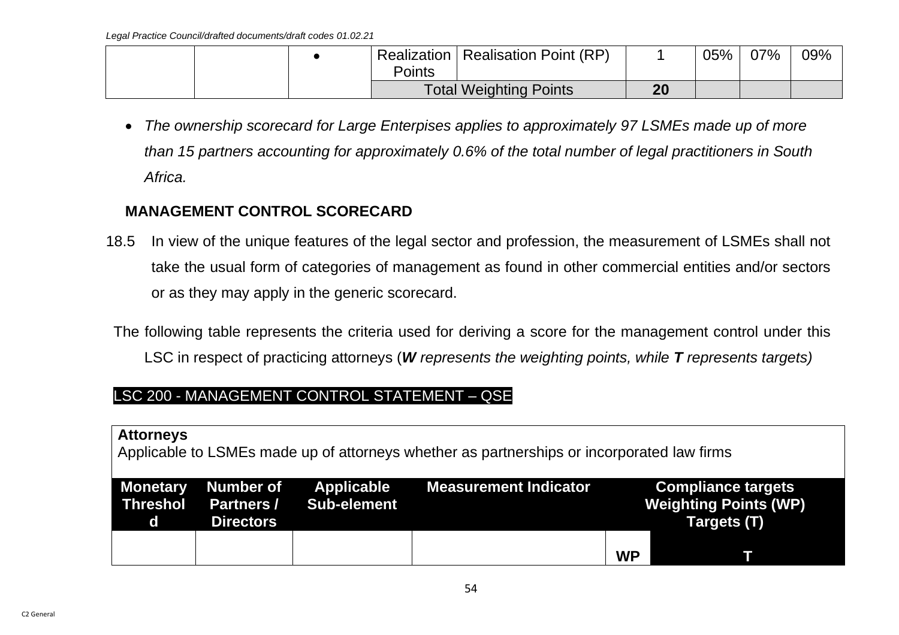|  |  | • | Realization Points | Realisation Point (RP) | 1 | 05% | 07% | 09% |
|---|---|---|---|---|---|---|---|---|
|  |  |  | Total Weighting Points |  | 20 |  |  |  |

- *The ownership scorecard for Large Enterpises applies to approximately 97 LSMEs made up of more than 15 partners accounting for approximately 0.6% of the total number of legal practitioners in South Africa.*

**MANAGEMENT CONTROL SCORECARD**

18.5 In view of the unique features of the legal sector and profession, the measurement of LSMEs shall not take the usual form of categories of management as found in other commercial entities and/or sectors or as they may apply in the generic scorecard.

The following table represents the criteria used for deriving a score for the management control under this LSC in respect of practicing attorneys (***W*** *represents the weighting points, while* ***T*** *represents targets)*

LSC 200 - MANAGEMENT CONTROL STATEMENT – QSE

**Attorneys**
Applicable to LSMEs made up of attorneys whether as partnerships or incorporated law firms

| Monetary Threshold | Number of Partners / Directors | Applicable Sub-element | Measurement Indicator | Compliance targets Weighting Points (WP) Targets (T) | |
|---|---|---|---|---|---|
|  |  |  |  | **WP** | **T** |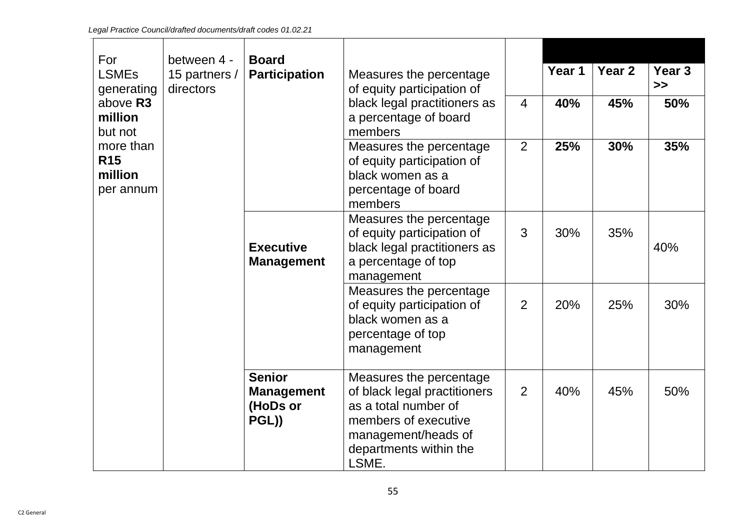| For LSMEs generating above **R3 million** but not more than **R15 million** per annum | between 4 - 15 partners / directors | **Board Participation** | Measures the percentage of equity participation of black legal practitioners as a percentage of board members | | **Year 1** | **Year 2** | **Year 3 >>** |
|---|---|---|---|---|---|---|---|
| | | | | 4 | **40%** | **45%** | **50%** |
| | | | Measures the percentage of equity participation of black women as a percentage of board members | 2 | **25%** | **30%** | **35%** |
| | | **Executive Management** | Measures the percentage of equity participation of black legal practitioners as a percentage of top management | 3 | 30% | 35% | 40% |
| | | | Measures the percentage of equity participation of black women as a percentage of top management | 2 | 20% | 25% | 30% |
| | | **Senior Management (HoDs or PGL))** | Measures the percentage of black legal practitioners as a total number of members of executive management/heads of departments within the LSME. | 2 | 40% | 45% | 50% |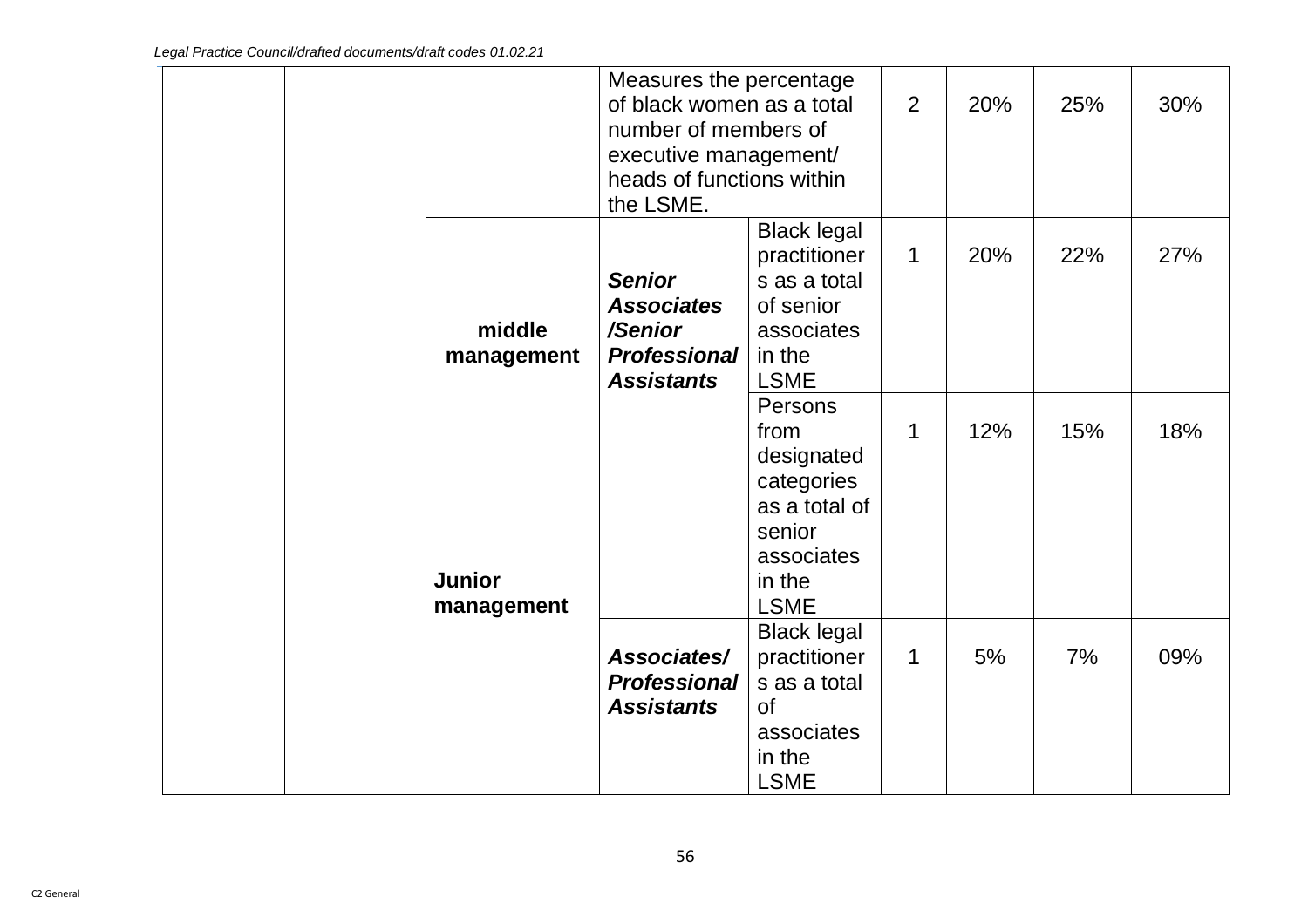| | | | | | | | | |
|---|---|---|---|---|---|---|---|---|
| | | | Measures the percentage of black women as a total number of members of executive management/ heads of functions within the LSME. | | 2 | 20% | 25% | 30% |
| | | **middle management** | ***Senior Associates /Senior Professional Assistants*** | Black legal practitioners as a total of senior associates in the LSME | 1 | 20% | 22% | 27% |
| | | **Junior management** | | Persons from designated categories as a total of senior associates in the LSME | 1 | 12% | 15% | 18% |
| | | | ***Associates/ Professional Assistants*** | Black legal practitioners as a total of associates in the LSME | 1 | 5% | 7% | 09% |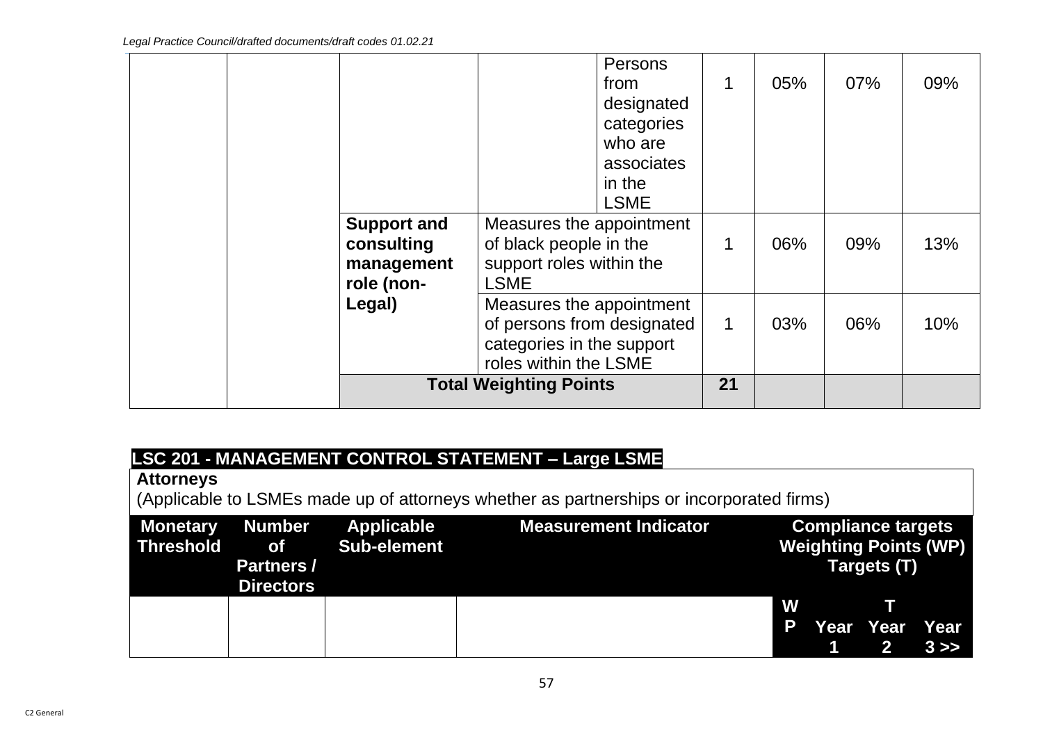| | | | | | | | | |
|---|---|---|---|---|---|---|---|---|
| | | | | Persons from designated categories who are associates in the LSME | 1 | 05% | 07% | 09% |
| | | **Support and consulting management role (non-Legal)** | Measures the appointment of black people in the support roles within the LSME | | 1 | 06% | 09% | 13% |
| | | | Measures the appointment of persons from designated categories in the support roles within the LSME | | 1 | 03% | 06% | 10% |
| | | **Total Weighting Points** | | | **21** | | | |

**LSC 201 - MANAGEMENT CONTROL STATEMENT – Large LSME**

**Attorneys**

(Applicable to LSMEs made up of attorneys whether as partnerships or incorporated firms)

| Monetary Threshold | Number of Partners / Directors | Applicable Sub-element | Measurement Indicator | Compliance targets Weighting Points (WP) Targets (T) | | | |
|---|---|---|---|---|---|---|---|
| | | | | WP | T | | |
| | | | | | Year 1 | Year 2 | Year 3 >> |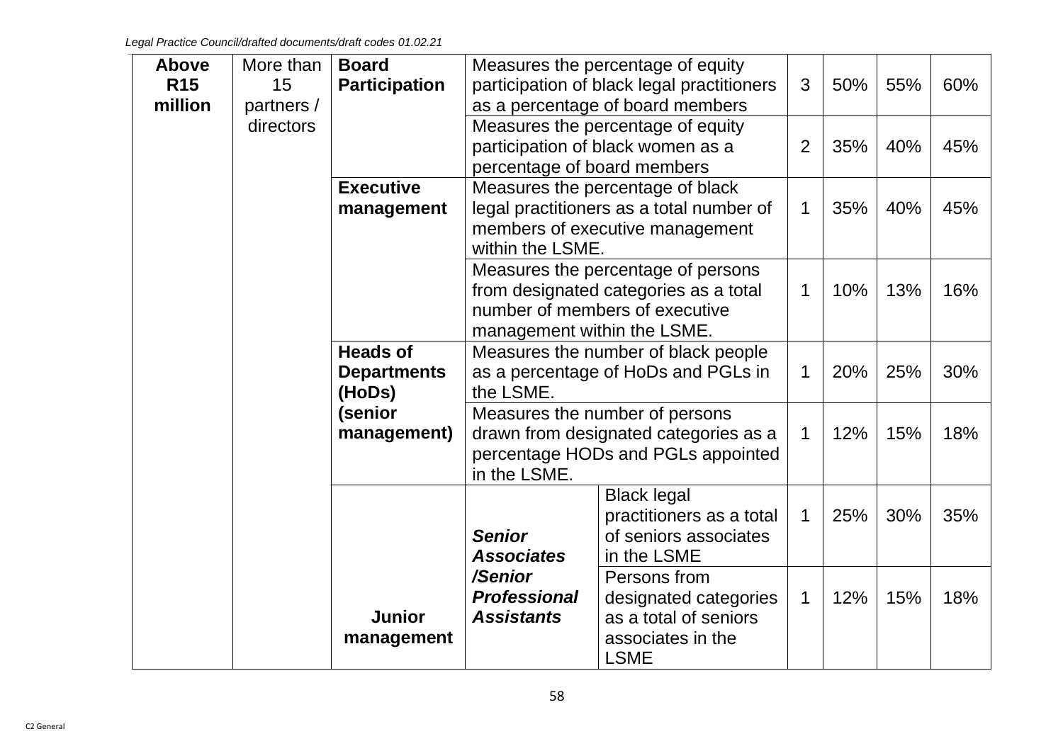| Above R15 million | More than 15 partners / directors | Board Participation | Measures the percentage of equity participation of black legal practitioners as a percentage of board members | | 3 | 50% | 55% | 60% |
|---|---|---|---|---|---|---|---|---|
| | | | Measures the percentage of equity participation of black women as a percentage of board members | | 2 | 35% | 40% | 45% |
| | | **Executive management** | Measures the percentage of black legal practitioners as a total number of members of executive management within the LSME. | | 1 | 35% | 40% | 45% |
| | | | Measures the percentage of persons from designated categories as a total number of members of executive management within the LSME. | | 1 | 10% | 13% | 16% |
| | | **Heads of Departments (HoDs) (senior management)** | Measures the number of black people as a percentage of HoDs and PGLs in the LSME. | | 1 | 20% | 25% | 30% |
| | | | Measures the number of persons drawn from designated categories as a percentage HODs and PGLs appointed in the LSME. | | 1 | 12% | 15% | 18% |
| | | **Junior management** | ***Senior Associates /Senior Professional Assistants*** | Black legal practitioners as a total of seniors associates in the LSME | 1 | 25% | 30% | 35% |
| | | | | Persons from designated categories as a total of seniors associates in the LSME | 1 | 12% | 15% | 18% |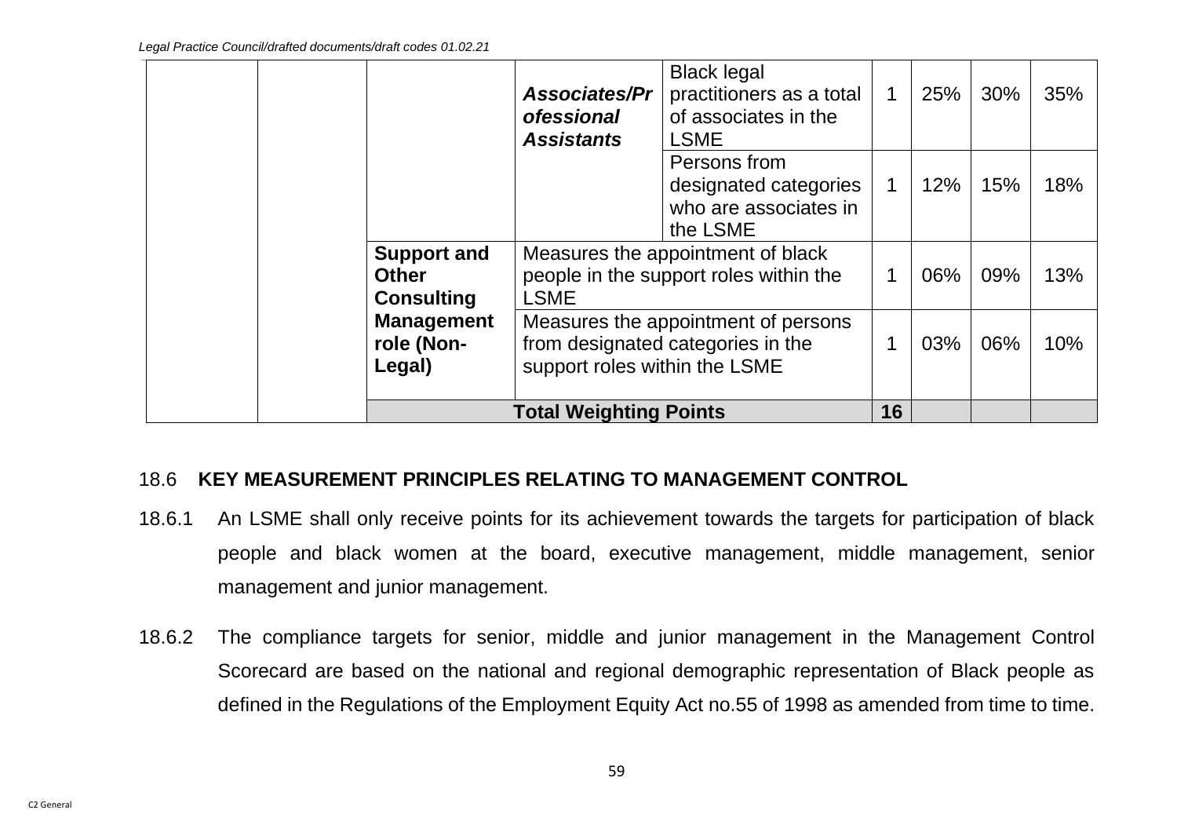| | | | | | | | | |
|---|---|---|---|---|---|---|---|---|
| | | | ***Associates/Professional Assistants*** | Black legal practitioners as a total of associates in the LSME | 1 | 25% | 30% | 35% |
| | | | | Persons from designated categories who are associates in the LSME | 1 | 12% | 15% | 18% |
| | | **Support and Other Consulting Management role (Non-Legal)** | Measures the appointment of black people in the support roles within the LSME | | 1 | 06% | 09% | 13% |
| | | | Measures the appointment of persons from designated categories in the support roles within the LSME | | 1 | 03% | 06% | 10% |
| | | **Total Weighting Points** | | | **16** | | | |

## 18.6 KEY MEASUREMENT PRINCIPLES RELATING TO MANAGEMENT CONTROL

18.6.1 An LSME shall only receive points for its achievement towards the targets for participation of black people and black women at the board, executive management, middle management, senior management and junior management.

18.6.2 The compliance targets for senior, middle and junior management in the Management Control Scorecard are based on the national and regional demographic representation of Black people as defined in the Regulations of the Employment Equity Act no.55 of 1998 as amended from time to time.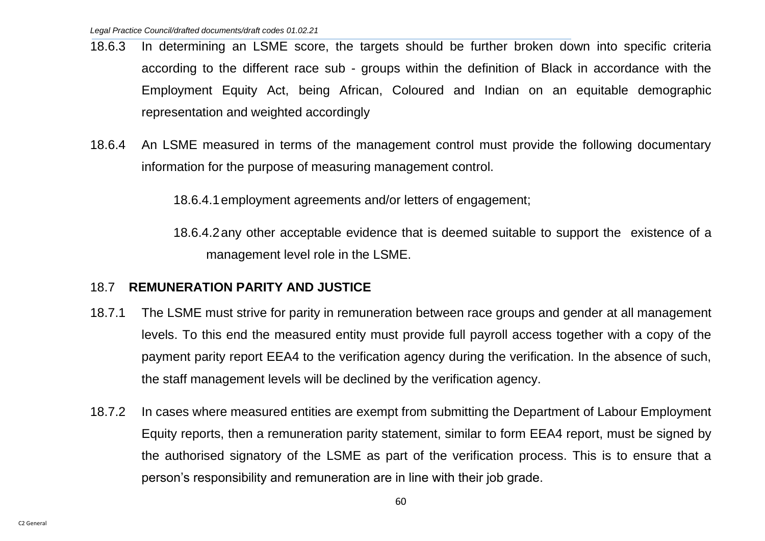18.6.3 In determining an LSME score, the targets should be further broken down into specific criteria according to the different race sub - groups within the definition of Black in accordance with the Employment Equity Act, being African, Coloured and Indian on an equitable demographic representation and weighted accordingly

18.6.4 An LSME measured in terms of the management control must provide the following documentary information for the purpose of measuring management control.

18.6.4.1 employment agreements and/or letters of engagement;

18.6.4.2 any other acceptable evidence that is deemed suitable to support the existence of a management level role in the LSME.

## 18.7 REMUNERATION PARITY AND JUSTICE

18.7.1 The LSME must strive for parity in remuneration between race groups and gender at all management levels. To this end the measured entity must provide full payroll access together with a copy of the payment parity report EEA4 to the verification agency during the verification. In the absence of such, the staff management levels will be declined by the verification agency.

18.7.2 In cases where measured entities are exempt from submitting the Department of Labour Employment Equity reports, then a remuneration parity statement, similar to form EEA4 report, must be signed by the authorised signatory of the LSME as part of the verification process. This is to ensure that a person's responsibility and remuneration are in line with their job grade.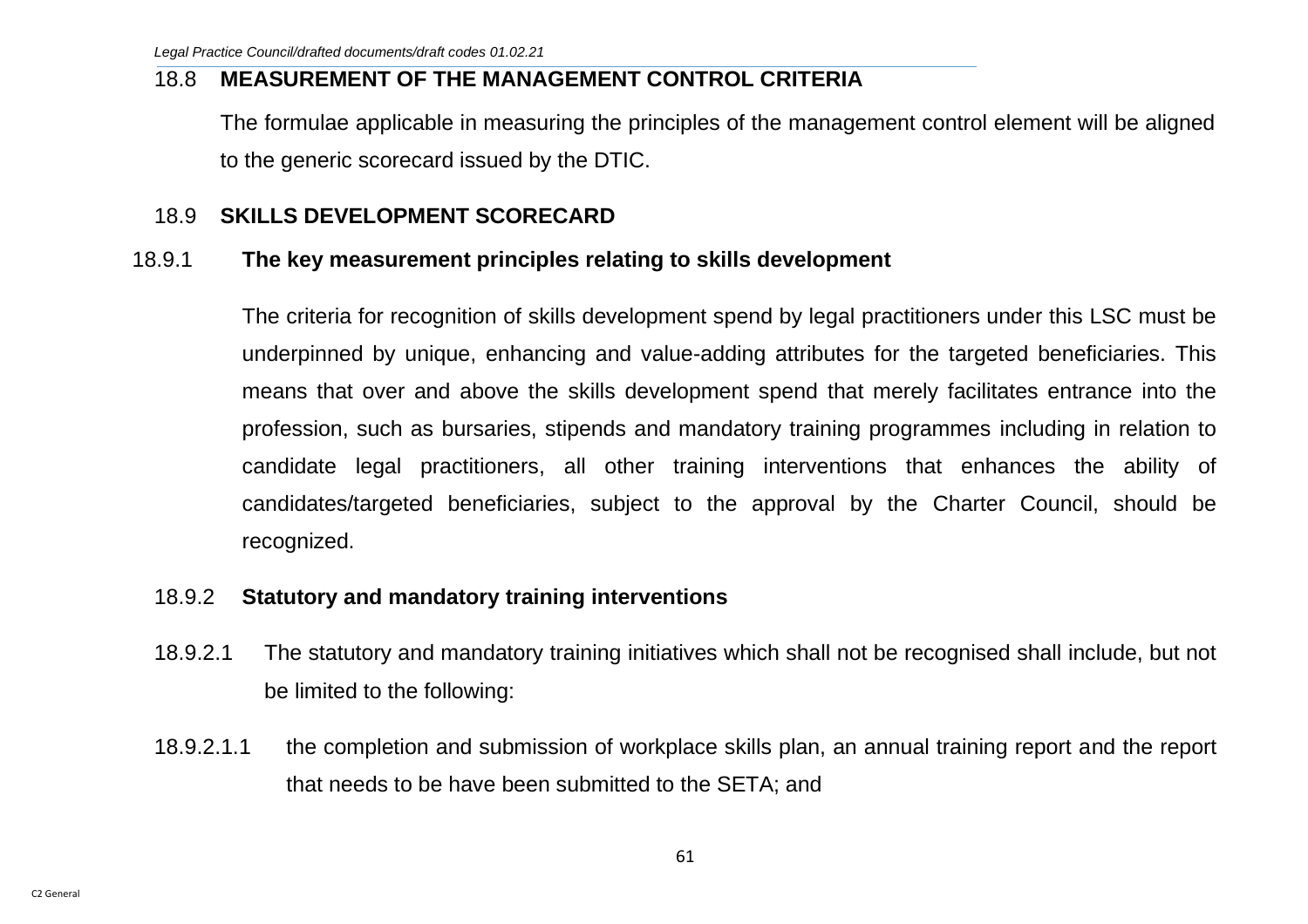## 18.8 MEASUREMENT OF THE MANAGEMENT CONTROL CRITERIA

The formulae applicable in measuring the principles of the management control element will be aligned to the generic scorecard issued by the DTIC.

## 18.9 SKILLS DEVELOPMENT SCORECARD

### 18.9.1 The key measurement principles relating to skills development

The criteria for recognition of skills development spend by legal practitioners under this LSC must be underpinned by unique, enhancing and value-adding attributes for the targeted beneficiaries. This means that over and above the skills development spend that merely facilitates entrance into the profession, such as bursaries, stipends and mandatory training programmes including in relation to candidate legal practitioners, all other training interventions that enhances the ability of candidates/targeted beneficiaries, subject to the approval by the Charter Council, should be recognized.

### 18.9.2 Statutory and mandatory training interventions

18.9.2.1 The statutory and mandatory training initiatives which shall not be recognised shall include, but not be limited to the following:

18.9.2.1.1 the completion and submission of workplace skills plan, an annual training report and the report that needs to be have been submitted to the SETA; and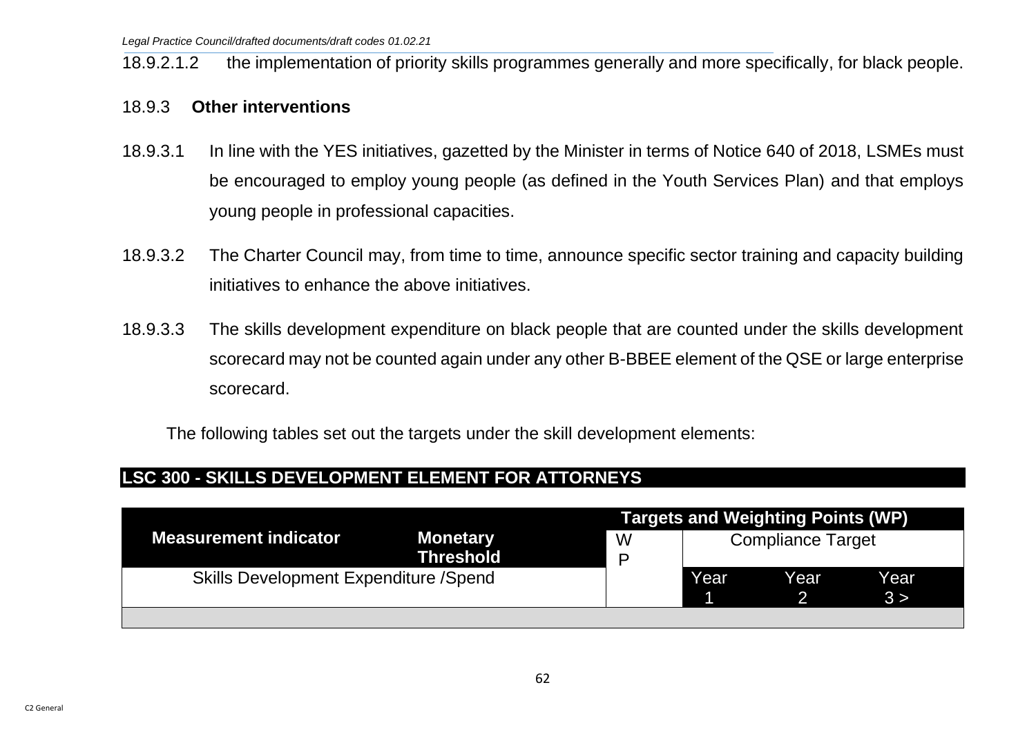18.9.2.1.2 the implementation of priority skills programmes generally and more specifically, for black people.

18.9.3 **Other interventions**

18.9.3.1 In line with the YES initiatives, gazetted by the Minister in terms of Notice 640 of 2018, LSMEs must be encouraged to employ young people (as defined in the Youth Services Plan) and that employs young people in professional capacities.

18.9.3.2 The Charter Council may, from time to time, announce specific sector training and capacity building initiatives to enhance the above initiatives.

18.9.3.3 The skills development expenditure on black people that are counted under the skills development scorecard may not be counted again under any other B-BBEE element of the QSE or large enterprise scorecard.

The following tables set out the targets under the skill development elements:

## LSC 300 - SKILLS DEVELOPMENT ELEMENT FOR ATTORNEYS

| Measurement indicator | Monetary Threshold | Targets and Weighting Points (WP) | | | |
|---|---|---|---|---|---|
| | | WP | Compliance Target | | |
| Skills Development Expenditure /Spend | | | Year 1 | Year 2 | Year 3 > |
| | | | | | |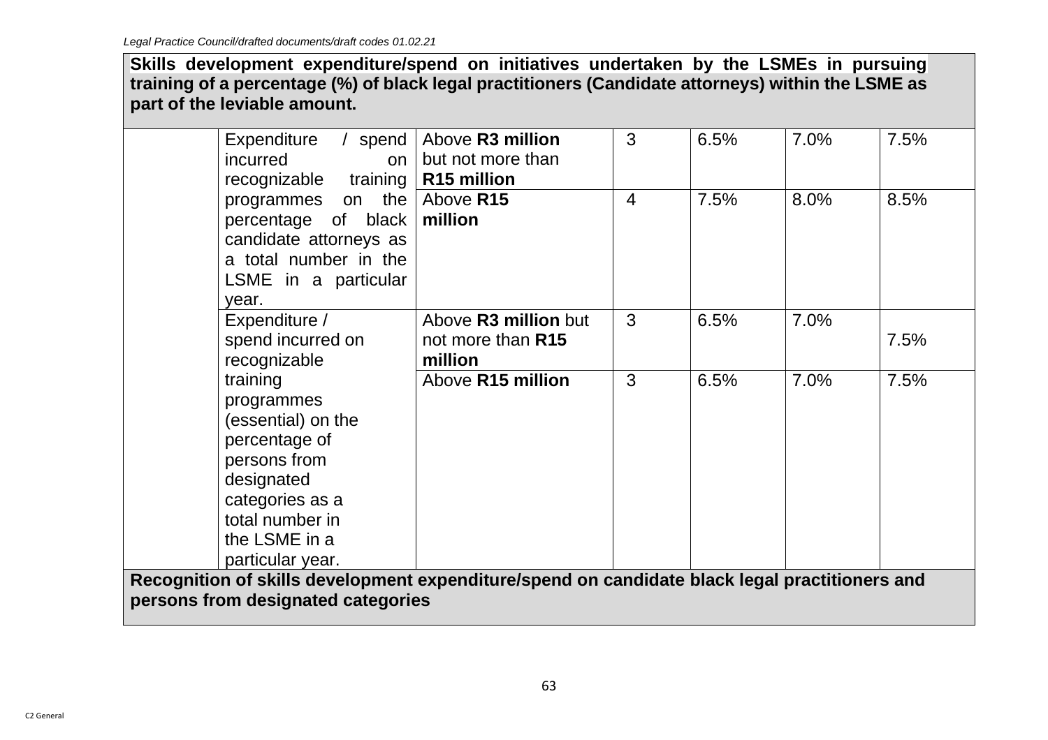| Skills development expenditure/spend on initiatives undertaken by the LSMEs in pursuing training of a percentage (%) of black legal practitioners (Candidate attorneys) within the LSME as part of the leviable amount. | | | | | | |
|---|---|---|---|---|---|---|
| | Expenditure / spend incurred on recognizable training programmes on the percentage of black candidate attorneys as a total number in the LSME in a particular year. | Above **R3 million** but not more than **R15 million** | 3 | 6.5% | 7.0% | 7.5% |
| | | Above **R15 million** | 4 | 7.5% | 8.0% | 8.5% |
| | Expenditure / spend incurred on recognizable training programmes (essential) on the percentage of persons from designated categories as a total number in the LSME in a particular year. | Above **R3 million** but not more than **R15 million** | 3 | 6.5% | 7.0% | 7.5% |
| | | Above **R15 million** | 3 | 6.5% | 7.0% | 7.5% |
| **Recognition of skills development expenditure/spend on candidate black legal practitioners and persons from designated categories** | | | | | | |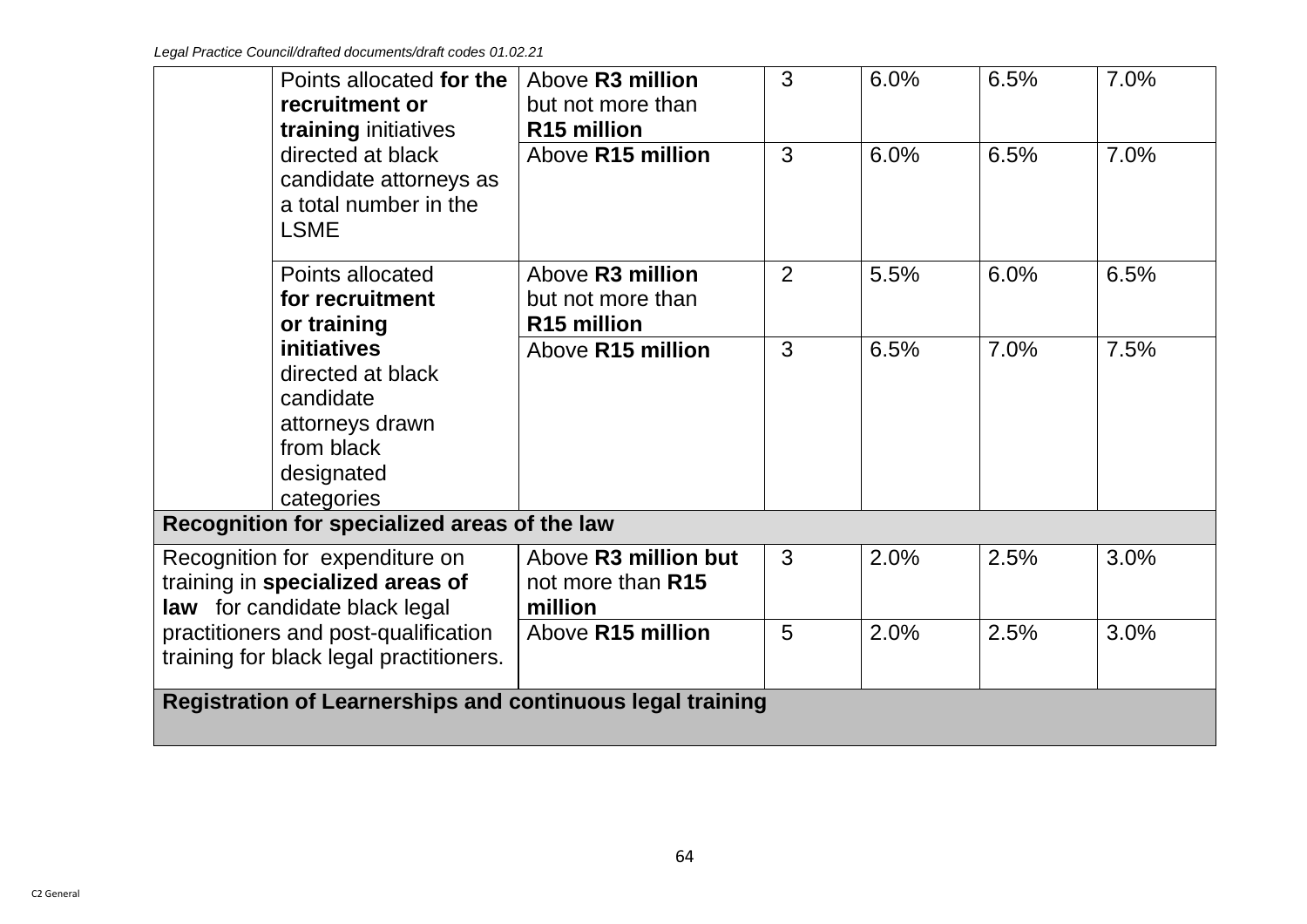| | | | | | | |
|---|---|---|---|---|---|---|
| | Points allocated **for the recruitment or training** initiatives directed at black candidate attorneys as a total number in the LSME | Above **R3 million** but not more than **R15 million** | 3 | 6.0% | 6.5% | 7.0% |
| | | Above **R15 million** | 3 | 6.0% | 6.5% | 7.0% |
| | Points allocated **for recruitment or training initiatives** directed at black candidate attorneys drawn from black designated categories | Above **R3 million** but not more than **R15 million** | 2 | 5.5% | 6.0% | 6.5% |
| | | Above **R15 million** | 3 | 6.5% | 7.0% | 7.5% |
| **Recognition for specialized areas of the law** | | | | | | |
| Recognition for expenditure on training in **specialized areas of law** for candidate black legal practitioners and post-qualification training for black legal practitioners. | | Above **R3 million but** not more than **R15 million** | 3 | 2.0% | 2.5% | 3.0% |
| | | Above **R15 million** | 5 | 2.0% | 2.5% | 3.0% |
| **Registration of Learnerships and continuous legal training** | | | | | | |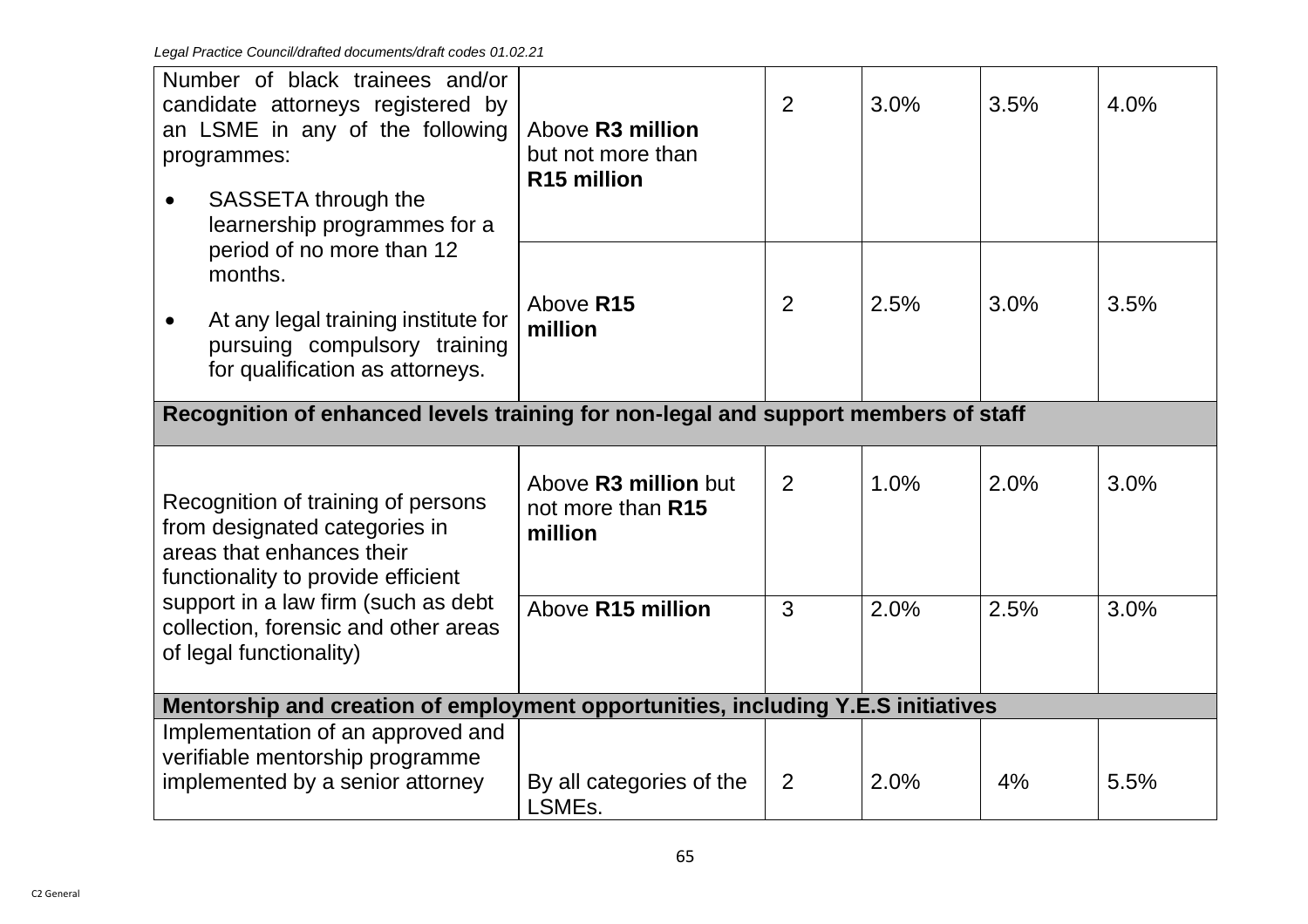| | | | | | |
|---|---|---|---|---|---|
| Number of black trainees and/or candidate attorneys registered by an LSME in any of the following programmes:<br>• SASSETA through the learnership programmes for a period of no more than 12 months.<br>• At any legal training institute for pursuing compulsory training for qualification as attorneys. | Above **R3 million** but not more than **R15 million** | 2 | 3.0% | 3.5% | 4.0% |
| | Above **R15 million** | 2 | 2.5% | 3.0% | 3.5% |
| **Recognition of enhanced levels training for non-legal and support members of staff** | | | | | |
| Recognition of training of persons from designated categories in areas that enhances their functionality to provide efficient support in a law firm (such as debt collection, forensic and other areas of legal functionality) | Above **R3 million** but not more than **R15 million** | 2 | 1.0% | 2.0% | 3.0% |
| | Above **R15 million** | 3 | 2.0% | 2.5% | 3.0% |
| **Mentorship and creation of employment opportunities, including Y.E.S initiatives** | | | | | |
| Implementation of an approved and verifiable mentorship programme implemented by a senior attorney | By all categories of the LSMEs. | 2 | 2.0% | 4% | 5.5% |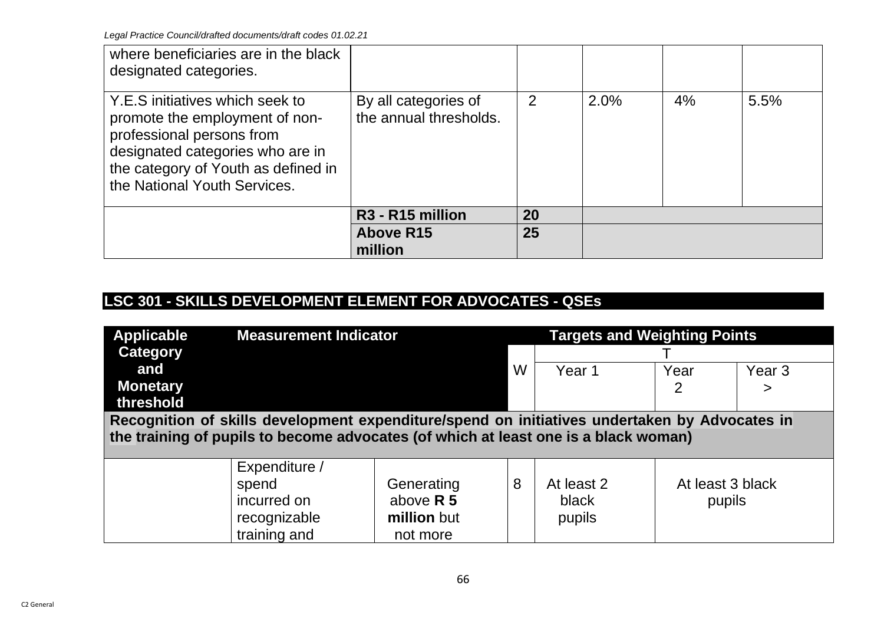| | | | | | |
|---|---|---|---|---|---|
| where beneficiaries are in the black designated categories. | | | | | |
| Y.E.S initiatives which seek to promote the employment of non-professional persons from designated categories who are in the category of Youth as defined in the National Youth Services. | By all categories of the annual thresholds. | 2 | 2.0% | 4% | 5.5% |
| | **R3 - R15 million** | **20** | | | |
| | **Above R15 million** | **25** | | | |

## LSC 301 - SKILLS DEVELOPMENT ELEMENT FOR ADVOCATES - QSEs

| Applicable Category and Monetary threshold | Measurement Indicator | | Targets and Weighting Points | | | |
|---|---|---|---|---|---|---|
| | | | W | T | | |
| | | | | Year 1 | Year 2 | Year 3 > |
| **Recognition of skills development expenditure/spend on initiatives undertaken by Advocates in the training of pupils to become advocates (of which at least one is a black woman)** | | | | | | |
| | Expenditure / spend incurred on recognizable training and | Generating above **R 5 million** but not more | 8 | At least 2 black pupils | At least 3 black pupils | |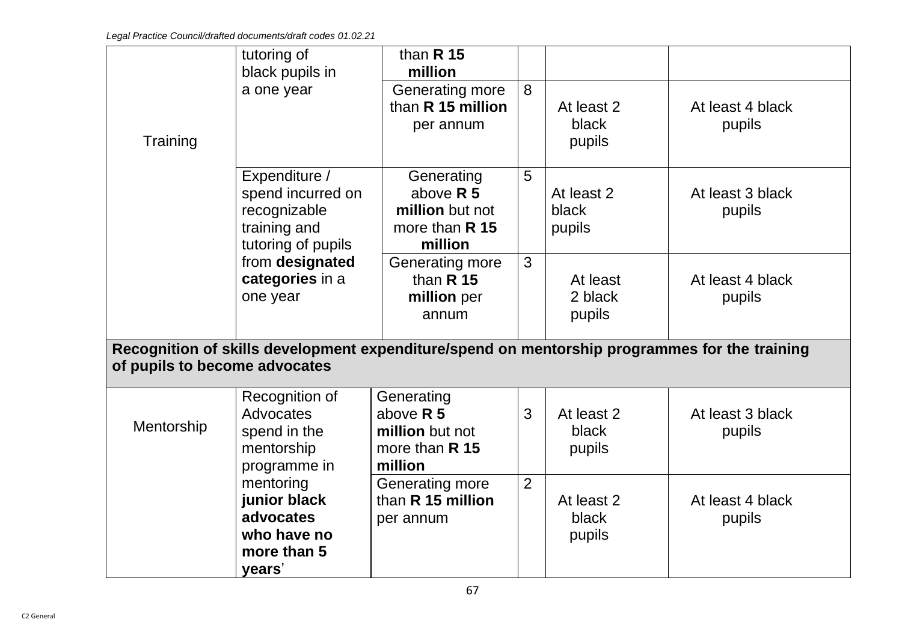| | | | | | |
|---|---|---|---|---|---|
| Training | tutoring of black pupils in a one year | than **R 15 million** | | | |
| | | Generating more than **R 15 million** per annum | 8 | At least 2 black pupils | At least 4 black pupils |
| | Expenditure / spend incurred on recognizable training and tutoring of pupils from **designated categories** in a one year | Generating above **R 5 million** but not more than **R 15 million** | 5 | At least 2 black pupils | At least 3 black pupils |
| | | Generating more than **R 15 million** per annum | 3 | At least 2 black pupils | At least 4 black pupils |
| **Recognition of skills development expenditure/spend on mentorship programmes for the training of pupils to become advocates** | | | | | |
| Mentorship | Recognition of Advocates spend in the mentorship programme in mentoring **junior black advocates who have no more than 5 years**' | Generating above **R 5 million** but not more than **R 15 million** | 3 | At least 2 black pupils | At least 3 black pupils |
| | | Generating more than **R 15 million** per annum | 2 | At least 2 black pupils | At least 4 black pupils |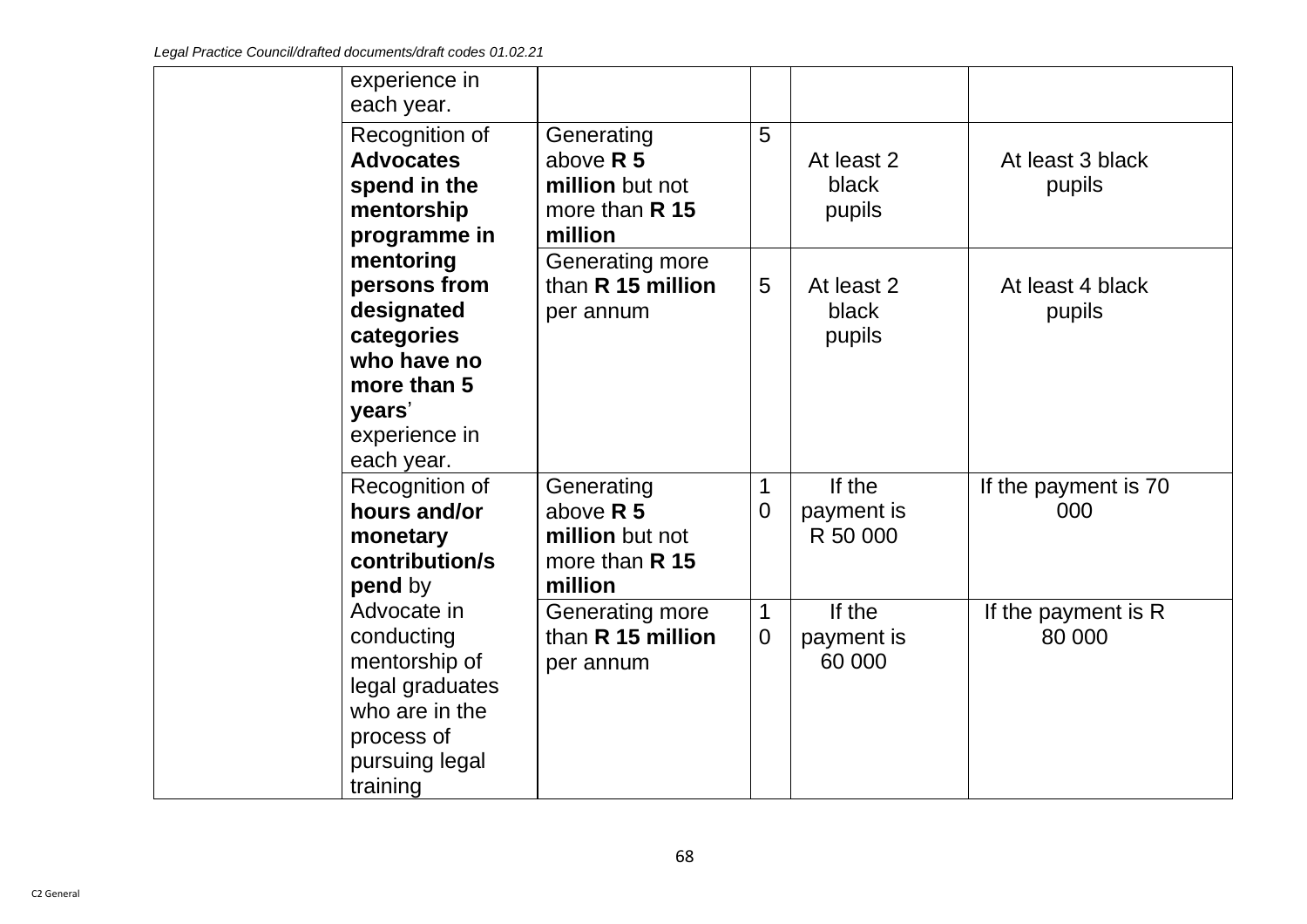| | | | | | |
|---|---|---|---|---|---|
| | experience in each year. | | | | |
| | Recognition of **Advocates spend in the mentorship programme in mentoring persons from designated categories who have no more than 5 years**' experience in each year. | Generating above **R 5 million** but not more than **R 15 million** | 5 | At least 2 black pupils | At least 3 black pupils |
| | | Generating more than **R 15 million** per annum | 5 | At least 2 black pupils | At least 4 black pupils |
| | Recognition of **hours and/or monetary contribution/spend** by Advocate in conducting mentorship of legal graduates who are in the process of pursuing legal training | Generating above **R 5 million** but not more than **R 15 million** | 10 | If the payment is R 50 000 | If the payment is 70 000 |
| | | Generating more than **R 15 million** per annum | 10 | If the payment is 60 000 | If the payment is R 80 000 |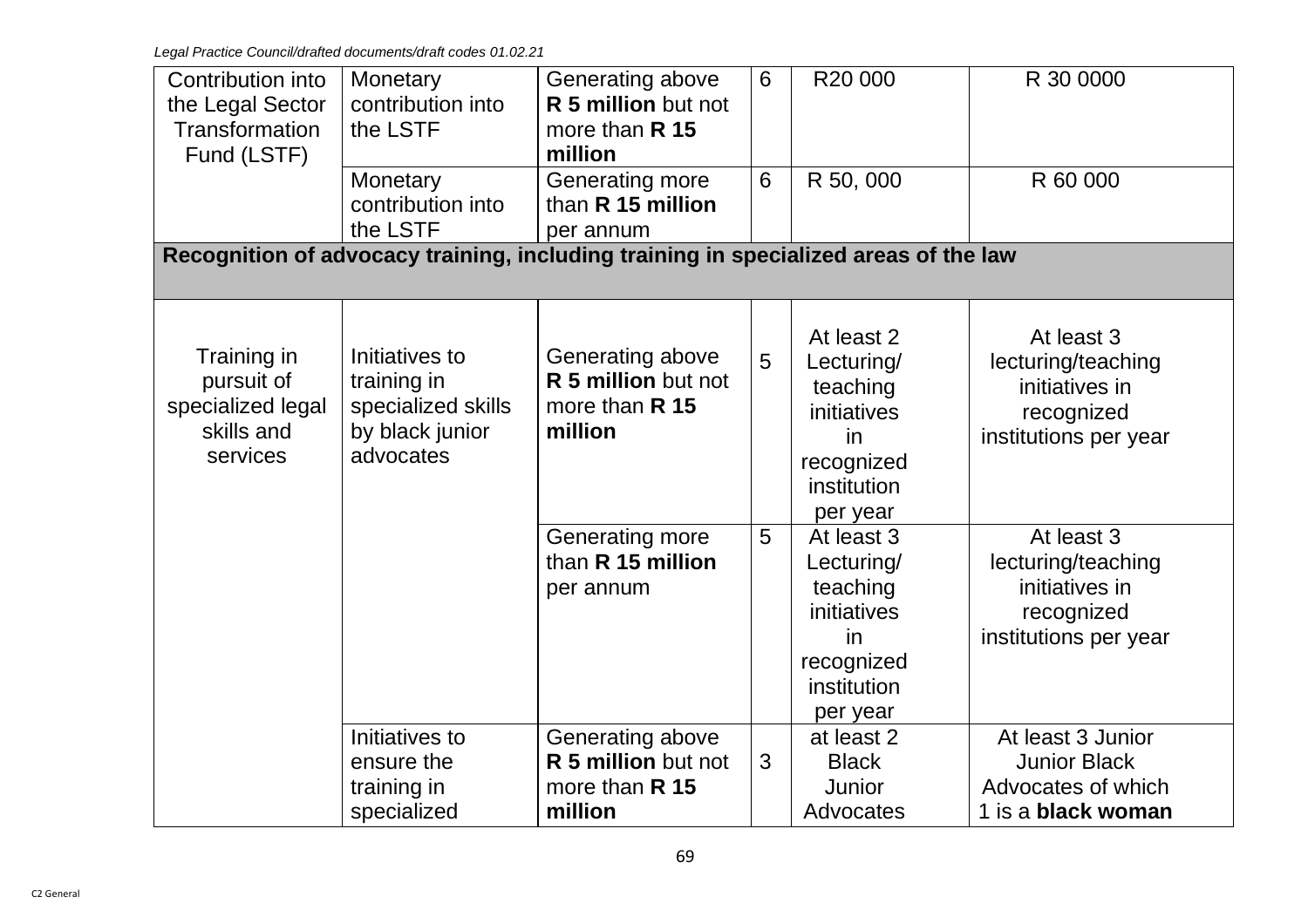| Contribution into the Legal Sector Transformation Fund (LSTF) | Monetary contribution into the LSTF | Generating above **R 5 million** but not more than **R 15 million** | 6 | R20 000 | R 30 0000 |
|---|---|---|---|---|---|
| | Monetary contribution into the LSTF | Generating more than **R 15 million** per annum | 6 | R 50, 000 | R 60 000 |
| **Recognition of advocacy training, including training in specialized areas of the law** | | | | | |
| Training in pursuit of specialized legal skills and services | Initiatives to training in specialized skills by black junior advocates | Generating above **R 5 million** but not more than **R 15 million** | 5 | At least 2 Lecturing/ teaching initiatives in recognized institution per year | At least 3 lecturing/teaching initiatives in recognized institutions per year |
| | | Generating more than **R 15 million** per annum | 5 | At least 3 Lecturing/ teaching initiatives in recognized institution per year | At least 3 lecturing/teaching initiatives in recognized institutions per year |
| | Initiatives to ensure the training in specialized | Generating above **R 5 million** but not more than **R 15 million** | 3 | at least 2 Black Junior Advocates | At least 3 Junior Junior Black Advocates of which 1 is a **black woman** |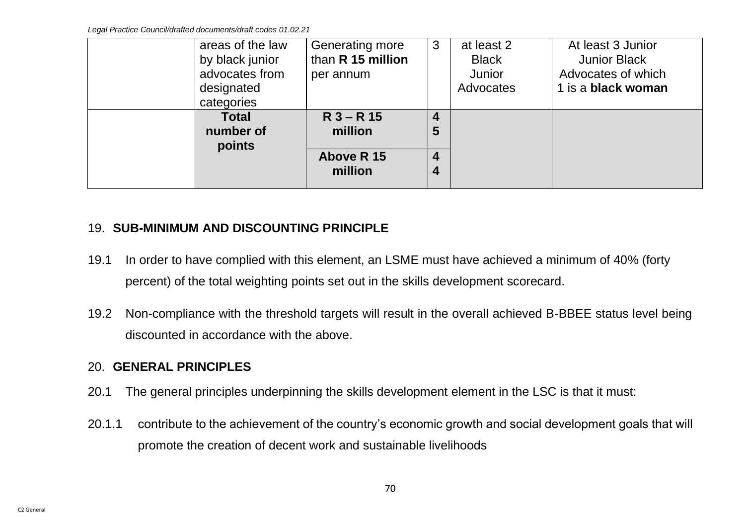| | | | | | |
|---|---|---|---|---|---|
| | areas of the law by black junior advocates from designated categories | Generating more than **R 15 million** per annum | 3 | at least 2 Black Junior Advocates | At least 3 Junior Junior Black Advocates of which 1 is a **black woman** |
| | **Total number of points** | **R 3 – R 15 million** | **45** | | |
| | | **Above R 15 million** | **44** | | |

## 19. SUB-MINIMUM AND DISCOUNTING PRINCIPLE

19.1 In order to have complied with this element, an LSME must have achieved a minimum of 40% (forty percent) of the total weighting points set out in the skills development scorecard.

19.2 Non-compliance with the threshold targets will result in the overall achieved B-BBEE status level being discounted in accordance with the above.

## 20. GENERAL PRINCIPLES

20.1 The general principles underpinning the skills development element in the LSC is that it must:

20.1.1 contribute to the achievement of the country's economic growth and social development goals that will promote the creation of decent work and sustainable livelihoods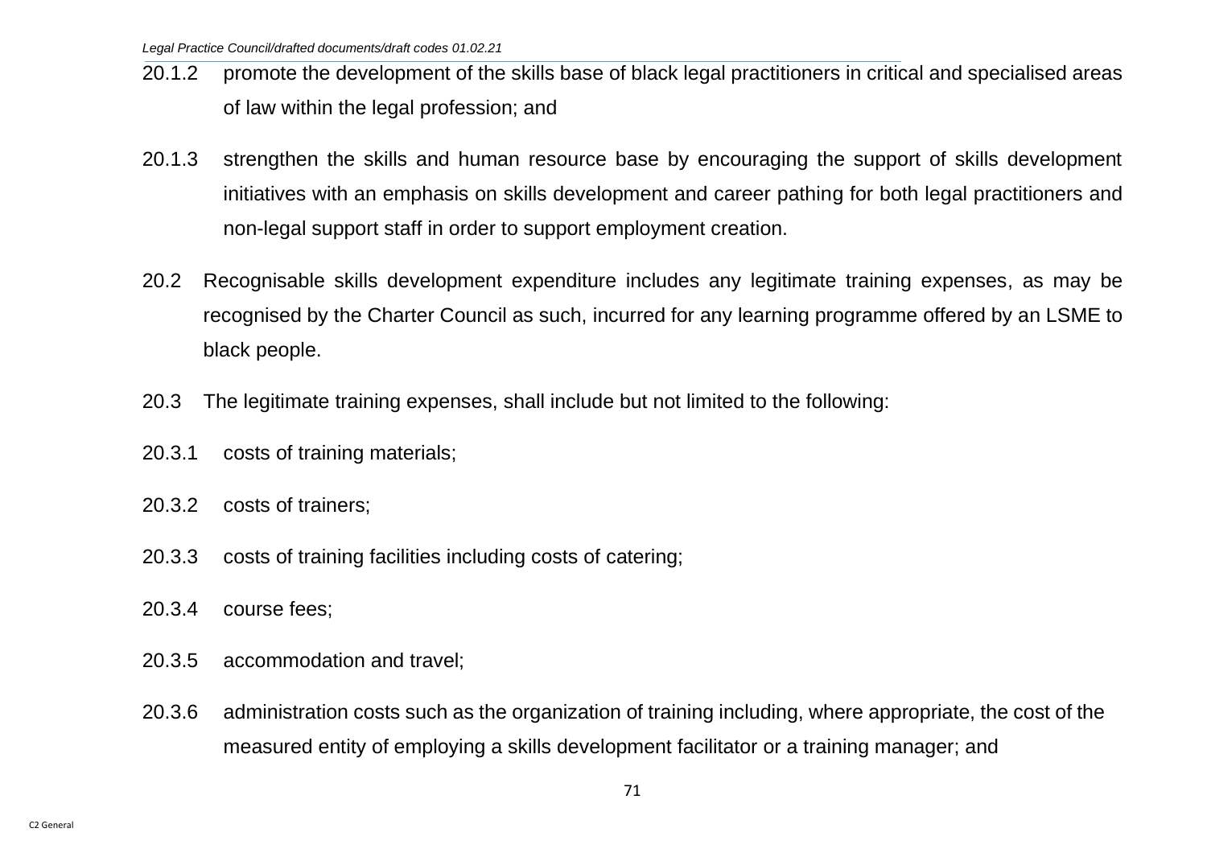20.1.2 promote the development of the skills base of black legal practitioners in critical and specialised areas of law within the legal profession; and

20.1.3 strengthen the skills and human resource base by encouraging the support of skills development initiatives with an emphasis on skills development and career pathing for both legal practitioners and non-legal support staff in order to support employment creation.

20.2 Recognisable skills development expenditure includes any legitimate training expenses, as may be recognised by the Charter Council as such, incurred for any learning programme offered by an LSME to black people.

20.3 The legitimate training expenses, shall include but not limited to the following:

20.3.1 costs of training materials;

20.3.2 costs of trainers;

20.3.3 costs of training facilities including costs of catering;

20.3.4 course fees;

20.3.5 accommodation and travel;

20.3.6 administration costs such as the organization of training including, where appropriate, the cost of the measured entity of employing a skills development facilitator or a training manager; and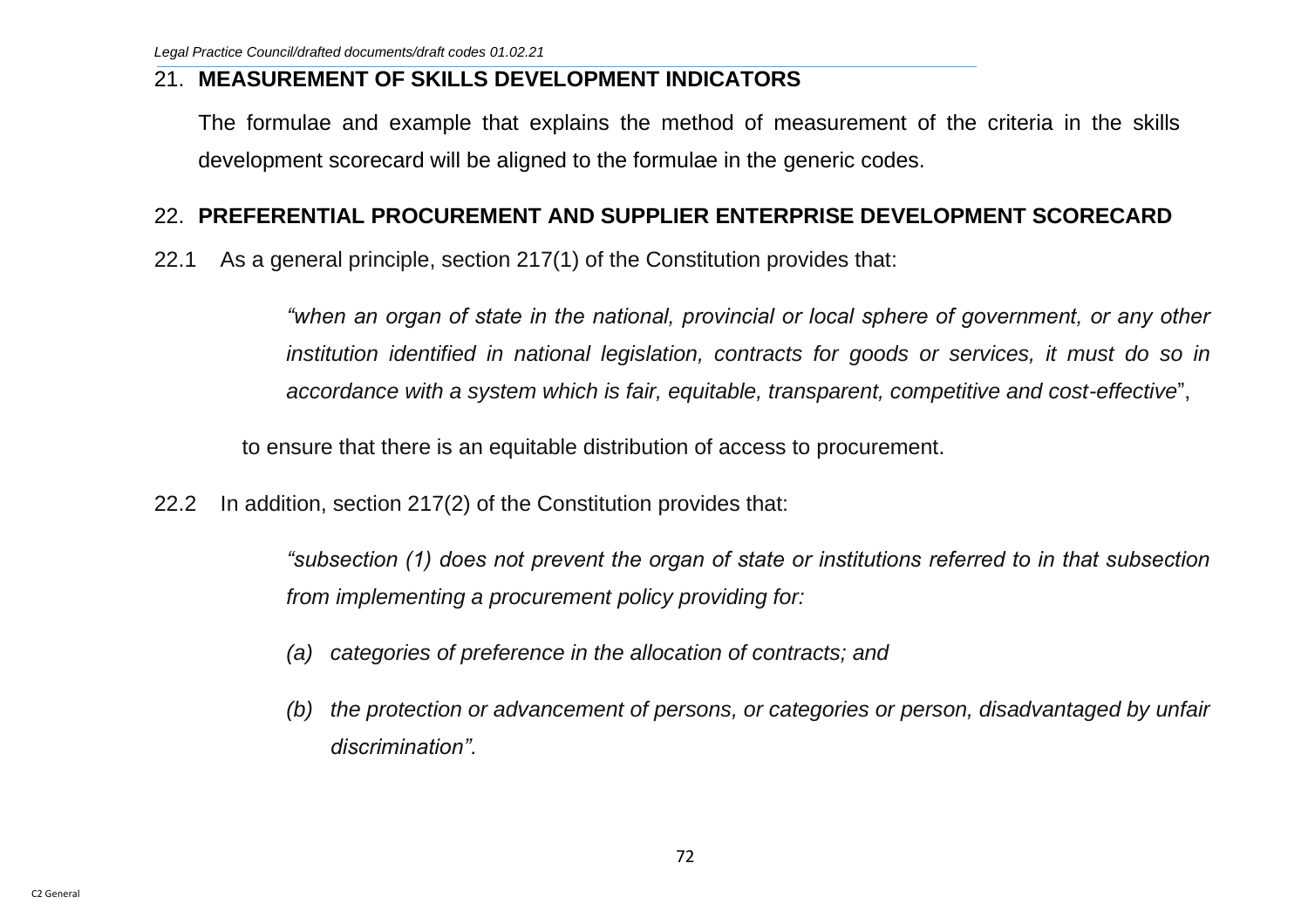## 21. MEASUREMENT OF SKILLS DEVELOPMENT INDICATORS

The formulae and example that explains the method of measurement of the criteria in the skills development scorecard will be aligned to the formulae in the generic codes.

## 22. PREFERENTIAL PROCUREMENT AND SUPPLIER ENTERPRISE DEVELOPMENT SCORECARD

22.1 As a general principle, section 217(1) of the Constitution provides that:

> *"when an organ of state in the national, provincial or local sphere of government, or any other institution identified in national legislation, contracts for goods or services, it must do so in accordance with a system which is fair, equitable, transparent, competitive and cost-effective*",

to ensure that there is an equitable distribution of access to procurement.

22.2 In addition, section 217(2) of the Constitution provides that:

> *"subsection (1) does not prevent the organ of state or institutions referred to in that subsection from implementing a procurement policy providing for:*
>
> *(a) categories of preference in the allocation of contracts; and*
>
> *(b) the protection or advancement of persons, or categories or person, disadvantaged by unfair discrimination".*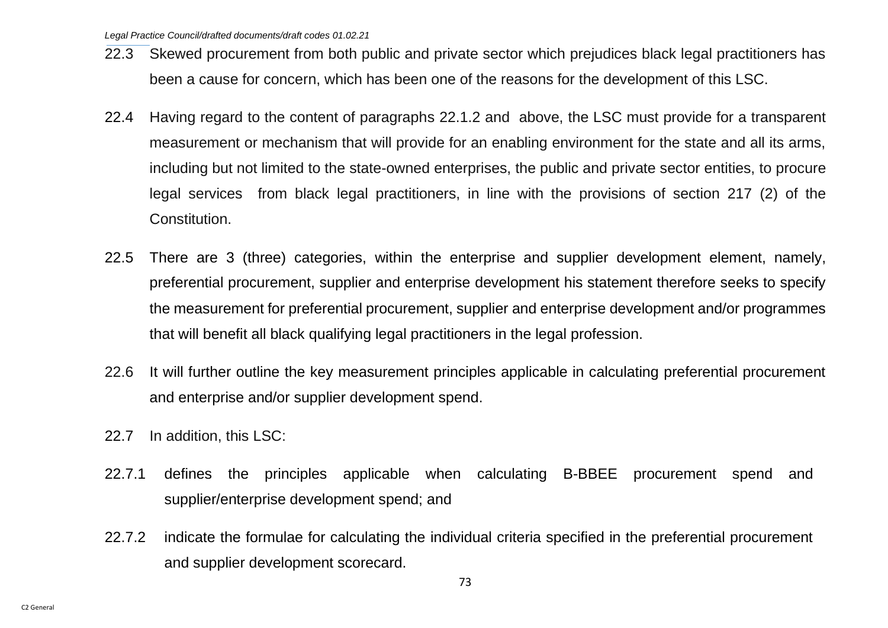22.3 Skewed procurement from both public and private sector which prejudices black legal practitioners has been a cause for concern, which has been one of the reasons for the development of this LSC.

22.4 Having regard to the content of paragraphs 22.1.2 and above, the LSC must provide for a transparent measurement or mechanism that will provide for an enabling environment for the state and all its arms, including but not limited to the state-owned enterprises, the public and private sector entities, to procure legal services from black legal practitioners, in line with the provisions of section 217 (2) of the Constitution.

22.5 There are 3 (three) categories, within the enterprise and supplier development element, namely, preferential procurement, supplier and enterprise development his statement therefore seeks to specify the measurement for preferential procurement, supplier and enterprise development and/or programmes that will benefit all black qualifying legal practitioners in the legal profession.

22.6 It will further outline the key measurement principles applicable in calculating preferential procurement and enterprise and/or supplier development spend.

22.7 In addition, this LSC:

22.7.1 defines the principles applicable when calculating B-BBEE procurement spend and supplier/enterprise development spend; and

22.7.2 indicate the formulae for calculating the individual criteria specified in the preferential procurement and supplier development scorecard.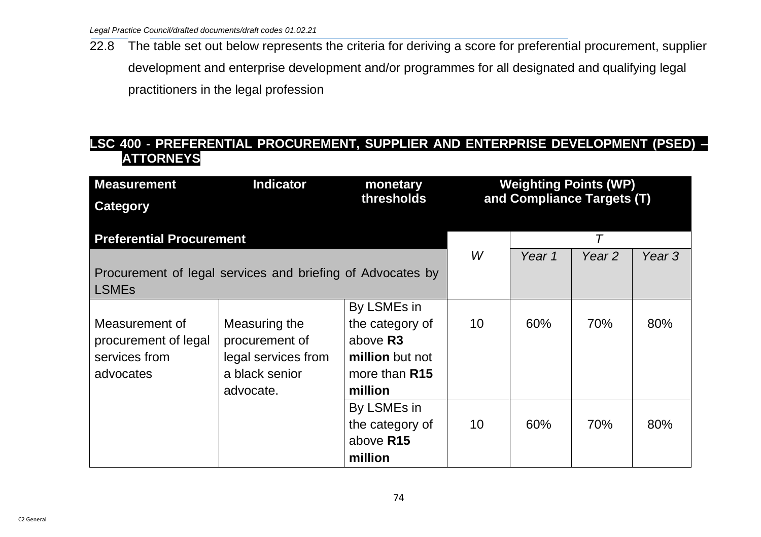22.8 The table set out below represents the criteria for deriving a score for preferential procurement, supplier development and enterprise development and/or programmes for all designated and qualifying legal practitioners in the legal profession

**LSC 400 - PREFERENTIAL PROCUREMENT, SUPPLIER AND ENTERPRISE DEVELOPMENT (PSED) – ATTORNEYS**

| Measurement Category | Indicator | monetary thresholds | Weighting Points (WP) and Compliance Targets (T) | | | |
|---|---|---|---|---|---|---|
| **Preferential Procurement** | | | | *T* | | |
| Procurement of legal services and briefing of Advocates by LSMEs | | | *W* | *Year 1* | *Year 2* | *Year 3* |
| Measurement of procurement of legal services from advocates | Measuring the procurement of legal services from a black senior advocate. | By LSMEs in the category of above **R3 million** but not more than **R15 million** | 10 | 60% | 70% | 80% |
| | | By LSMEs in the category of above **R15 million** | 10 | 60% | 70% | 80% |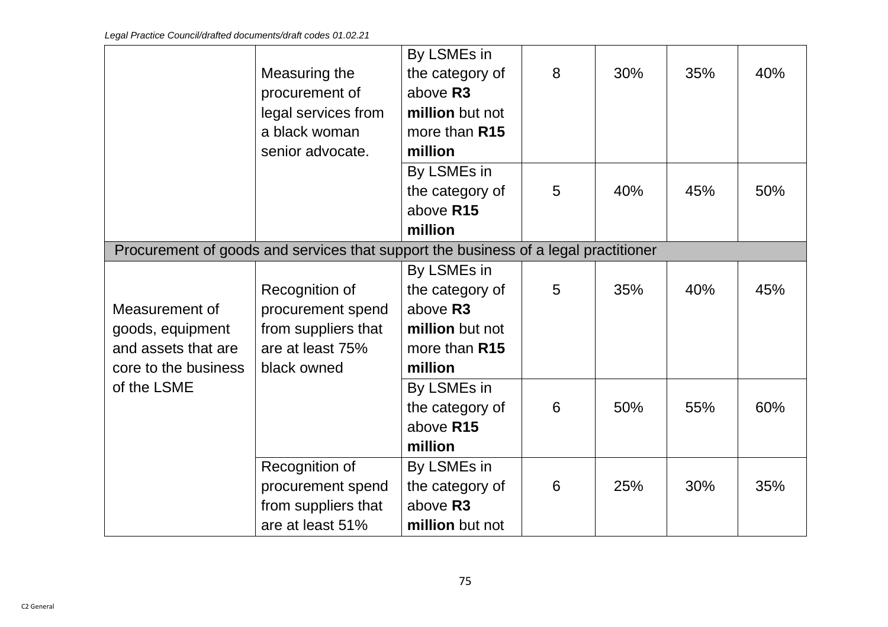| | | | | | | |
|---|---|---|---|---|---|---|
| | Measuring the procurement of legal services from a black woman senior advocate. | By LSMEs in the category of above **R3 million** but not more than **R15 million** | 8 | 30% | 35% | 40% |
| | | By LSMEs in the category of above **R15 million** | 5 | 40% | 45% | 50% |
| Procurement of goods and services that support the business of a legal practitioner | | | | | | |
| Measurement of goods, equipment and assets that are core to the business of the LSME | Recognition of procurement spend from suppliers that are at least 75% black owned | By LSMEs in the category of above **R3 million** but not more than **R15 million** | 5 | 35% | 40% | 45% |
| | | By LSMEs in the category of above **R15 million** | 6 | 50% | 55% | 60% |
| | Recognition of procurement spend from suppliers that are at least 51% | By LSMEs in the category of above **R3 million** but not | 6 | 25% | 30% | 35% |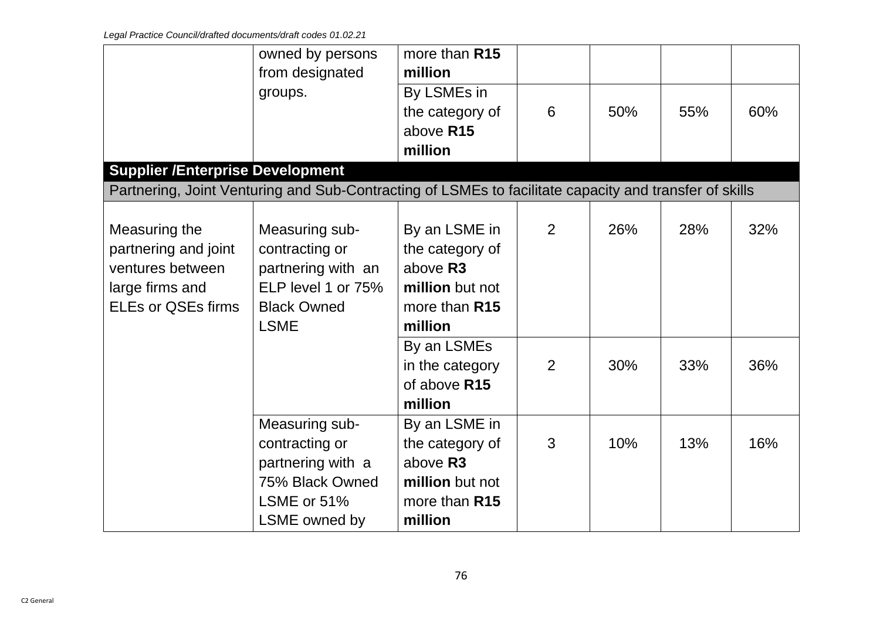| | | | | | | |
|---|---|---|---|---|---|---|
| | owned by persons from designated groups. | more than **R15 million** | | | | |
| | | By LSMEs in the category of above **R15 million** | 6 | 50% | 55% | 60% |
| **Supplier /Enterprise Development** | | | | | | |
| Partnering, Joint Venturing and Sub-Contracting of LSMEs to facilitate capacity and transfer of skills | | | | | | |
| Measuring the partnering and joint ventures between large firms and ELEs or QSEs firms | Measuring sub-contracting or partnering with an ELP level 1 or 75% Black Owned LSME | By an LSME in the category of above **R3 million** but not more than **R15 million** | 2 | 26% | 28% | 32% |
| | | By an LSMEs in the category of above **R15 million** | 2 | 30% | 33% | 36% |
| | Measuring sub-contracting or partnering with a 75% Black Owned LSME or 51% LSME owned by | By an LSME in the category of above **R3 million** but not more than **R15 million** | 3 | 10% | 13% | 16% |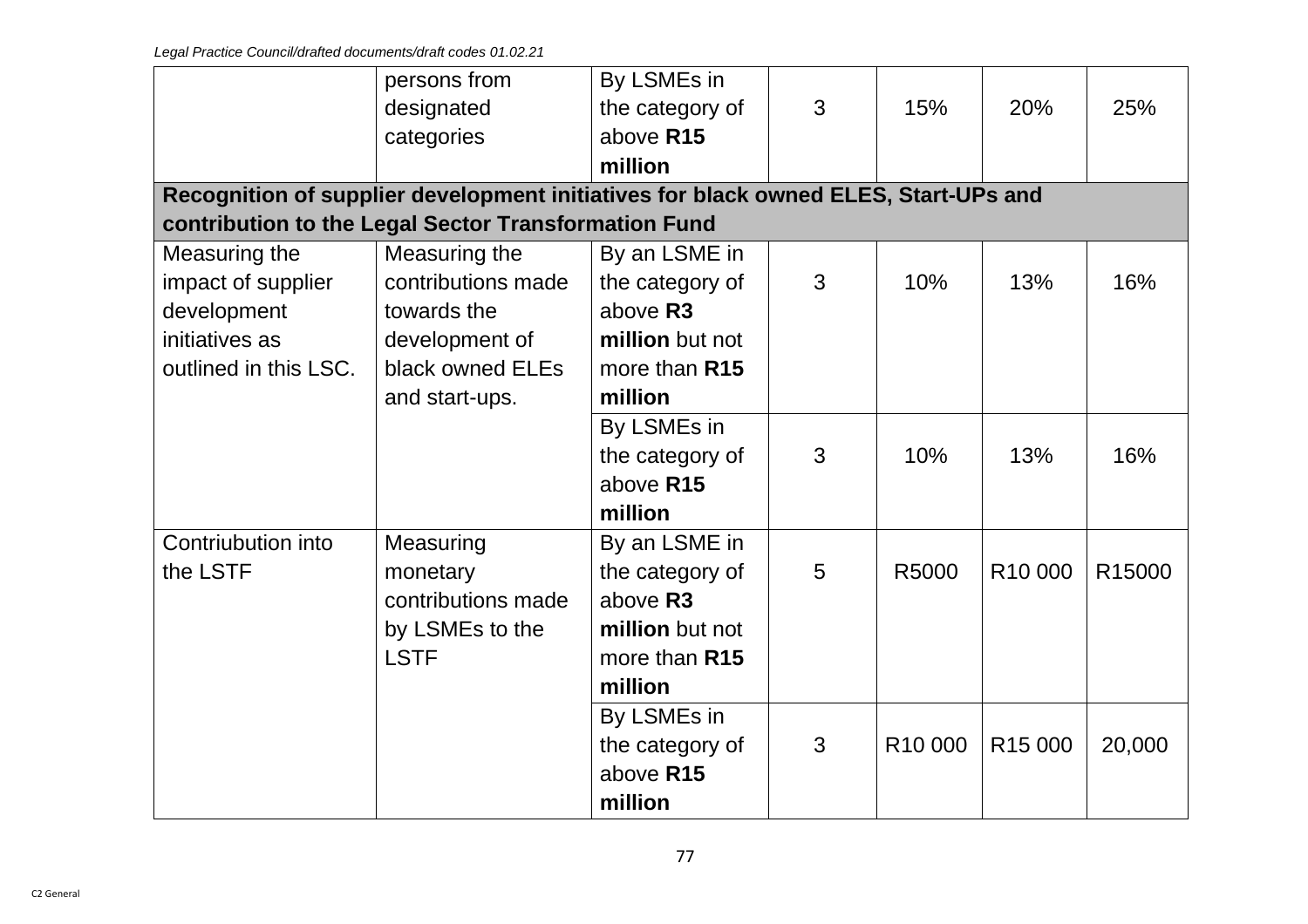| | | | | | | |
|---|---|---|---|---|---|---|
| | persons from designated categories | By LSMEs in the category of above **R15 million** | 3 | 15% | 20% | 25% |
| **Recognition of supplier development initiatives for black owned ELES, Start-UPs and contribution to the Legal Sector Transformation Fund** | | | | | | |
| Measuring the impact of supplier development initiatives as outlined in this LSC. | Measuring the contributions made towards the development of black owned ELEs and start-ups. | By an LSME in the category of above **R3 million** but not more than **R15 million** | 3 | 10% | 13% | 16% |
| | | By LSMEs in the category of above **R15 million** | 3 | 10% | 13% | 16% |
| Contriubution into the LSTF | Measuring monetary contributions made by LSMEs to the LSTF | By an LSME in the category of above **R3 million** but not more than **R15 million** | 5 | R5000 | R10 000 | R15000 |
| | | By LSMEs in the category of above **R15 million** | 3 | R10 000 | R15 000 | 20,000 |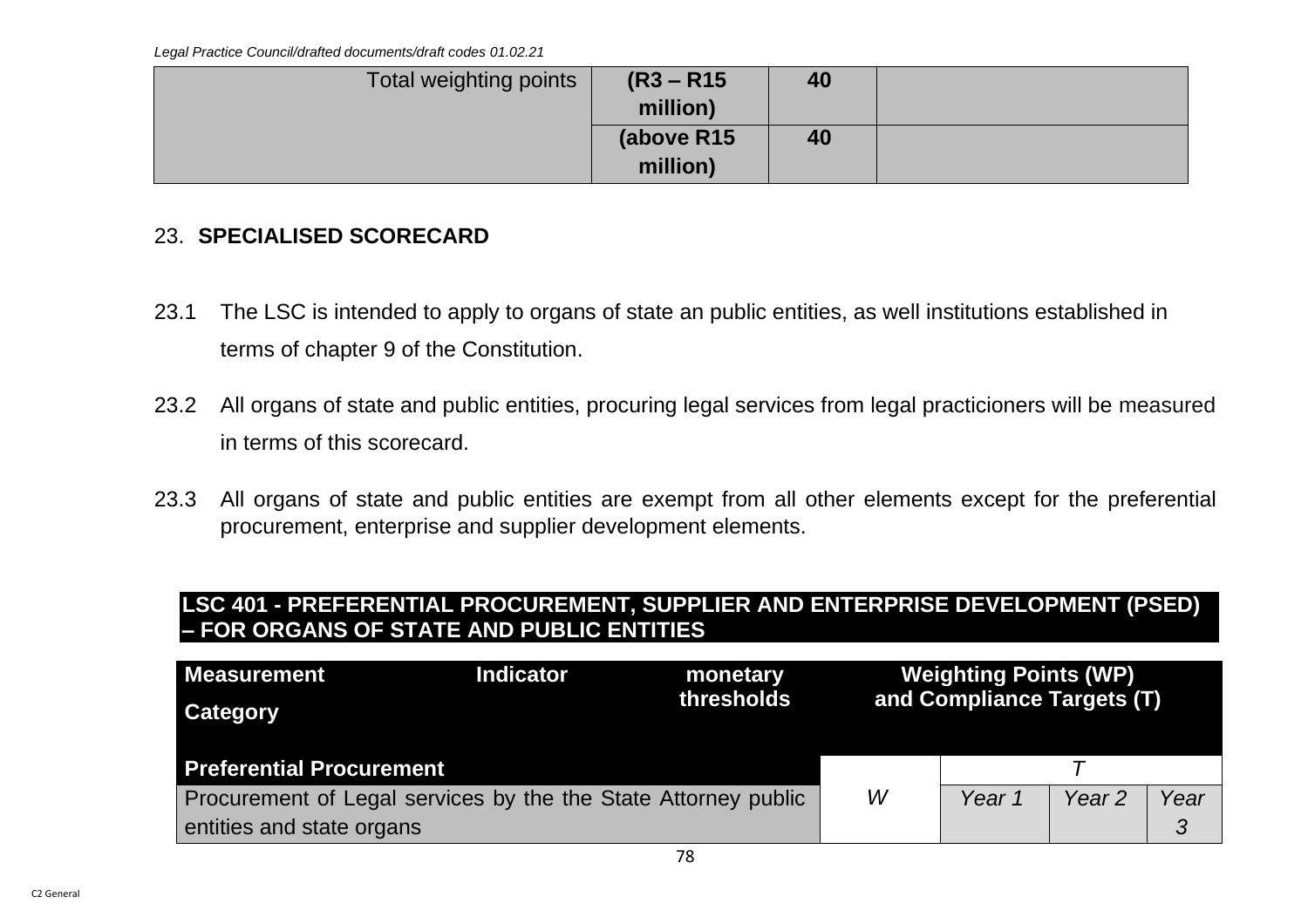| Total weighting points | (R3 – R15 million) | 40 | |
|---|---|---|---|
| | (above R15 million) | 40 | |

## 23. SPECIALISED SCORECARD

23.1 The LSC is intended to apply to organs of state an public entities, as well institutions established in terms of chapter 9 of the Constitution.

23.2 All organs of state and public entities, procuring legal services from legal practicioners will be measured in terms of this scorecard.

23.3 All organs of state and public entities are exempt from all other elements except for the preferential procurement, enterprise and supplier development elements.

**LSC 401 - PREFERENTIAL PROCUREMENT, SUPPLIER AND ENTERPRISE DEVELOPMENT (PSED) – FOR ORGANS OF STATE AND PUBLIC ENTITIES**

| Measurement Category | Indicator | monetary thresholds | Weighting Points (WP) and Compliance Targets (T) | | | |
|---|---|---|---|---|---|---|
| **Preferential Procurement** | | | *W* | *T* | | |
| Procurement of Legal services by the the State Attorney public entities and state organs | | | | *Year 1* | *Year 2* | *Year 3* |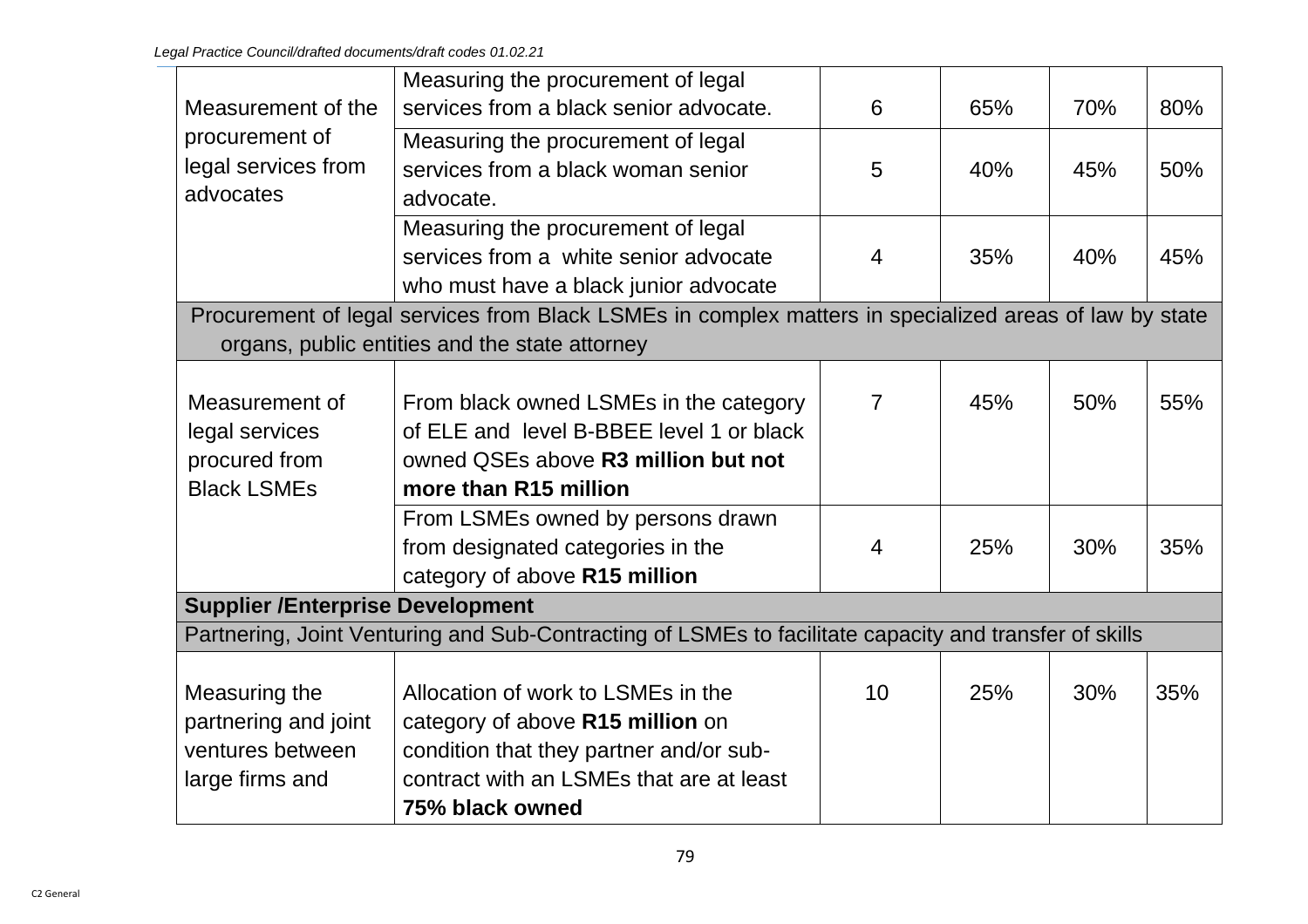| | | | | | |
|---|---|---|---|---|---|
| Measurement of the procurement of legal services from advocates | Measuring the procurement of legal services from a black senior advocate. | 6 | 65% | 70% | 80% |
| | Measuring the procurement of legal services from a black woman senior advocate. | 5 | 40% | 45% | 50% |
| | Measuring the procurement of legal services from a white senior advocate who must have a black junior advocate | 4 | 35% | 40% | 45% |
| Procurement of legal services from Black LSMEs in complex matters in specialized areas of law by state organs, public entities and the state attorney | | | | | |
| Measurement of legal services procured from Black LSMEs | From black owned LSMEs in the category of ELE and level B-BBEE level 1 or black owned QSEs above **R3 million but not more than R15 million** | 7 | 45% | 50% | 55% |
| | From LSMEs owned by persons drawn from designated categories in the category of above **R15 million** | 4 | 25% | 30% | 35% |
| **Supplier /Enterprise Development** | | | | | |
| Partnering, Joint Venturing and Sub-Contracting of LSMEs to facilitate capacity and transfer of skills | | | | | |
| Measuring the partnering and joint ventures between large firms and | Allocation of work to LSMEs in the category of above **R15 million** on condition that they partner and/or sub-contract with an LSMEs that are at least **75% black owned** | 10 | 25% | 30% | 35% |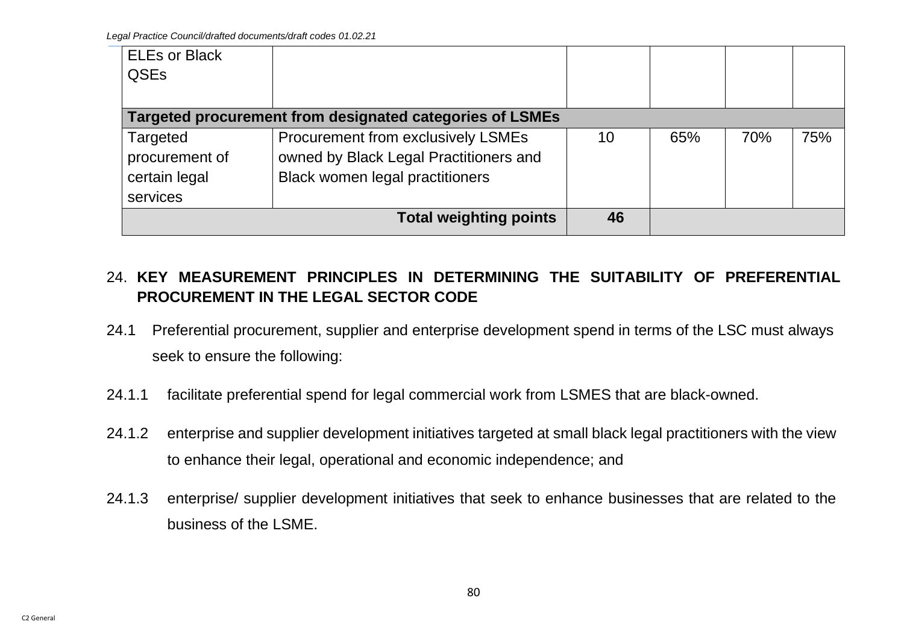| | | | | | |
|---|---|---|---|---|---|
| ELEs or Black QSEs | | | | | |
| **Targeted procurement from designated categories of LSMEs** | | | | | |
| Targeted procurement of certain legal services | Procurement from exclusively LSMEs owned by Black Legal Practitioners and Black women legal practitioners | 10 | 65% | 70% | 75% |
| | **Total weighting points** | **46** | | | |

## 24. KEY MEASUREMENT PRINCIPLES IN DETERMINING THE SUITABILITY OF PREFERENTIAL PROCUREMENT IN THE LEGAL SECTOR CODE

24.1 Preferential procurement, supplier and enterprise development spend in terms of the LSC must always seek to ensure the following:

24.1.1 facilitate preferential spend for legal commercial work from LSMES that are black-owned.

24.1.2 enterprise and supplier development initiatives targeted at small black legal practitioners with the view to enhance their legal, operational and economic independence; and

24.1.3 enterprise/ supplier development initiatives that seek to enhance businesses that are related to the business of the LSME.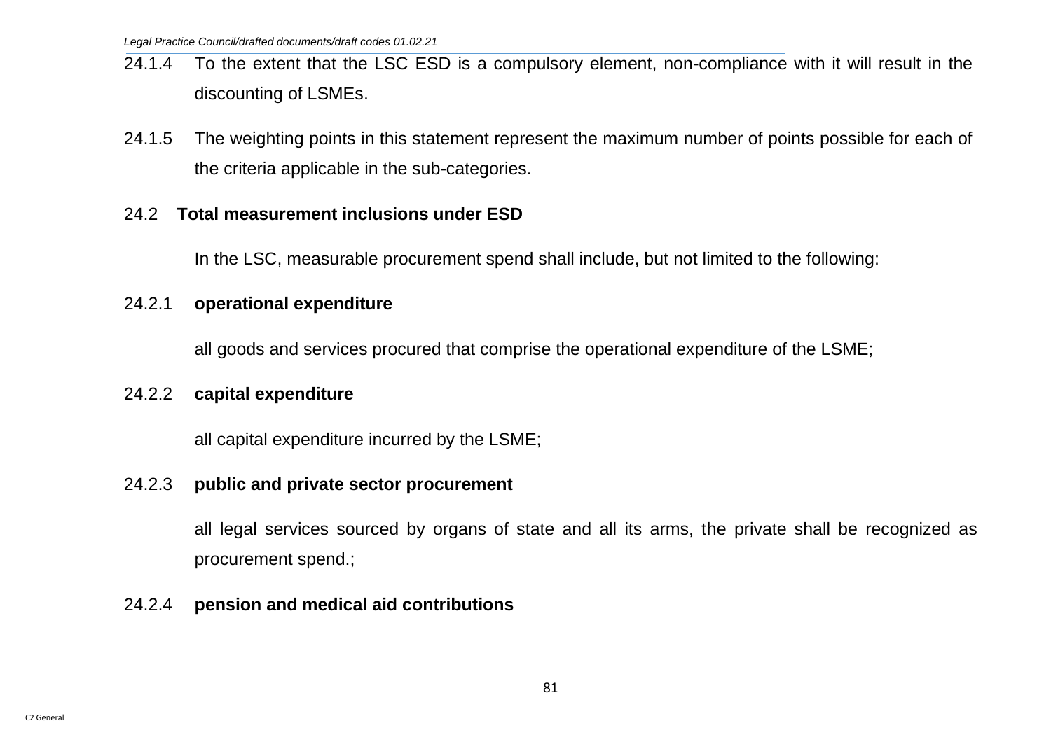24.1.4 To the extent that the LSC ESD is a compulsory element, non-compliance with it will result in the discounting of LSMEs.

24.1.5 The weighting points in this statement represent the maximum number of points possible for each of the criteria applicable in the sub-categories.

24.2 **Total measurement inclusions under ESD**

In the LSC, measurable procurement spend shall include, but not limited to the following:

24.2.1 **operational expenditure**

all goods and services procured that comprise the operational expenditure of the LSME;

24.2.2 **capital expenditure**

all capital expenditure incurred by the LSME;

24.2.3 **public and private sector procurement**

all legal services sourced by organs of state and all its arms, the private shall be recognized as procurement spend.;

24.2.4 **pension and medical aid contributions**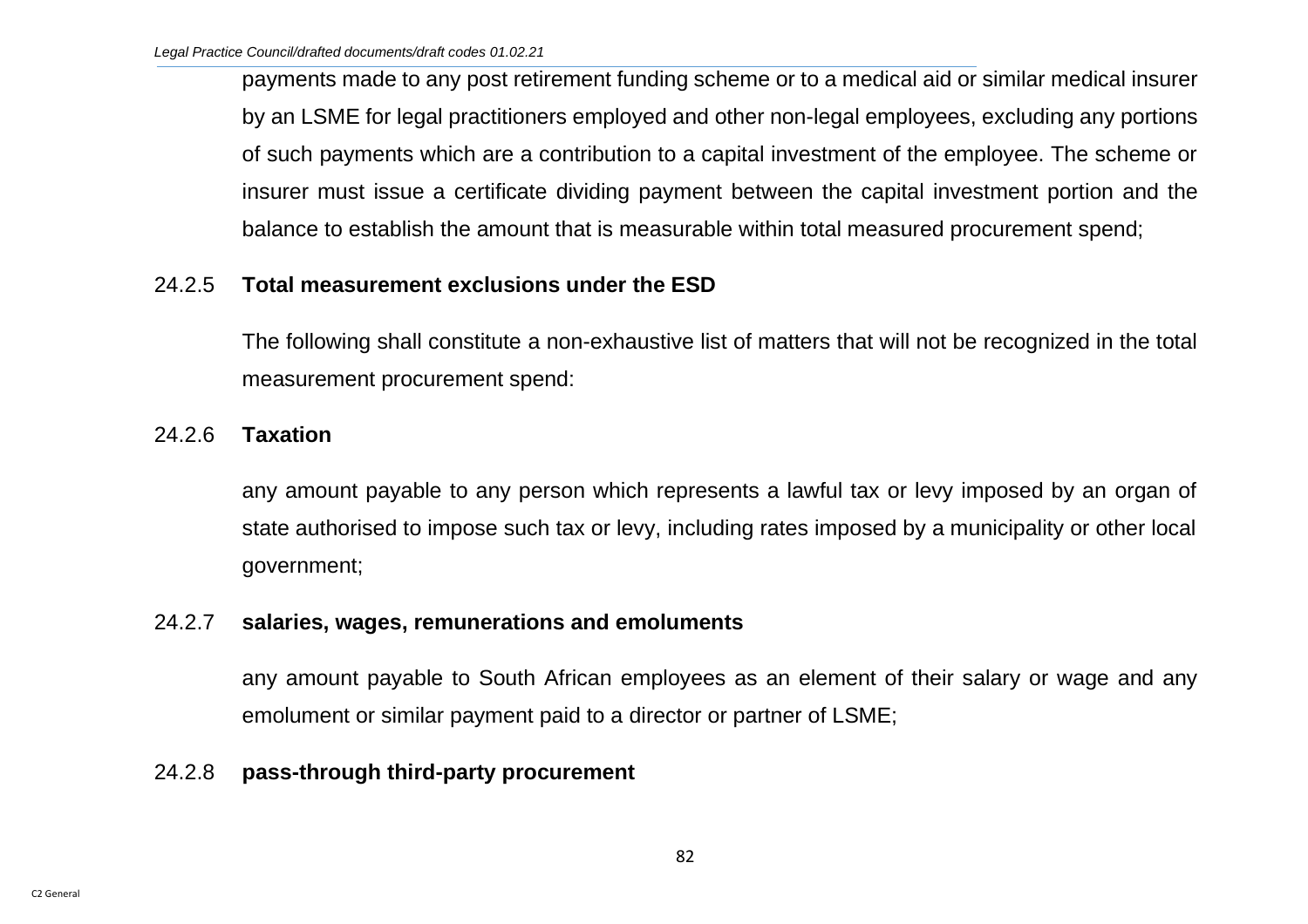payments made to any post retirement funding scheme or to a medical aid or similar medical insurer by an LSME for legal practitioners employed and other non-legal employees, excluding any portions of such payments which are a contribution to a capital investment of the employee. The scheme or insurer must issue a certificate dividing payment between the capital investment portion and the balance to establish the amount that is measurable within total measured procurement spend;

24.2.5 **Total measurement exclusions under the ESD**

The following shall constitute a non-exhaustive list of matters that will not be recognized in the total measurement procurement spend:

24.2.6 **Taxation**

any amount payable to any person which represents a lawful tax or levy imposed by an organ of state authorised to impose such tax or levy, including rates imposed by a municipality or other local government;

24.2.7 **salaries, wages, remunerations and emoluments**

any amount payable to South African employees as an element of their salary or wage and any emolument or similar payment paid to a director or partner of LSME;

24.2.8 **pass-through third-party procurement**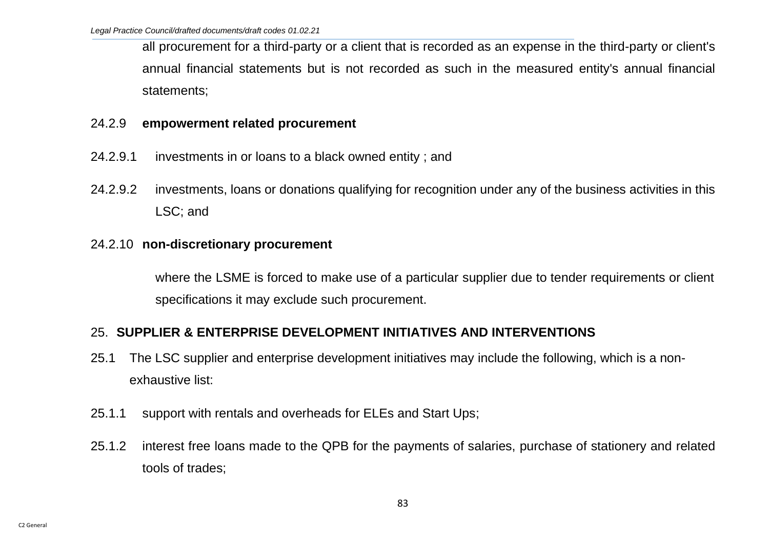all procurement for a third-party or a client that is recorded as an expense in the third-party or client's annual financial statements but is not recorded as such in the measured entity's annual financial statements;

24.2.9 **empowerment related procurement**

24.2.9.1 investments in or loans to a black owned entity ; and

24.2.9.2 investments, loans or donations qualifying for recognition under any of the business activities in this LSC; and

24.2.10 **non-discretionary procurement**

where the LSME is forced to make use of a particular supplier due to tender requirements or client specifications it may exclude such procurement.

## 25. SUPPLIER & ENTERPRISE DEVELOPMENT INITIATIVES AND INTERVENTIONS

25.1 The LSC supplier and enterprise development initiatives may include the following, which is a non-exhaustive list:

25.1.1 support with rentals and overheads for ELEs and Start Ups;

25.1.2 interest free loans made to the QPB for the payments of salaries, purchase of stationery and related tools of trades;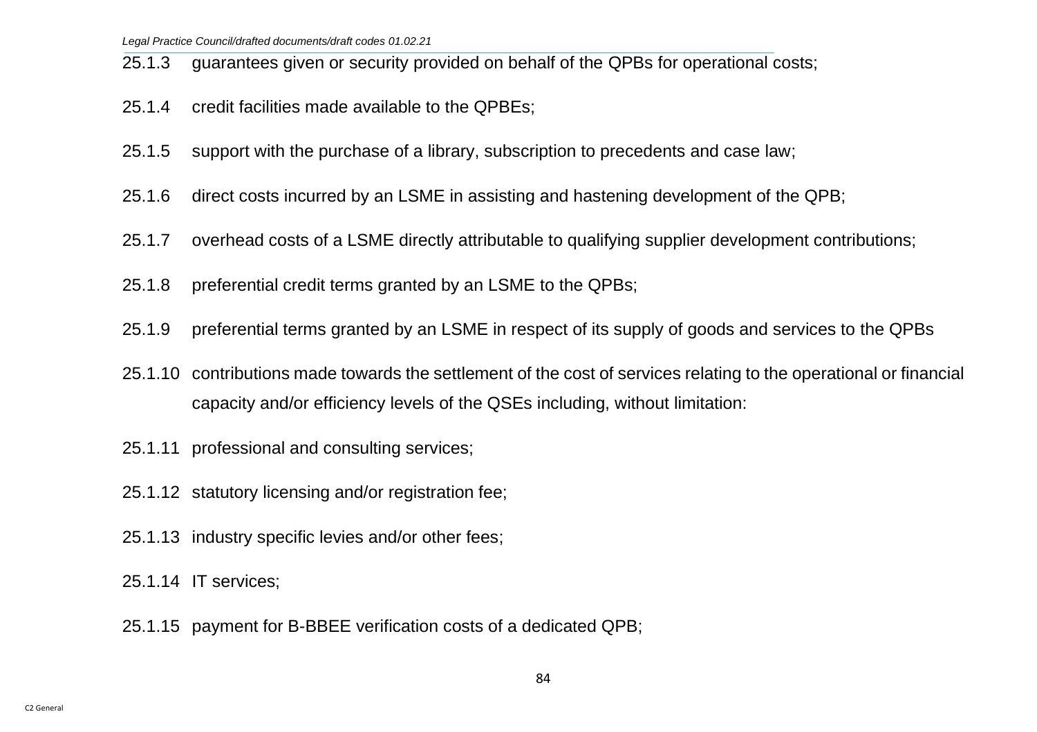25.1.3 guarantees given or security provided on behalf of the QPBs for operational costs;

25.1.4 credit facilities made available to the QPBEs;

25.1.5 support with the purchase of a library, subscription to precedents and case law;

25.1.6 direct costs incurred by an LSME in assisting and hastening development of the QPB;

25.1.7 overhead costs of a LSME directly attributable to qualifying supplier development contributions;

25.1.8 preferential credit terms granted by an LSME to the QPBs;

25.1.9 preferential terms granted by an LSME in respect of its supply of goods and services to the QPBs

25.1.10 contributions made towards the settlement of the cost of services relating to the operational or financial capacity and/or efficiency levels of the QSEs including, without limitation:

25.1.11 professional and consulting services;

25.1.12 statutory licensing and/or registration fee;

25.1.13 industry specific levies and/or other fees;

25.1.14 IT services;

25.1.15 payment for B-BBEE verification costs of a dedicated QPB;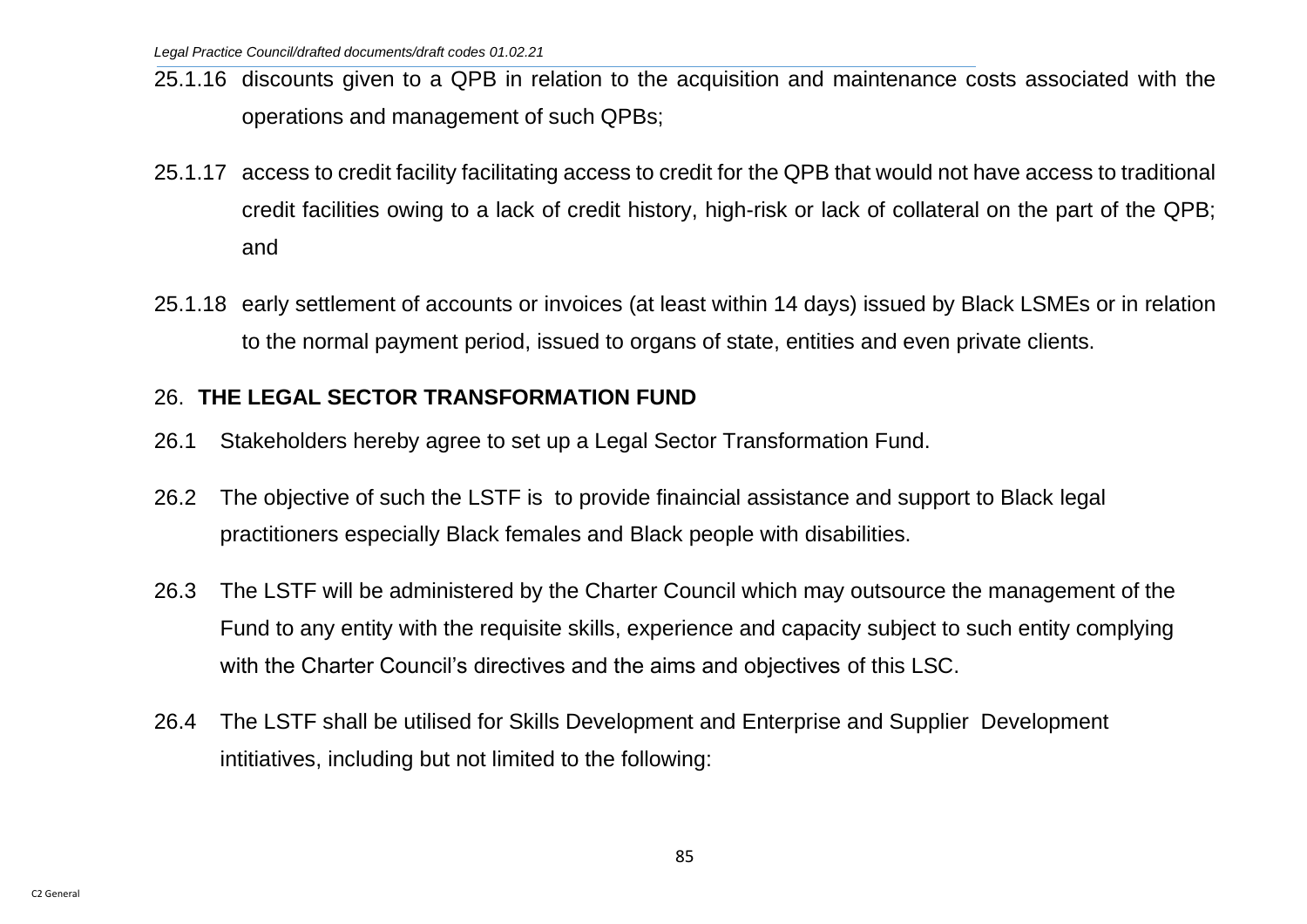25.1.16 discounts given to a QPB in relation to the acquisition and maintenance costs associated with the operations and management of such QPBs;

25.1.17 access to credit facility facilitating access to credit for the QPB that would not have access to traditional credit facilities owing to a lack of credit history, high-risk or lack of collateral on the part of the QPB; and

25.1.18 early settlement of accounts or invoices (at least within 14 days) issued by Black LSMEs or in relation to the normal payment period, issued to organs of state, entities and even private clients.

## 26. THE LEGAL SECTOR TRANSFORMATION FUND

26.1 Stakeholders hereby agree to set up a Legal Sector Transformation Fund.

26.2 The objective of such the LSTF is to provide finaincial assistance and support to Black legal practitioners especially Black females and Black people with disabilities.

26.3 The LSTF will be administered by the Charter Council which may outsource the management of the Fund to any entity with the requisite skills, experience and capacity subject to such entity complying with the Charter Council's directives and the aims and objectives of this LSC.

26.4 The LSTF shall be utilised for Skills Development and Enterprise and Supplier Development intitiatives, including but not limited to the following: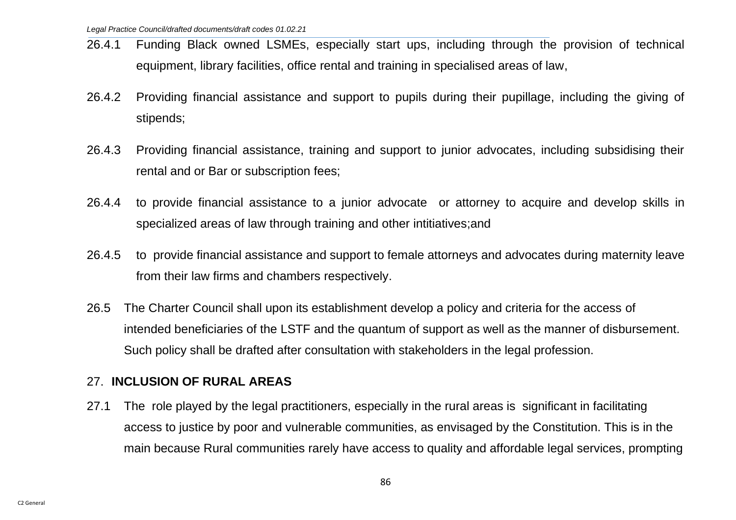26.4.1 Funding Black owned LSMEs, especially start ups, including through the provision of technical equipment, library facilities, office rental and training in specialised areas of law,

26.4.2 Providing financial assistance and support to pupils during their pupillage, including the giving of stipends;

26.4.3 Providing financial assistance, training and support to junior advocates, including subsidising their rental and or Bar or subscription fees;

26.4.4 to provide financial assistance to a junior advocate or attorney to acquire and develop skills in specialized areas of law through training and other intitiatives;and

26.4.5 to provide financial assistance and support to female attorneys and advocates during maternity leave from their law firms and chambers respectively.

26.5 The Charter Council shall upon its establishment develop a policy and criteria for the access of intended beneficiaries of the LSTF and the quantum of support as well as the manner of disbursement. Such policy shall be drafted after consultation with stakeholders in the legal profession.

## 27. INCLUSION OF RURAL AREAS

27.1 The role played by the legal practitioners, especially in the rural areas is significant in facilitating access to justice by poor and vulnerable communities, as envisaged by the Constitution. This is in the main because Rural communities rarely have access to quality and affordable legal services, prompting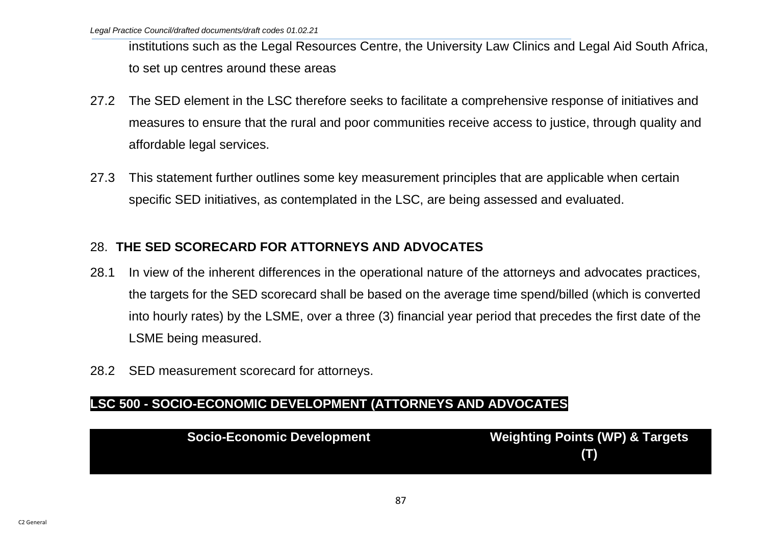institutions such as the Legal Resources Centre, the University Law Clinics and Legal Aid South Africa, to set up centres around these areas

27.2 The SED element in the LSC therefore seeks to facilitate a comprehensive response of initiatives and measures to ensure that the rural and poor communities receive access to justice, through quality and affordable legal services.

27.3 This statement further outlines some key measurement principles that are applicable when certain specific SED initiatives, as contemplated in the LSC, are being assessed and evaluated.

## 28. THE SED SCORECARD FOR ATTORNEYS AND ADVOCATES

28.1 In view of the inherent differences in the operational nature of the attorneys and advocates practices, the targets for the SED scorecard shall be based on the average time spend/billed (which is converted into hourly rates) by the LSME, over a three (3) financial year period that precedes the first date of the LSME being measured.

28.2 SED measurement scorecard for attorneys.

**LSC 500 - SOCIO-ECONOMIC DEVELOPMENT (ATTORNEYS AND ADVOCATES**

| Socio-Economic Development | Weighting Points (WP) & Targets (T) |
|---|---|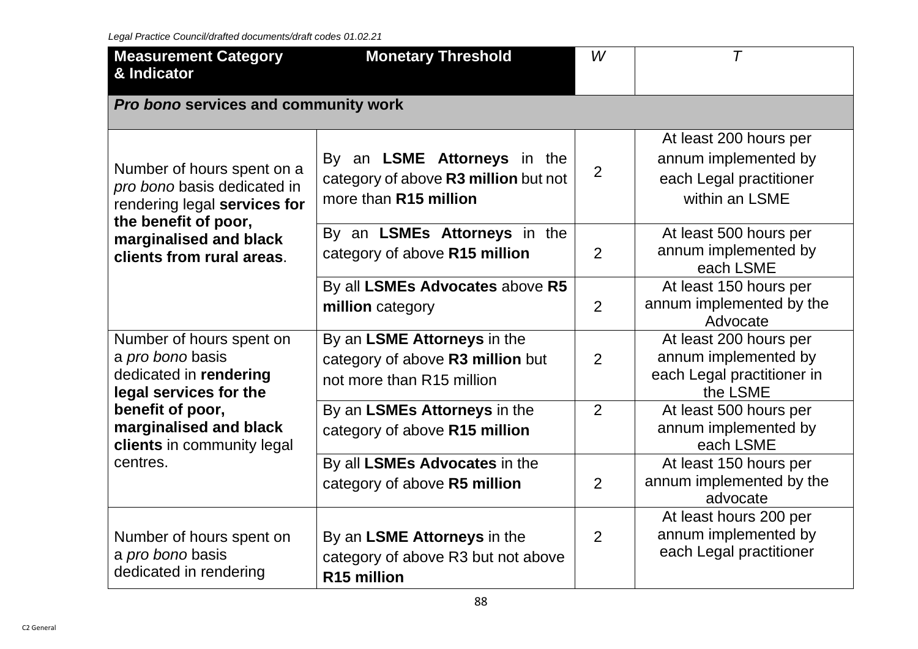| **Measurement Category & Indicator** | **Monetary Threshold** | *W* | *T* |
|---|---|---|---|
| ***Pro bono* services and community work** | | | |
| Number of hours spent on a *pro bono* basis dedicated in rendering legal **services for the benefit of poor, marginalised and black clients from rural areas**. | By an **LSME Attorneys** in the category of above **R3 million** but not more than **R15 million** | 2 | At least 200 hours per annum implemented by each Legal practitioner within an LSME |
| | By an **LSMEs Attorneys** in the category of above **R15 million** | 2 | At least 500 hours per annum implemented by each LSME |
| | By all **LSMEs Advocates** above **R5 million** category | 2 | At least 150 hours per annum implemented by the Advocate |
| Number of hours spent on a *pro bono* basis dedicated in **rendering legal services for the benefit of poor, marginalised and black clients** in community legal centres. | By an **LSME Attorneys** in the category of above **R3 million** but not more than R15 million | 2 | At least 200 hours per annum implemented by each Legal practitioner in the LSME |
| | By an **LSMEs Attorneys** in the category of above **R15 million** | 2 | At least 500 hours per annum implemented by each LSME |
| | By all **LSMEs Advocates** in the category of above **R5 million** | 2 | At least 150 hours per annum implemented by the advocate |
| Number of hours spent on a *pro bono* basis dedicated in rendering | By an **LSME Attorneys** in the category of above R3 but not above **R15 million** | 2 | At least hours 200 per annum implemented by each Legal practitioner |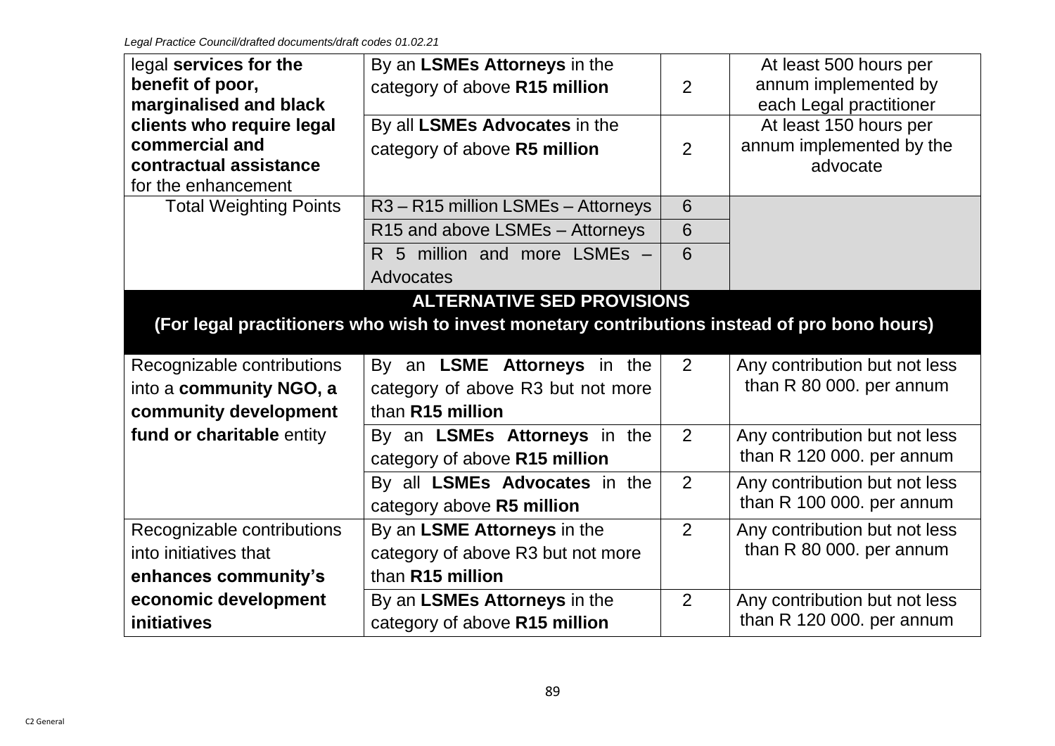| | | | |
|---|---|---|---|
| legal **services for the benefit of poor, marginalised and black clients who require legal commercial and contractual assistance** for the enhancement | By an **LSMEs Attorneys** in the category of above **R15 million** | 2 | At least 500 hours per annum implemented by each Legal practitioner |
| | By all **LSMEs Advocates** in the category of above **R5 million** | 2 | At least 150 hours per annum implemented by the advocate |
| Total Weighting Points | R3 – R15 million LSMEs – Attorneys | 6 | |
| | R15 and above LSMEs – Attorneys | 6 | |
| | R 5 million and more LSMEs – Advocates | 6 | |
| **ALTERNATIVE SED PROVISIONS (For legal practitioners who wish to invest monetary contributions instead of pro bono hours)** | | | |
| Recognizable contributions into a **community NGO, a community development fund or charitable** entity | By an **LSME Attorneys** in the category of above R3 but not more than **R15 million** | 2 | Any contribution but not less than R 80 000. per annum |
| | By an **LSMEs Attorneys** in the category of above **R15 million** | 2 | Any contribution but not less than R 120 000. per annum |
| | By all **LSMEs Advocates** in the category above **R5 million** | 2 | Any contribution but not less than R 100 000. per annum |
| Recognizable contributions into initiatives that **enhances community's economic development initiatives** | By an **LSME Attorneys** in the category of above R3 but not more than **R15 million** | 2 | Any contribution but not less than R 80 000. per annum |
| | By an **LSMEs Attorneys** in the category of above **R15 million** | 2 | Any contribution but not less than R 120 000. per annum |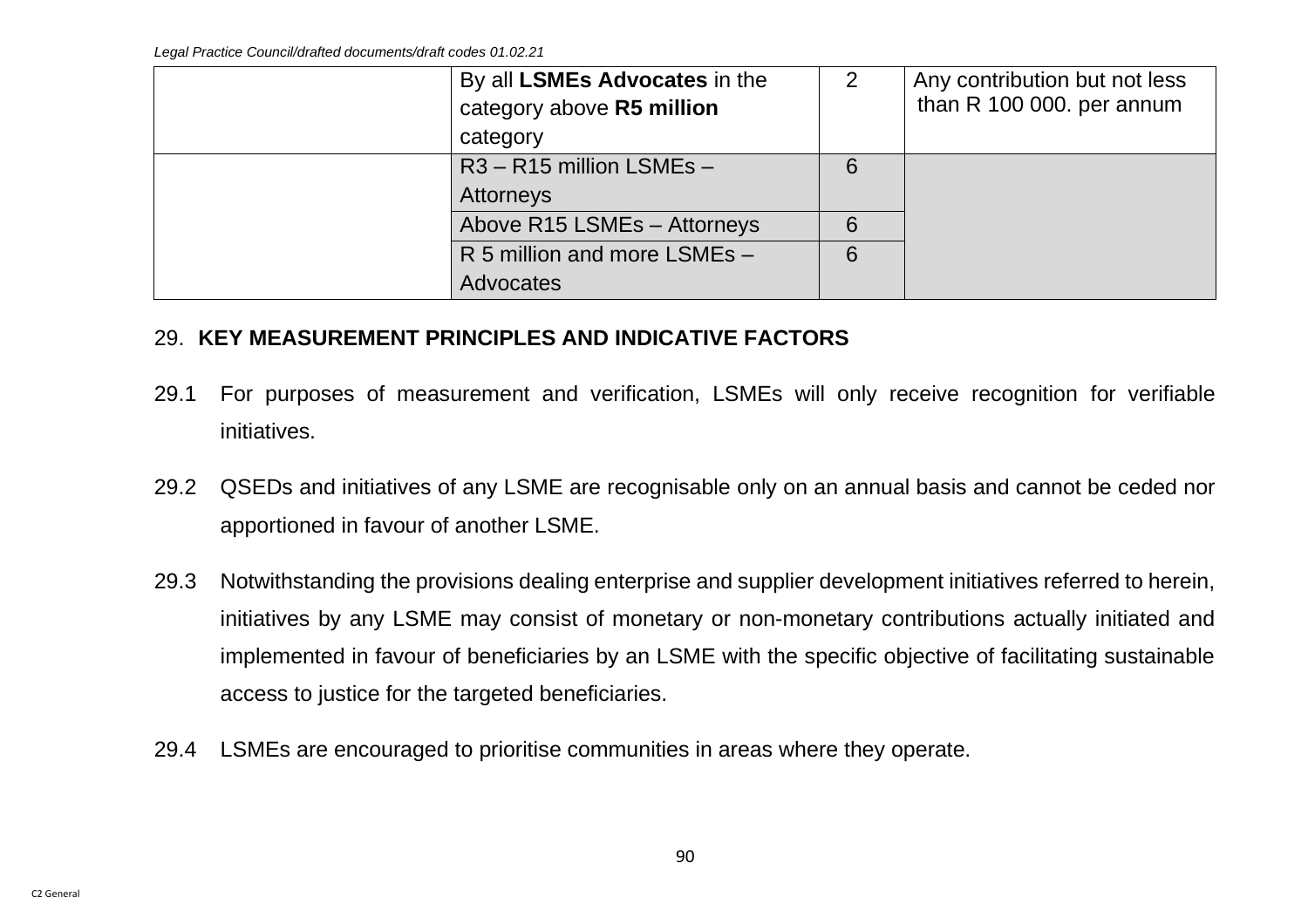| | | | |
|---|---|---|---|
| | By all **LSMEs Advocates** in the category above **R5 million** category | 2 | Any contribution but not less than R 100 000. per annum |
| | R3 – R15 million LSMEs – Attorneys | 6 | |
| | Above R15 LSMEs – Attorneys | 6 | |
| | R 5 million and more LSMEs – Advocates | 6 | |

## 29. KEY MEASUREMENT PRINCIPLES AND INDICATIVE FACTORS

29.1 For purposes of measurement and verification, LSMEs will only receive recognition for verifiable initiatives.

29.2 QSEDs and initiatives of any LSME are recognisable only on an annual basis and cannot be ceded nor apportioned in favour of another LSME.

29.3 Notwithstanding the provisions dealing enterprise and supplier development initiatives referred to herein, initiatives by any LSME may consist of monetary or non-monetary contributions actually initiated and implemented in favour of beneficiaries by an LSME with the specific objective of facilitating sustainable access to justice for the targeted beneficiaries.

29.4 LSMEs are encouraged to prioritise communities in areas where they operate.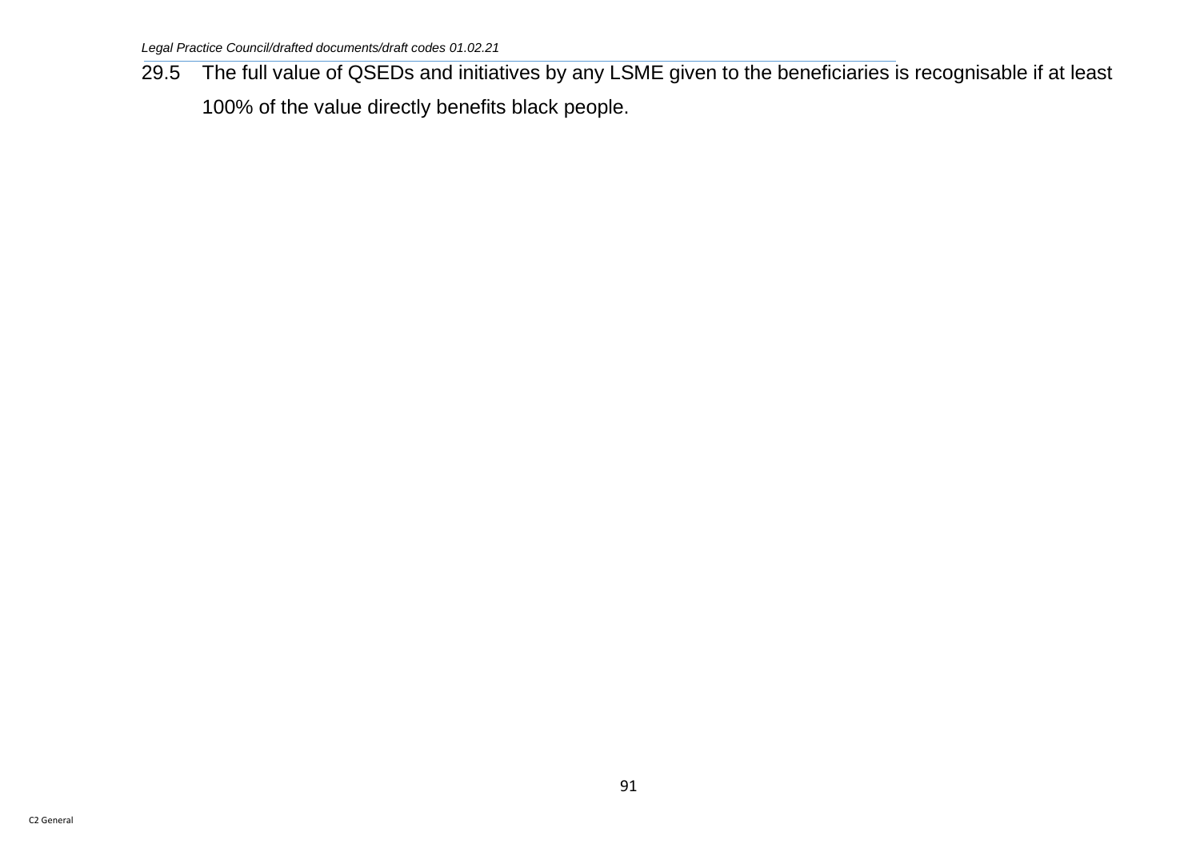29.5 The full value of QSEDs and initiatives by any LSME given to the beneficiaries is recognisable if at least 100% of the value directly benefits black people.